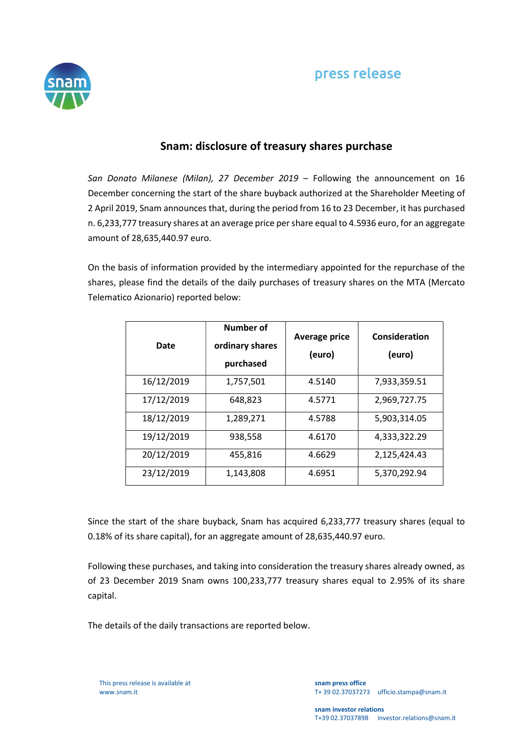press release

# Snam: disclosure of treasury shares purchase

*San Donato Milanese (Milan), 27 December 2019* – Following the announcement on 16 December concerning the start of the share buyback authorized at the Shareholder Meeting of 2 April 2019, Snam announces that, during the period from 16 to 23 December, it has purchased n. 6,233,777 treasury shares at an average price per share equal to 4.5936 euro, for an aggregate amount of 28,635,440.97 euro.

On the basis of information provided by the intermediary appointed for the repurchase of the shares, please find the details of the daily purchases of treasury shares on the MTA (Mercato Telematico Azionario) reported below:

| Date | Number of ordinary shares purchased | Average price (euro) | Consideration (euro) |
|---|---|---|---|
| 16/12/2019 | 1,757,501 | 4.5140 | 7,933,359.51 |
| 17/12/2019 | 648,823 | 4.5771 | 2,969,727.75 |
| 18/12/2019 | 1,289,271 | 4.5788 | 5,903,314.05 |
| 19/12/2019 | 938,558 | 4.6170 | 4,333,322.29 |
| 20/12/2019 | 455,816 | 4.6629 | 2,125,424.43 |
| 23/12/2019 | 1,143,808 | 4.6951 | 5,370,292.94 |

Since the start of the share buyback, Snam has acquired 6,233,777 treasury shares (equal to 0.18% of its share capital), for an aggregate amount of 28,635,440.97 euro.

Following these purchases, and taking into consideration the treasury shares already owned, as of 23 December 2019 Snam owns 100,233,777 treasury shares equal to 2.95% of its share capital.

The details of the daily transactions are reported below.

This press release is available at
www.snam.it

**snam press office**
T+ 39 02.37037273 ufficio.stampa@snam.it

**snam investor relations**
T+39 02.37037898 investor.relations@snam.it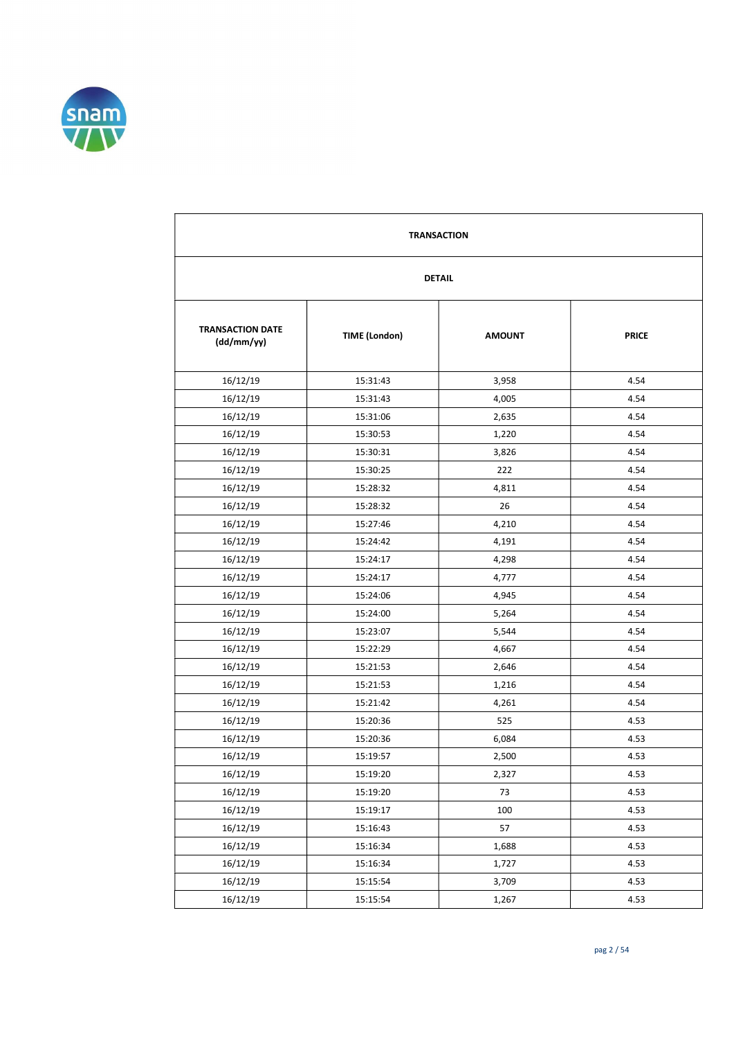| TRANSACTION | | | |
|---|---|---|---|
| DETAIL | | | |
| TRANSACTION DATE (dd/mm/yy) | TIME (London) | AMOUNT | PRICE |
| 16/12/19 | 15:31:43 | 3,958 | 4.54 |
| 16/12/19 | 15:31:43 | 4,005 | 4.54 |
| 16/12/19 | 15:31:06 | 2,635 | 4.54 |
| 16/12/19 | 15:30:53 | 1,220 | 4.54 |
| 16/12/19 | 15:30:31 | 3,826 | 4.54 |
| 16/12/19 | 15:30:25 | 222 | 4.54 |
| 16/12/19 | 15:28:32 | 4,811 | 4.54 |
| 16/12/19 | 15:28:32 | 26 | 4.54 |
| 16/12/19 | 15:27:46 | 4,210 | 4.54 |
| 16/12/19 | 15:24:42 | 4,191 | 4.54 |
| 16/12/19 | 15:24:17 | 4,298 | 4.54 |
| 16/12/19 | 15:24:17 | 4,777 | 4.54 |
| 16/12/19 | 15:24:06 | 4,945 | 4.54 |
| 16/12/19 | 15:24:00 | 5,264 | 4.54 |
| 16/12/19 | 15:23:07 | 5,544 | 4.54 |
| 16/12/19 | 15:22:29 | 4,667 | 4.54 |
| 16/12/19 | 15:21:53 | 2,646 | 4.54 |
| 16/12/19 | 15:21:53 | 1,216 | 4.54 |
| 16/12/19 | 15:21:42 | 4,261 | 4.54 |
| 16/12/19 | 15:20:36 | 525 | 4.53 |
| 16/12/19 | 15:20:36 | 6,084 | 4.53 |
| 16/12/19 | 15:19:57 | 2,500 | 4.53 |
| 16/12/19 | 15:19:20 | 2,327 | 4.53 |
| 16/12/19 | 15:19:20 | 73 | 4.53 |
| 16/12/19 | 15:19:17 | 100 | 4.53 |
| 16/12/19 | 15:16:43 | 57 | 4.53 |
| 16/12/19 | 15:16:34 | 1,688 | 4.53 |
| 16/12/19 | 15:16:34 | 1,727 | 4.53 |
| 16/12/19 | 15:15:54 | 3,709 | 4.53 |
| 16/12/19 | 15:15:54 | 1,267 | 4.53 |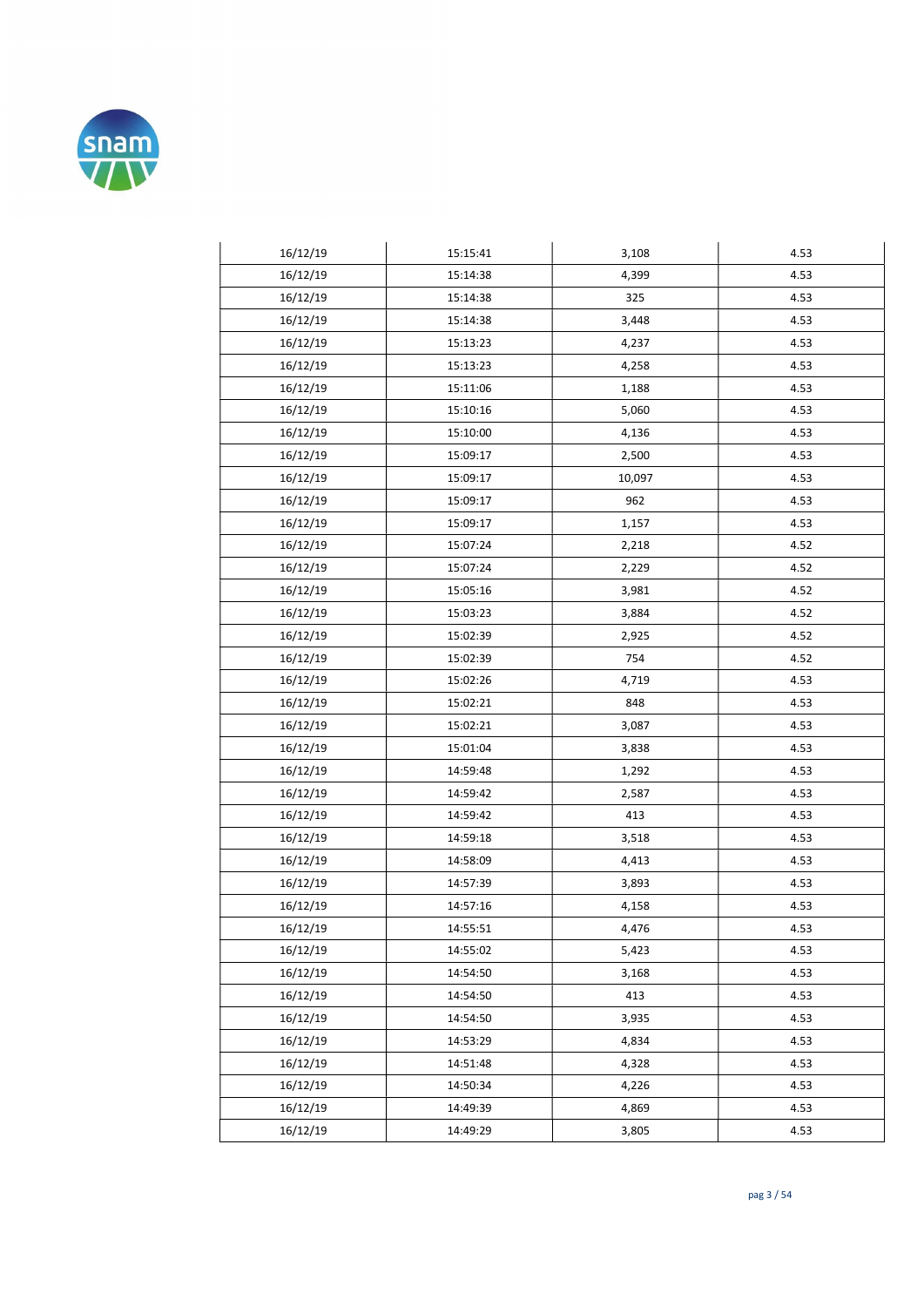| | | | |
|---|---|---|---|
| 16/12/19 | 15:15:41 | 3,108 | 4.53 |
| 16/12/19 | 15:14:38 | 4,399 | 4.53 |
| 16/12/19 | 15:14:38 | 325 | 4.53 |
| 16/12/19 | 15:14:38 | 3,448 | 4.53 |
| 16/12/19 | 15:13:23 | 4,237 | 4.53 |
| 16/12/19 | 15:13:23 | 4,258 | 4.53 |
| 16/12/19 | 15:11:06 | 1,188 | 4.53 |
| 16/12/19 | 15:10:16 | 5,060 | 4.53 |
| 16/12/19 | 15:10:00 | 4,136 | 4.53 |
| 16/12/19 | 15:09:17 | 2,500 | 4.53 |
| 16/12/19 | 15:09:17 | 10,097 | 4.53 |
| 16/12/19 | 15:09:17 | 962 | 4.53 |
| 16/12/19 | 15:09:17 | 1,157 | 4.53 |
| 16/12/19 | 15:07:24 | 2,218 | 4.52 |
| 16/12/19 | 15:07:24 | 2,229 | 4.52 |
| 16/12/19 | 15:05:16 | 3,981 | 4.52 |
| 16/12/19 | 15:03:23 | 3,884 | 4.52 |
| 16/12/19 | 15:02:39 | 2,925 | 4.52 |
| 16/12/19 | 15:02:39 | 754 | 4.52 |
| 16/12/19 | 15:02:26 | 4,719 | 4.53 |
| 16/12/19 | 15:02:21 | 848 | 4.53 |
| 16/12/19 | 15:02:21 | 3,087 | 4.53 |
| 16/12/19 | 15:01:04 | 3,838 | 4.53 |
| 16/12/19 | 14:59:48 | 1,292 | 4.53 |
| 16/12/19 | 14:59:42 | 2,587 | 4.53 |
| 16/12/19 | 14:59:42 | 413 | 4.53 |
| 16/12/19 | 14:59:18 | 3,518 | 4.53 |
| 16/12/19 | 14:58:09 | 4,413 | 4.53 |
| 16/12/19 | 14:57:39 | 3,893 | 4.53 |
| 16/12/19 | 14:57:16 | 4,158 | 4.53 |
| 16/12/19 | 14:55:51 | 4,476 | 4.53 |
| 16/12/19 | 14:55:02 | 5,423 | 4.53 |
| 16/12/19 | 14:54:50 | 3,168 | 4.53 |
| 16/12/19 | 14:54:50 | 413 | 4.53 |
| 16/12/19 | 14:54:50 | 3,935 | 4.53 |
| 16/12/19 | 14:53:29 | 4,834 | 4.53 |
| 16/12/19 | 14:51:48 | 4,328 | 4.53 |
| 16/12/19 | 14:50:34 | 4,226 | 4.53 |
| 16/12/19 | 14:49:39 | 4,869 | 4.53 |
| 16/12/19 | 14:49:29 | 3,805 | 4.53 |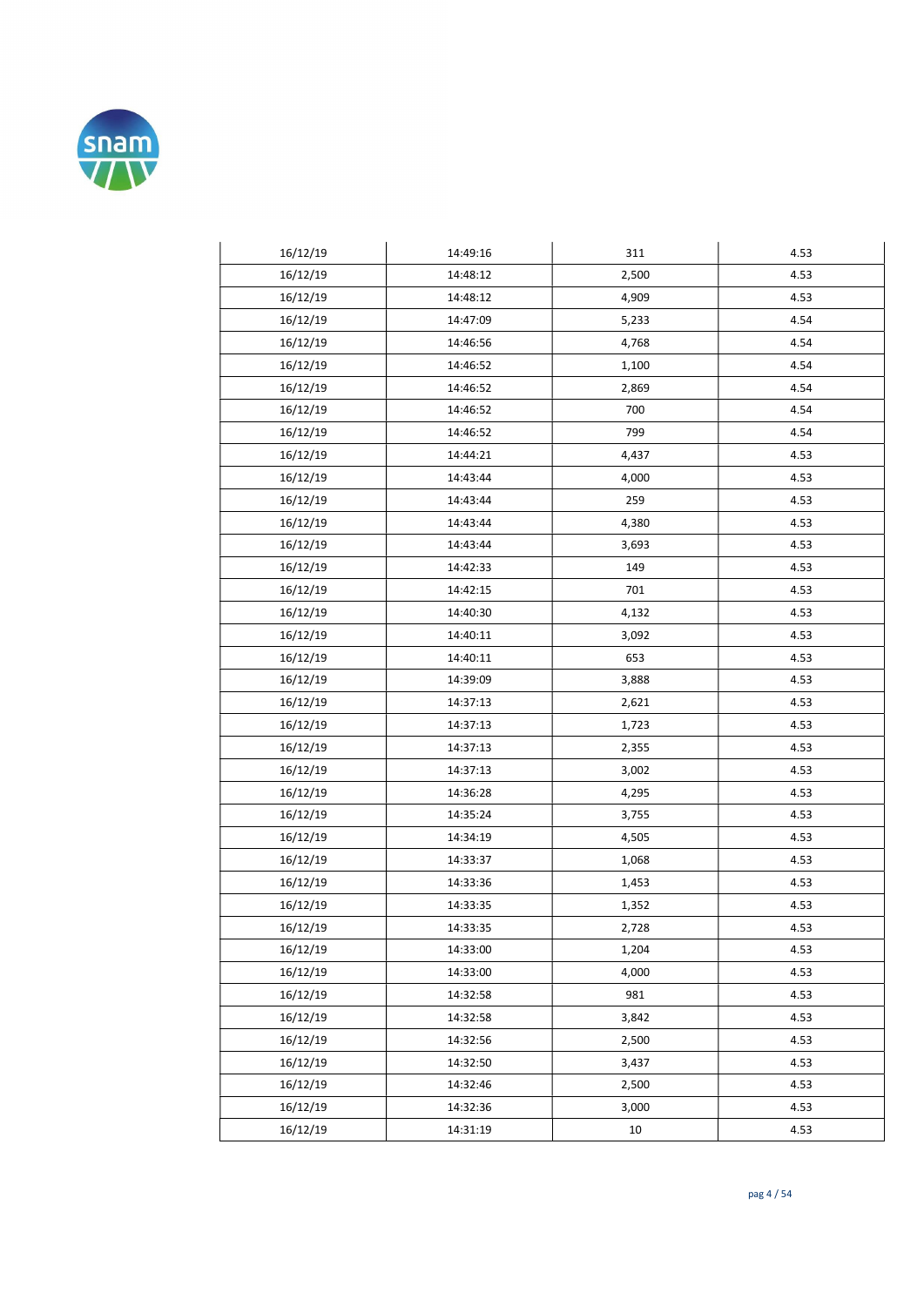| | | | |
|---|---|---|---|
| 16/12/19 | 14:49:16 | 311 | 4.53 |
| 16/12/19 | 14:48:12 | 2,500 | 4.53 |
| 16/12/19 | 14:48:12 | 4,909 | 4.53 |
| 16/12/19 | 14:47:09 | 5,233 | 4.54 |
| 16/12/19 | 14:46:56 | 4,768 | 4.54 |
| 16/12/19 | 14:46:52 | 1,100 | 4.54 |
| 16/12/19 | 14:46:52 | 2,869 | 4.54 |
| 16/12/19 | 14:46:52 | 700 | 4.54 |
| 16/12/19 | 14:46:52 | 799 | 4.54 |
| 16/12/19 | 14:44:21 | 4,437 | 4.53 |
| 16/12/19 | 14:43:44 | 4,000 | 4.53 |
| 16/12/19 | 14:43:44 | 259 | 4.53 |
| 16/12/19 | 14:43:44 | 4,380 | 4.53 |
| 16/12/19 | 14:43:44 | 3,693 | 4.53 |
| 16/12/19 | 14:42:33 | 149 | 4.53 |
| 16/12/19 | 14:42:15 | 701 | 4.53 |
| 16/12/19 | 14:40:30 | 4,132 | 4.53 |
| 16/12/19 | 14:40:11 | 3,092 | 4.53 |
| 16/12/19 | 14:40:11 | 653 | 4.53 |
| 16/12/19 | 14:39:09 | 3,888 | 4.53 |
| 16/12/19 | 14:37:13 | 2,621 | 4.53 |
| 16/12/19 | 14:37:13 | 1,723 | 4.53 |
| 16/12/19 | 14:37:13 | 2,355 | 4.53 |
| 16/12/19 | 14:37:13 | 3,002 | 4.53 |
| 16/12/19 | 14:36:28 | 4,295 | 4.53 |
| 16/12/19 | 14:35:24 | 3,755 | 4.53 |
| 16/12/19 | 14:34:19 | 4,505 | 4.53 |
| 16/12/19 | 14:33:37 | 1,068 | 4.53 |
| 16/12/19 | 14:33:36 | 1,453 | 4.53 |
| 16/12/19 | 14:33:35 | 1,352 | 4.53 |
| 16/12/19 | 14:33:35 | 2,728 | 4.53 |
| 16/12/19 | 14:33:00 | 1,204 | 4.53 |
| 16/12/19 | 14:33:00 | 4,000 | 4.53 |
| 16/12/19 | 14:32:58 | 981 | 4.53 |
| 16/12/19 | 14:32:58 | 3,842 | 4.53 |
| 16/12/19 | 14:32:56 | 2,500 | 4.53 |
| 16/12/19 | 14:32:50 | 3,437 | 4.53 |
| 16/12/19 | 14:32:46 | 2,500 | 4.53 |
| 16/12/19 | 14:32:36 | 3,000 | 4.53 |
| 16/12/19 | 14:31:19 | 10 | 4.53 |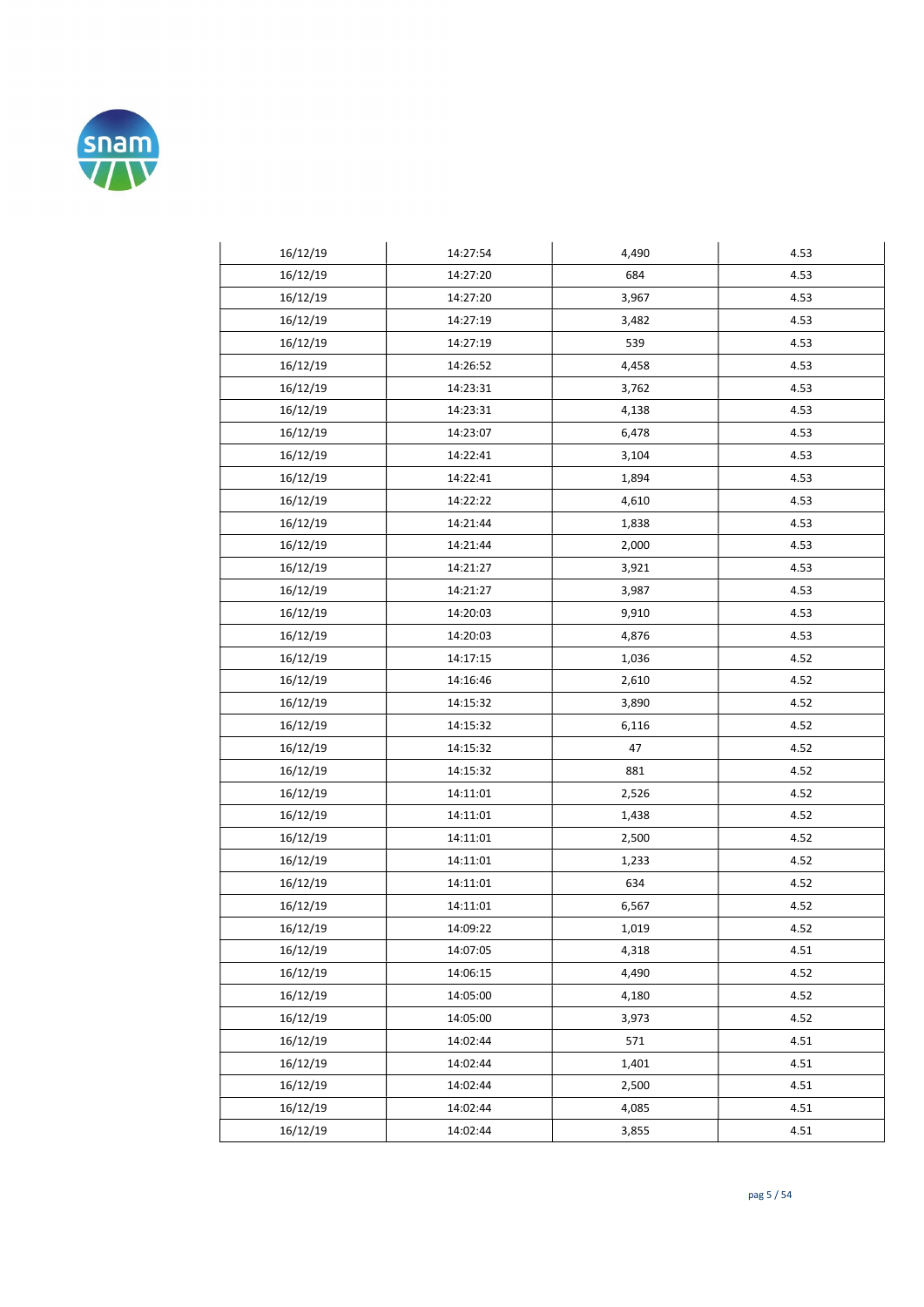| | | | |
|---|---|---|---|
| 16/12/19 | 14:27:54 | 4,490 | 4.53 |
| 16/12/19 | 14:27:20 | 684 | 4.53 |
| 16/12/19 | 14:27:20 | 3,967 | 4.53 |
| 16/12/19 | 14:27:19 | 3,482 | 4.53 |
| 16/12/19 | 14:27:19 | 539 | 4.53 |
| 16/12/19 | 14:26:52 | 4,458 | 4.53 |
| 16/12/19 | 14:23:31 | 3,762 | 4.53 |
| 16/12/19 | 14:23:31 | 4,138 | 4.53 |
| 16/12/19 | 14:23:07 | 6,478 | 4.53 |
| 16/12/19 | 14:22:41 | 3,104 | 4.53 |
| 16/12/19 | 14:22:41 | 1,894 | 4.53 |
| 16/12/19 | 14:22:22 | 4,610 | 4.53 |
| 16/12/19 | 14:21:44 | 1,838 | 4.53 |
| 16/12/19 | 14:21:44 | 2,000 | 4.53 |
| 16/12/19 | 14:21:27 | 3,921 | 4.53 |
| 16/12/19 | 14:21:27 | 3,987 | 4.53 |
| 16/12/19 | 14:20:03 | 9,910 | 4.53 |
| 16/12/19 | 14:20:03 | 4,876 | 4.53 |
| 16/12/19 | 14:17:15 | 1,036 | 4.52 |
| 16/12/19 | 14:16:46 | 2,610 | 4.52 |
| 16/12/19 | 14:15:32 | 3,890 | 4.52 |
| 16/12/19 | 14:15:32 | 6,116 | 4.52 |
| 16/12/19 | 14:15:32 | 47 | 4.52 |
| 16/12/19 | 14:15:32 | 881 | 4.52 |
| 16/12/19 | 14:11:01 | 2,526 | 4.52 |
| 16/12/19 | 14:11:01 | 1,438 | 4.52 |
| 16/12/19 | 14:11:01 | 2,500 | 4.52 |
| 16/12/19 | 14:11:01 | 1,233 | 4.52 |
| 16/12/19 | 14:11:01 | 634 | 4.52 |
| 16/12/19 | 14:11:01 | 6,567 | 4.52 |
| 16/12/19 | 14:09:22 | 1,019 | 4.52 |
| 16/12/19 | 14:07:05 | 4,318 | 4.51 |
| 16/12/19 | 14:06:15 | 4,490 | 4.52 |
| 16/12/19 | 14:05:00 | 4,180 | 4.52 |
| 16/12/19 | 14:05:00 | 3,973 | 4.52 |
| 16/12/19 | 14:02:44 | 571 | 4.51 |
| 16/12/19 | 14:02:44 | 1,401 | 4.51 |
| 16/12/19 | 14:02:44 | 2,500 | 4.51 |
| 16/12/19 | 14:02:44 | 4,085 | 4.51 |
| 16/12/19 | 14:02:44 | 3,855 | 4.51 |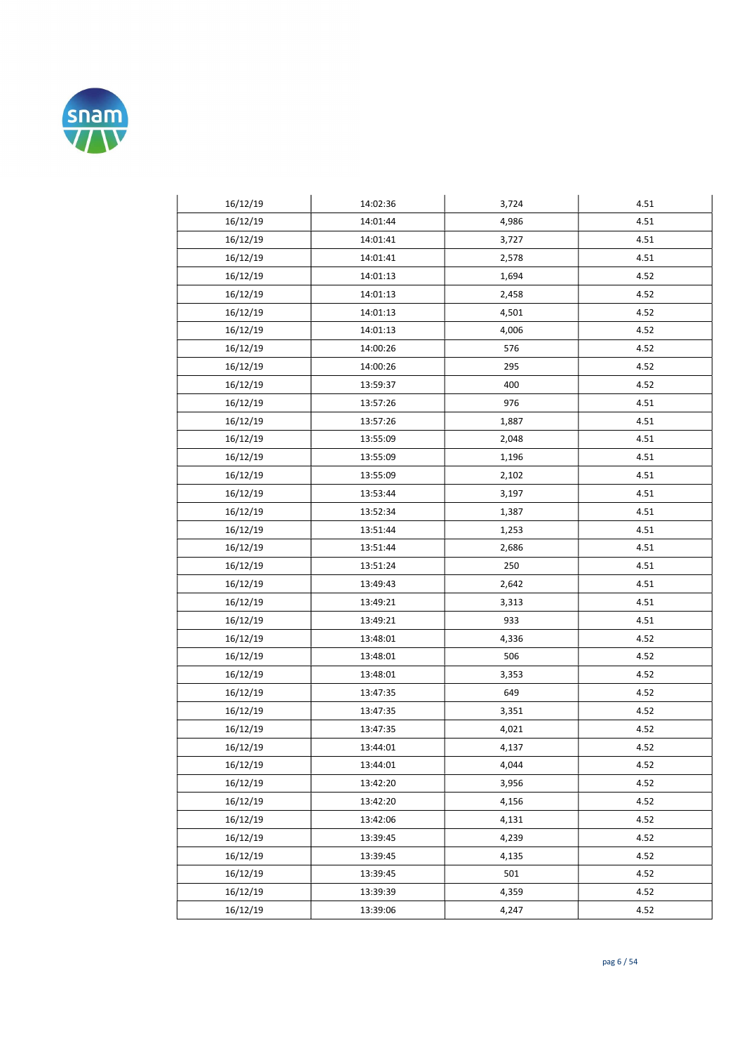| | | | |
|---|---|---|---|
| 16/12/19 | 14:02:36 | 3,724 | 4.51 |
| 16/12/19 | 14:01:44 | 4,986 | 4.51 |
| 16/12/19 | 14:01:41 | 3,727 | 4.51 |
| 16/12/19 | 14:01:41 | 2,578 | 4.51 |
| 16/12/19 | 14:01:13 | 1,694 | 4.52 |
| 16/12/19 | 14:01:13 | 2,458 | 4.52 |
| 16/12/19 | 14:01:13 | 4,501 | 4.52 |
| 16/12/19 | 14:01:13 | 4,006 | 4.52 |
| 16/12/19 | 14:00:26 | 576 | 4.52 |
| 16/12/19 | 14:00:26 | 295 | 4.52 |
| 16/12/19 | 13:59:37 | 400 | 4.52 |
| 16/12/19 | 13:57:26 | 976 | 4.51 |
| 16/12/19 | 13:57:26 | 1,887 | 4.51 |
| 16/12/19 | 13:55:09 | 2,048 | 4.51 |
| 16/12/19 | 13:55:09 | 1,196 | 4.51 |
| 16/12/19 | 13:55:09 | 2,102 | 4.51 |
| 16/12/19 | 13:53:44 | 3,197 | 4.51 |
| 16/12/19 | 13:52:34 | 1,387 | 4.51 |
| 16/12/19 | 13:51:44 | 1,253 | 4.51 |
| 16/12/19 | 13:51:44 | 2,686 | 4.51 |
| 16/12/19 | 13:51:24 | 250 | 4.51 |
| 16/12/19 | 13:49:43 | 2,642 | 4.51 |
| 16/12/19 | 13:49:21 | 3,313 | 4.51 |
| 16/12/19 | 13:49:21 | 933 | 4.51 |
| 16/12/19 | 13:48:01 | 4,336 | 4.52 |
| 16/12/19 | 13:48:01 | 506 | 4.52 |
| 16/12/19 | 13:48:01 | 3,353 | 4.52 |
| 16/12/19 | 13:47:35 | 649 | 4.52 |
| 16/12/19 | 13:47:35 | 3,351 | 4.52 |
| 16/12/19 | 13:47:35 | 4,021 | 4.52 |
| 16/12/19 | 13:44:01 | 4,137 | 4.52 |
| 16/12/19 | 13:44:01 | 4,044 | 4.52 |
| 16/12/19 | 13:42:20 | 3,956 | 4.52 |
| 16/12/19 | 13:42:20 | 4,156 | 4.52 |
| 16/12/19 | 13:42:06 | 4,131 | 4.52 |
| 16/12/19 | 13:39:45 | 4,239 | 4.52 |
| 16/12/19 | 13:39:45 | 4,135 | 4.52 |
| 16/12/19 | 13:39:45 | 501 | 4.52 |
| 16/12/19 | 13:39:39 | 4,359 | 4.52 |
| 16/12/19 | 13:39:06 | 4,247 | 4.52 |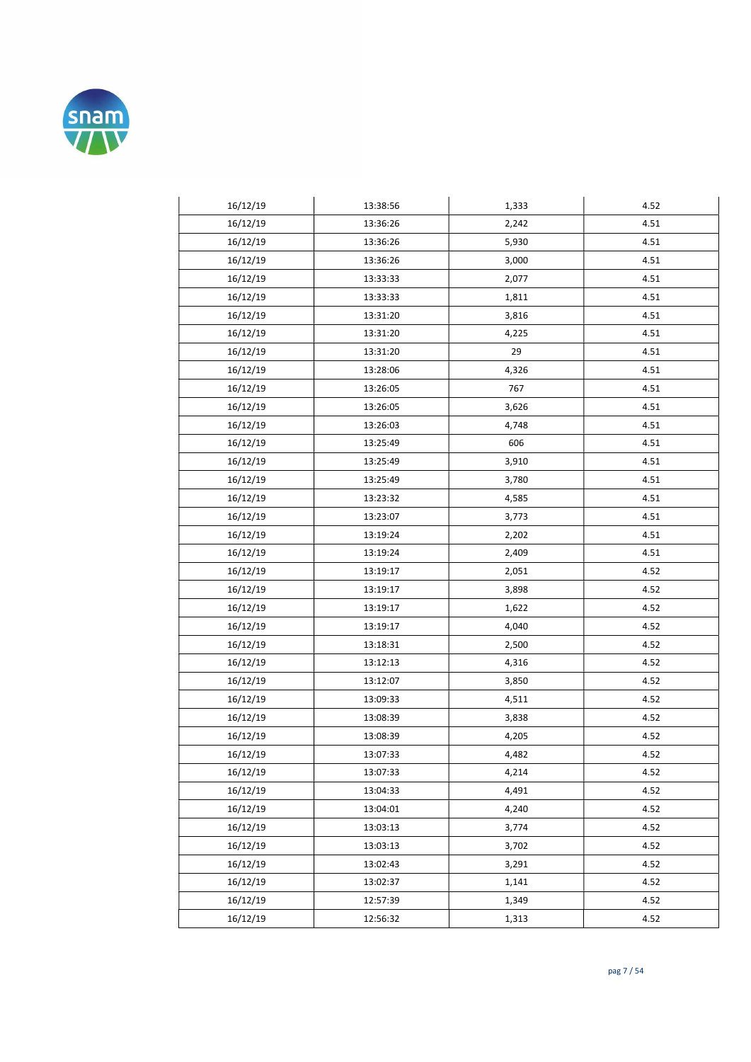| | | | |
|---|---|---|---|
| 16/12/19 | 13:38:56 | 1,333 | 4.52 |
| 16/12/19 | 13:36:26 | 2,242 | 4.51 |
| 16/12/19 | 13:36:26 | 5,930 | 4.51 |
| 16/12/19 | 13:36:26 | 3,000 | 4.51 |
| 16/12/19 | 13:33:33 | 2,077 | 4.51 |
| 16/12/19 | 13:33:33 | 1,811 | 4.51 |
| 16/12/19 | 13:31:20 | 3,816 | 4.51 |
| 16/12/19 | 13:31:20 | 4,225 | 4.51 |
| 16/12/19 | 13:31:20 | 29 | 4.51 |
| 16/12/19 | 13:28:06 | 4,326 | 4.51 |
| 16/12/19 | 13:26:05 | 767 | 4.51 |
| 16/12/19 | 13:26:05 | 3,626 | 4.51 |
| 16/12/19 | 13:26:03 | 4,748 | 4.51 |
| 16/12/19 | 13:25:49 | 606 | 4.51 |
| 16/12/19 | 13:25:49 | 3,910 | 4.51 |
| 16/12/19 | 13:25:49 | 3,780 | 4.51 |
| 16/12/19 | 13:23:32 | 4,585 | 4.51 |
| 16/12/19 | 13:23:07 | 3,773 | 4.51 |
| 16/12/19 | 13:19:24 | 2,202 | 4.51 |
| 16/12/19 | 13:19:24 | 2,409 | 4.51 |
| 16/12/19 | 13:19:17 | 2,051 | 4.52 |
| 16/12/19 | 13:19:17 | 3,898 | 4.52 |
| 16/12/19 | 13:19:17 | 1,622 | 4.52 |
| 16/12/19 | 13:19:17 | 4,040 | 4.52 |
| 16/12/19 | 13:18:31 | 2,500 | 4.52 |
| 16/12/19 | 13:12:13 | 4,316 | 4.52 |
| 16/12/19 | 13:12:07 | 3,850 | 4.52 |
| 16/12/19 | 13:09:33 | 4,511 | 4.52 |
| 16/12/19 | 13:08:39 | 3,838 | 4.52 |
| 16/12/19 | 13:08:39 | 4,205 | 4.52 |
| 16/12/19 | 13:07:33 | 4,482 | 4.52 |
| 16/12/19 | 13:07:33 | 4,214 | 4.52 |
| 16/12/19 | 13:04:33 | 4,491 | 4.52 |
| 16/12/19 | 13:04:01 | 4,240 | 4.52 |
| 16/12/19 | 13:03:13 | 3,774 | 4.52 |
| 16/12/19 | 13:03:13 | 3,702 | 4.52 |
| 16/12/19 | 13:02:43 | 3,291 | 4.52 |
| 16/12/19 | 13:02:37 | 1,141 | 4.52 |
| 16/12/19 | 12:57:39 | 1,349 | 4.52 |
| 16/12/19 | 12:56:32 | 1,313 | 4.52 |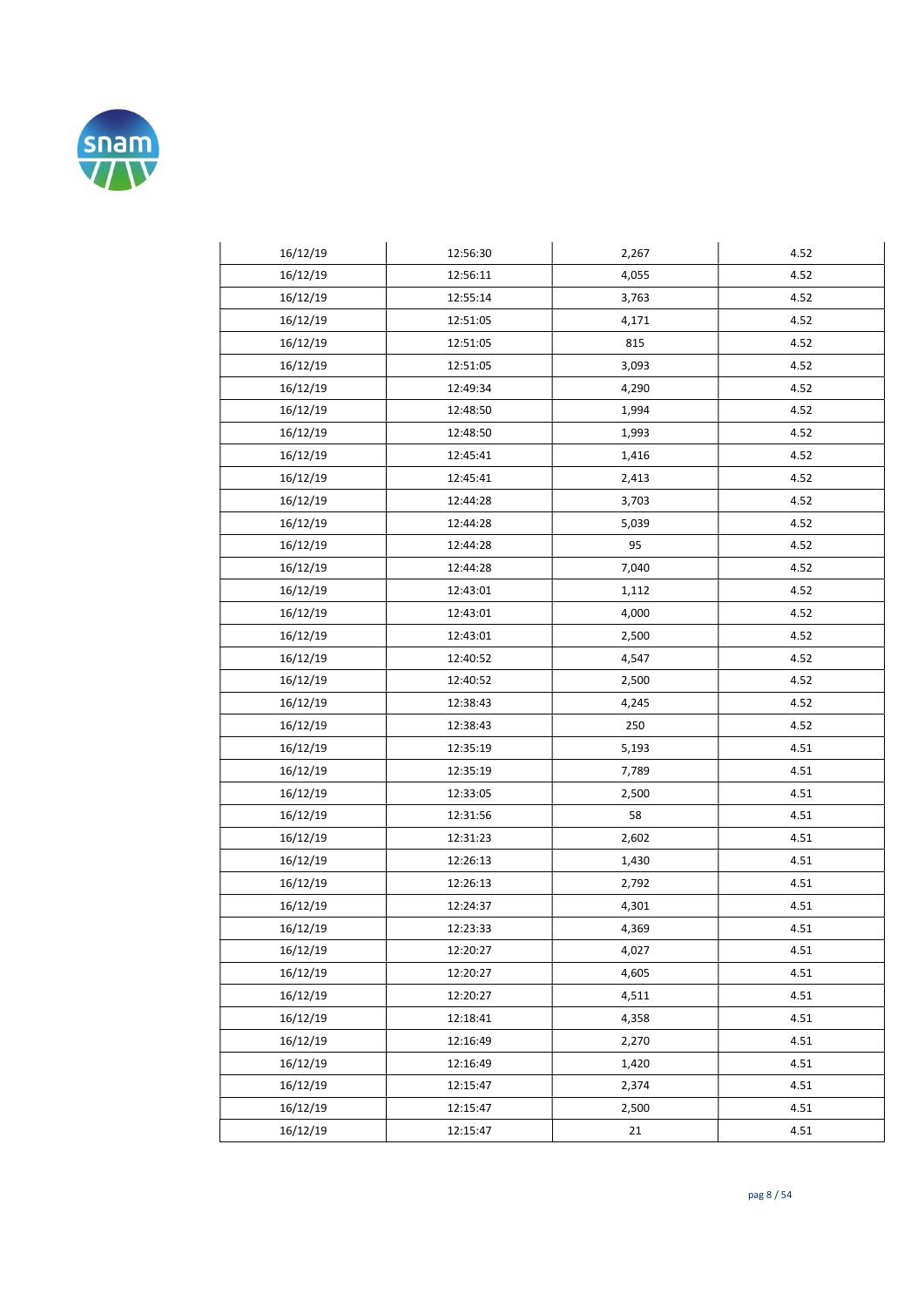| | | | |
|---|---|---|---|
| 16/12/19 | 12:56:30 | 2,267 | 4.52 |
| 16/12/19 | 12:56:11 | 4,055 | 4.52 |
| 16/12/19 | 12:55:14 | 3,763 | 4.52 |
| 16/12/19 | 12:51:05 | 4,171 | 4.52 |
| 16/12/19 | 12:51:05 | 815 | 4.52 |
| 16/12/19 | 12:51:05 | 3,093 | 4.52 |
| 16/12/19 | 12:49:34 | 4,290 | 4.52 |
| 16/12/19 | 12:48:50 | 1,994 | 4.52 |
| 16/12/19 | 12:48:50 | 1,993 | 4.52 |
| 16/12/19 | 12:45:41 | 1,416 | 4.52 |
| 16/12/19 | 12:45:41 | 2,413 | 4.52 |
| 16/12/19 | 12:44:28 | 3,703 | 4.52 |
| 16/12/19 | 12:44:28 | 5,039 | 4.52 |
| 16/12/19 | 12:44:28 | 95 | 4.52 |
| 16/12/19 | 12:44:28 | 7,040 | 4.52 |
| 16/12/19 | 12:43:01 | 1,112 | 4.52 |
| 16/12/19 | 12:43:01 | 4,000 | 4.52 |
| 16/12/19 | 12:43:01 | 2,500 | 4.52 |
| 16/12/19 | 12:40:52 | 4,547 | 4.52 |
| 16/12/19 | 12:40:52 | 2,500 | 4.52 |
| 16/12/19 | 12:38:43 | 4,245 | 4.52 |
| 16/12/19 | 12:38:43 | 250 | 4.52 |
| 16/12/19 | 12:35:19 | 5,193 | 4.51 |
| 16/12/19 | 12:35:19 | 7,789 | 4.51 |
| 16/12/19 | 12:33:05 | 2,500 | 4.51 |
| 16/12/19 | 12:31:56 | 58 | 4.51 |
| 16/12/19 | 12:31:23 | 2,602 | 4.51 |
| 16/12/19 | 12:26:13 | 1,430 | 4.51 |
| 16/12/19 | 12:26:13 | 2,792 | 4.51 |
| 16/12/19 | 12:24:37 | 4,301 | 4.51 |
| 16/12/19 | 12:23:33 | 4,369 | 4.51 |
| 16/12/19 | 12:20:27 | 4,027 | 4.51 |
| 16/12/19 | 12:20:27 | 4,605 | 4.51 |
| 16/12/19 | 12:20:27 | 4,511 | 4.51 |
| 16/12/19 | 12:18:41 | 4,358 | 4.51 |
| 16/12/19 | 12:16:49 | 2,270 | 4.51 |
| 16/12/19 | 12:16:49 | 1,420 | 4.51 |
| 16/12/19 | 12:15:47 | 2,374 | 4.51 |
| 16/12/19 | 12:15:47 | 2,500 | 4.51 |
| 16/12/19 | 12:15:47 | 21 | 4.51 |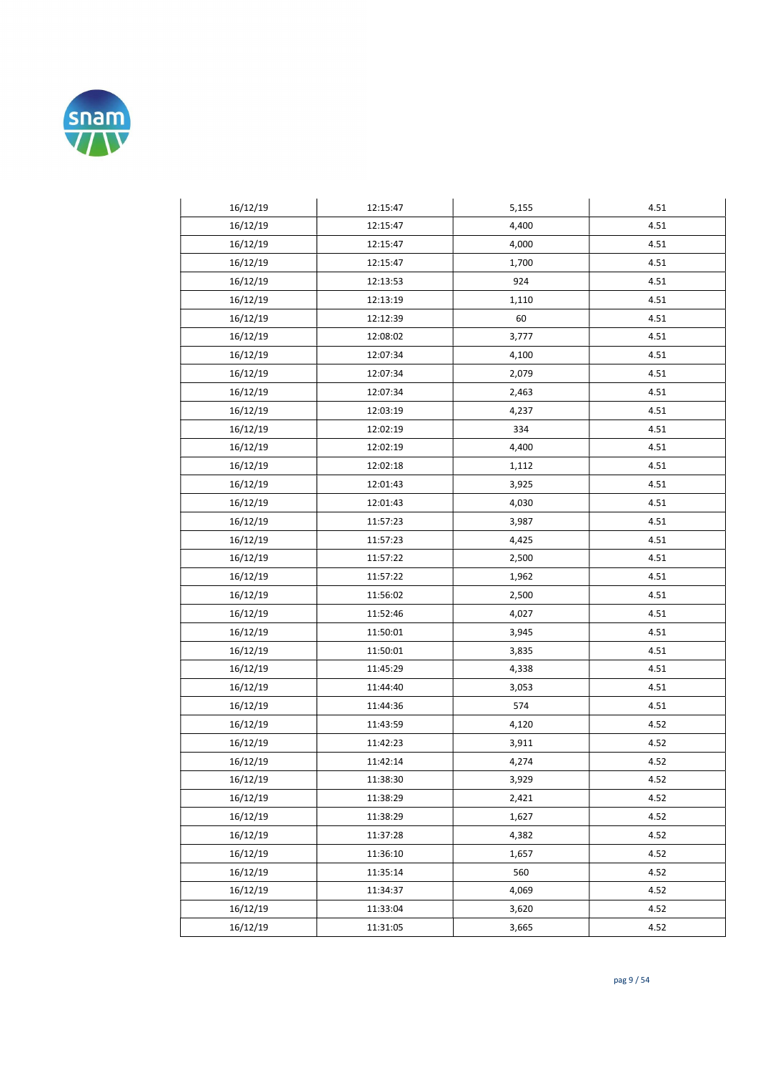| | | | |
|---|---|---|---|
| 16/12/19 | 12:15:47 | 5,155 | 4.51 |
| 16/12/19 | 12:15:47 | 4,400 | 4.51 |
| 16/12/19 | 12:15:47 | 4,000 | 4.51 |
| 16/12/19 | 12:15:47 | 1,700 | 4.51 |
| 16/12/19 | 12:13:53 | 924 | 4.51 |
| 16/12/19 | 12:13:19 | 1,110 | 4.51 |
| 16/12/19 | 12:12:39 | 60 | 4.51 |
| 16/12/19 | 12:08:02 | 3,777 | 4.51 |
| 16/12/19 | 12:07:34 | 4,100 | 4.51 |
| 16/12/19 | 12:07:34 | 2,079 | 4.51 |
| 16/12/19 | 12:07:34 | 2,463 | 4.51 |
| 16/12/19 | 12:03:19 | 4,237 | 4.51 |
| 16/12/19 | 12:02:19 | 334 | 4.51 |
| 16/12/19 | 12:02:19 | 4,400 | 4.51 |
| 16/12/19 | 12:02:18 | 1,112 | 4.51 |
| 16/12/19 | 12:01:43 | 3,925 | 4.51 |
| 16/12/19 | 12:01:43 | 4,030 | 4.51 |
| 16/12/19 | 11:57:23 | 3,987 | 4.51 |
| 16/12/19 | 11:57:23 | 4,425 | 4.51 |
| 16/12/19 | 11:57:22 | 2,500 | 4.51 |
| 16/12/19 | 11:57:22 | 1,962 | 4.51 |
| 16/12/19 | 11:56:02 | 2,500 | 4.51 |
| 16/12/19 | 11:52:46 | 4,027 | 4.51 |
| 16/12/19 | 11:50:01 | 3,945 | 4.51 |
| 16/12/19 | 11:50:01 | 3,835 | 4.51 |
| 16/12/19 | 11:45:29 | 4,338 | 4.51 |
| 16/12/19 | 11:44:40 | 3,053 | 4.51 |
| 16/12/19 | 11:44:36 | 574 | 4.51 |
| 16/12/19 | 11:43:59 | 4,120 | 4.52 |
| 16/12/19 | 11:42:23 | 3,911 | 4.52 |
| 16/12/19 | 11:42:14 | 4,274 | 4.52 |
| 16/12/19 | 11:38:30 | 3,929 | 4.52 |
| 16/12/19 | 11:38:29 | 2,421 | 4.52 |
| 16/12/19 | 11:38:29 | 1,627 | 4.52 |
| 16/12/19 | 11:37:28 | 4,382 | 4.52 |
| 16/12/19 | 11:36:10 | 1,657 | 4.52 |
| 16/12/19 | 11:35:14 | 560 | 4.52 |
| 16/12/19 | 11:34:37 | 4,069 | 4.52 |
| 16/12/19 | 11:33:04 | 3,620 | 4.52 |
| 16/12/19 | 11:31:05 | 3,665 | 4.52 |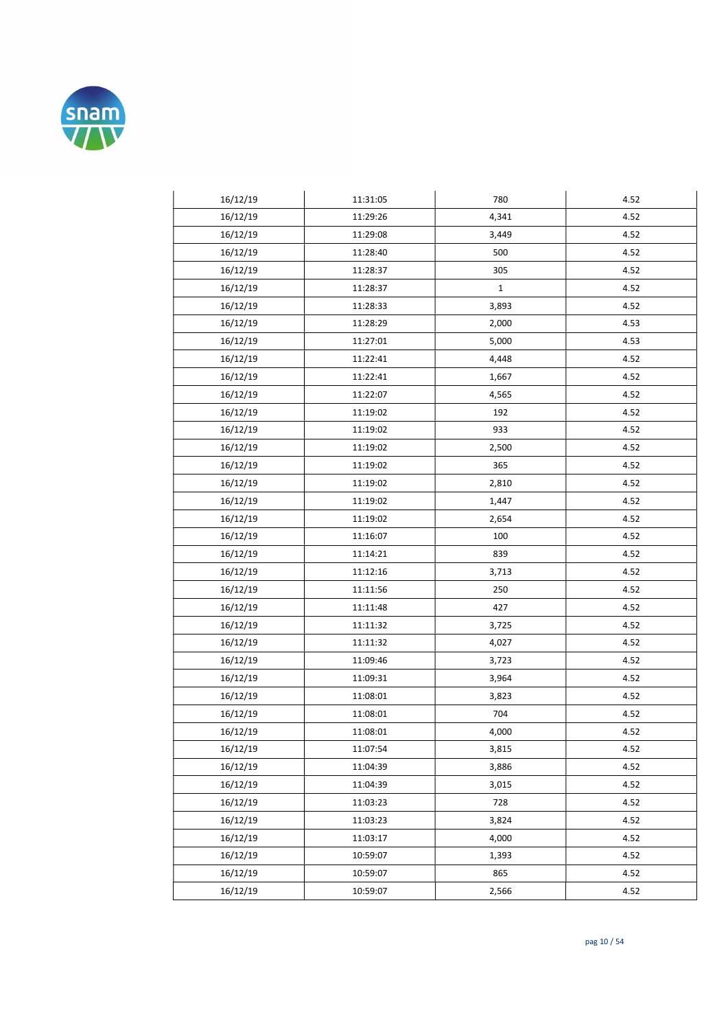| | | | |
|---|---|---|---|
| 16/12/19 | 11:31:05 | 780 | 4.52 |
| 16/12/19 | 11:29:26 | 4,341 | 4.52 |
| 16/12/19 | 11:29:08 | 3,449 | 4.52 |
| 16/12/19 | 11:28:40 | 500 | 4.52 |
| 16/12/19 | 11:28:37 | 305 | 4.52 |
| 16/12/19 | 11:28:37 | 1 | 4.52 |
| 16/12/19 | 11:28:33 | 3,893 | 4.52 |
| 16/12/19 | 11:28:29 | 2,000 | 4.53 |
| 16/12/19 | 11:27:01 | 5,000 | 4.53 |
| 16/12/19 | 11:22:41 | 4,448 | 4.52 |
| 16/12/19 | 11:22:41 | 1,667 | 4.52 |
| 16/12/19 | 11:22:07 | 4,565 | 4.52 |
| 16/12/19 | 11:19:02 | 192 | 4.52 |
| 16/12/19 | 11:19:02 | 933 | 4.52 |
| 16/12/19 | 11:19:02 | 2,500 | 4.52 |
| 16/12/19 | 11:19:02 | 365 | 4.52 |
| 16/12/19 | 11:19:02 | 2,810 | 4.52 |
| 16/12/19 | 11:19:02 | 1,447 | 4.52 |
| 16/12/19 | 11:19:02 | 2,654 | 4.52 |
| 16/12/19 | 11:16:07 | 100 | 4.52 |
| 16/12/19 | 11:14:21 | 839 | 4.52 |
| 16/12/19 | 11:12:16 | 3,713 | 4.52 |
| 16/12/19 | 11:11:56 | 250 | 4.52 |
| 16/12/19 | 11:11:48 | 427 | 4.52 |
| 16/12/19 | 11:11:32 | 3,725 | 4.52 |
| 16/12/19 | 11:11:32 | 4,027 | 4.52 |
| 16/12/19 | 11:09:46 | 3,723 | 4.52 |
| 16/12/19 | 11:09:31 | 3,964 | 4.52 |
| 16/12/19 | 11:08:01 | 3,823 | 4.52 |
| 16/12/19 | 11:08:01 | 704 | 4.52 |
| 16/12/19 | 11:08:01 | 4,000 | 4.52 |
| 16/12/19 | 11:07:54 | 3,815 | 4.52 |
| 16/12/19 | 11:04:39 | 3,886 | 4.52 |
| 16/12/19 | 11:04:39 | 3,015 | 4.52 |
| 16/12/19 | 11:03:23 | 728 | 4.52 |
| 16/12/19 | 11:03:23 | 3,824 | 4.52 |
| 16/12/19 | 11:03:17 | 4,000 | 4.52 |
| 16/12/19 | 10:59:07 | 1,393 | 4.52 |
| 16/12/19 | 10:59:07 | 865 | 4.52 |
| 16/12/19 | 10:59:07 | 2,566 | 4.52 |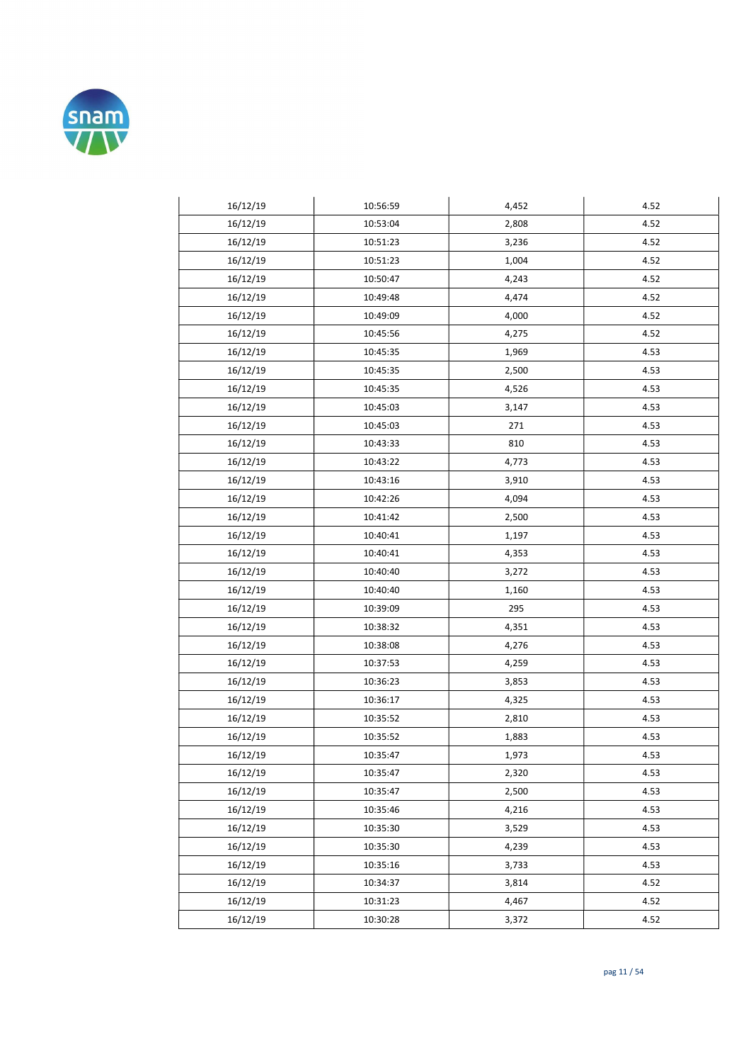| | | | |
|---|---|---|---|
| 16/12/19 | 10:56:59 | 4,452 | 4.52 |
| 16/12/19 | 10:53:04 | 2,808 | 4.52 |
| 16/12/19 | 10:51:23 | 3,236 | 4.52 |
| 16/12/19 | 10:51:23 | 1,004 | 4.52 |
| 16/12/19 | 10:50:47 | 4,243 | 4.52 |
| 16/12/19 | 10:49:48 | 4,474 | 4.52 |
| 16/12/19 | 10:49:09 | 4,000 | 4.52 |
| 16/12/19 | 10:45:56 | 4,275 | 4.52 |
| 16/12/19 | 10:45:35 | 1,969 | 4.53 |
| 16/12/19 | 10:45:35 | 2,500 | 4.53 |
| 16/12/19 | 10:45:35 | 4,526 | 4.53 |
| 16/12/19 | 10:45:03 | 3,147 | 4.53 |
| 16/12/19 | 10:45:03 | 271 | 4.53 |
| 16/12/19 | 10:43:33 | 810 | 4.53 |
| 16/12/19 | 10:43:22 | 4,773 | 4.53 |
| 16/12/19 | 10:43:16 | 3,910 | 4.53 |
| 16/12/19 | 10:42:26 | 4,094 | 4.53 |
| 16/12/19 | 10:41:42 | 2,500 | 4.53 |
| 16/12/19 | 10:40:41 | 1,197 | 4.53 |
| 16/12/19 | 10:40:41 | 4,353 | 4.53 |
| 16/12/19 | 10:40:40 | 3,272 | 4.53 |
| 16/12/19 | 10:40:40 | 1,160 | 4.53 |
| 16/12/19 | 10:39:09 | 295 | 4.53 |
| 16/12/19 | 10:38:32 | 4,351 | 4.53 |
| 16/12/19 | 10:38:08 | 4,276 | 4.53 |
| 16/12/19 | 10:37:53 | 4,259 | 4.53 |
| 16/12/19 | 10:36:23 | 3,853 | 4.53 |
| 16/12/19 | 10:36:17 | 4,325 | 4.53 |
| 16/12/19 | 10:35:52 | 2,810 | 4.53 |
| 16/12/19 | 10:35:52 | 1,883 | 4.53 |
| 16/12/19 | 10:35:47 | 1,973 | 4.53 |
| 16/12/19 | 10:35:47 | 2,320 | 4.53 |
| 16/12/19 | 10:35:47 | 2,500 | 4.53 |
| 16/12/19 | 10:35:46 | 4,216 | 4.53 |
| 16/12/19 | 10:35:30 | 3,529 | 4.53 |
| 16/12/19 | 10:35:30 | 4,239 | 4.53 |
| 16/12/19 | 10:35:16 | 3,733 | 4.53 |
| 16/12/19 | 10:34:37 | 3,814 | 4.52 |
| 16/12/19 | 10:31:23 | 4,467 | 4.52 |
| 16/12/19 | 10:30:28 | 3,372 | 4.52 |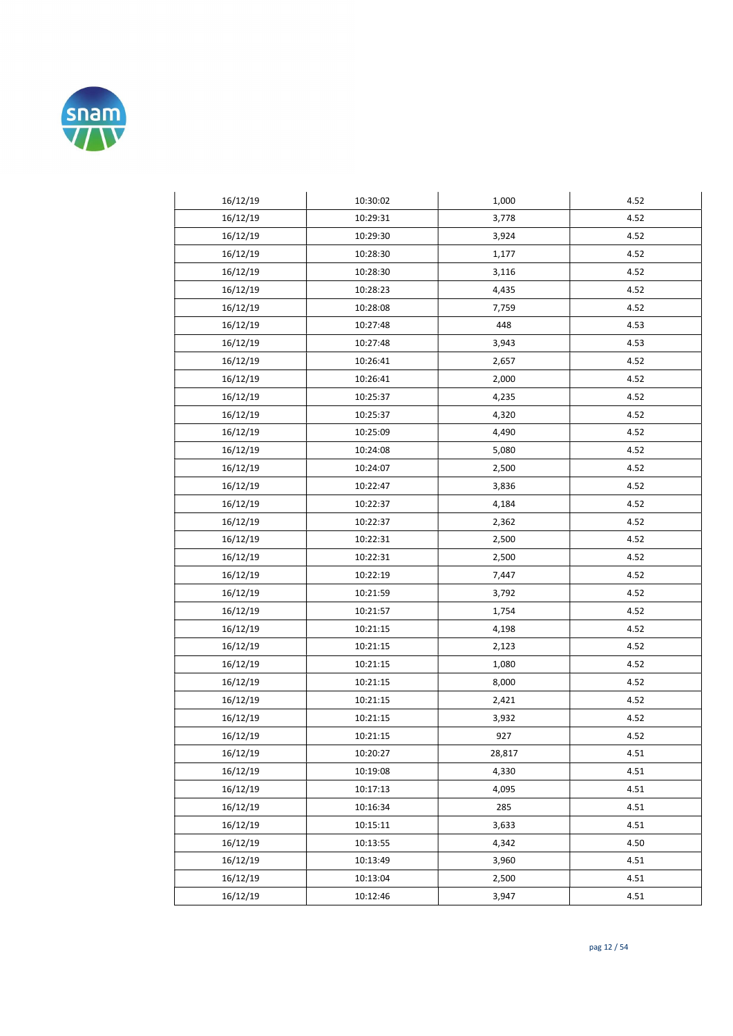| | | | |
|---|---|---|---|
| 16/12/19 | 10:30:02 | 1,000 | 4.52 |
| 16/12/19 | 10:29:31 | 3,778 | 4.52 |
| 16/12/19 | 10:29:30 | 3,924 | 4.52 |
| 16/12/19 | 10:28:30 | 1,177 | 4.52 |
| 16/12/19 | 10:28:30 | 3,116 | 4.52 |
| 16/12/19 | 10:28:23 | 4,435 | 4.52 |
| 16/12/19 | 10:28:08 | 7,759 | 4.52 |
| 16/12/19 | 10:27:48 | 448 | 4.53 |
| 16/12/19 | 10:27:48 | 3,943 | 4.53 |
| 16/12/19 | 10:26:41 | 2,657 | 4.52 |
| 16/12/19 | 10:26:41 | 2,000 | 4.52 |
| 16/12/19 | 10:25:37 | 4,235 | 4.52 |
| 16/12/19 | 10:25:37 | 4,320 | 4.52 |
| 16/12/19 | 10:25:09 | 4,490 | 4.52 |
| 16/12/19 | 10:24:08 | 5,080 | 4.52 |
| 16/12/19 | 10:24:07 | 2,500 | 4.52 |
| 16/12/19 | 10:22:47 | 3,836 | 4.52 |
| 16/12/19 | 10:22:37 | 4,184 | 4.52 |
| 16/12/19 | 10:22:37 | 2,362 | 4.52 |
| 16/12/19 | 10:22:31 | 2,500 | 4.52 |
| 16/12/19 | 10:22:31 | 2,500 | 4.52 |
| 16/12/19 | 10:22:19 | 7,447 | 4.52 |
| 16/12/19 | 10:21:59 | 3,792 | 4.52 |
| 16/12/19 | 10:21:57 | 1,754 | 4.52 |
| 16/12/19 | 10:21:15 | 4,198 | 4.52 |
| 16/12/19 | 10:21:15 | 2,123 | 4.52 |
| 16/12/19 | 10:21:15 | 1,080 | 4.52 |
| 16/12/19 | 10:21:15 | 8,000 | 4.52 |
| 16/12/19 | 10:21:15 | 2,421 | 4.52 |
| 16/12/19 | 10:21:15 | 3,932 | 4.52 |
| 16/12/19 | 10:21:15 | 927 | 4.52 |
| 16/12/19 | 10:20:27 | 28,817 | 4.51 |
| 16/12/19 | 10:19:08 | 4,330 | 4.51 |
| 16/12/19 | 10:17:13 | 4,095 | 4.51 |
| 16/12/19 | 10:16:34 | 285 | 4.51 |
| 16/12/19 | 10:15:11 | 3,633 | 4.51 |
| 16/12/19 | 10:13:55 | 4,342 | 4.50 |
| 16/12/19 | 10:13:49 | 3,960 | 4.51 |
| 16/12/19 | 10:13:04 | 2,500 | 4.51 |
| 16/12/19 | 10:12:46 | 3,947 | 4.51 |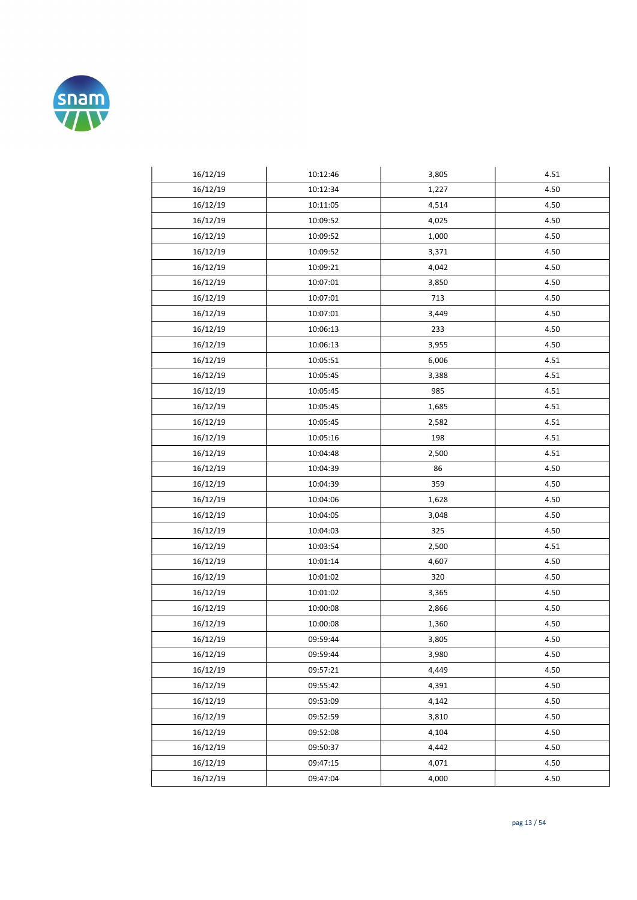| | | | |
|---|---|---|---|
| 16/12/19 | 10:12:46 | 3,805 | 4.51 |
| 16/12/19 | 10:12:34 | 1,227 | 4.50 |
| 16/12/19 | 10:11:05 | 4,514 | 4.50 |
| 16/12/19 | 10:09:52 | 4,025 | 4.50 |
| 16/12/19 | 10:09:52 | 1,000 | 4.50 |
| 16/12/19 | 10:09:52 | 3,371 | 4.50 |
| 16/12/19 | 10:09:21 | 4,042 | 4.50 |
| 16/12/19 | 10:07:01 | 3,850 | 4.50 |
| 16/12/19 | 10:07:01 | 713 | 4.50 |
| 16/12/19 | 10:07:01 | 3,449 | 4.50 |
| 16/12/19 | 10:06:13 | 233 | 4.50 |
| 16/12/19 | 10:06:13 | 3,955 | 4.50 |
| 16/12/19 | 10:05:51 | 6,006 | 4.51 |
| 16/12/19 | 10:05:45 | 3,388 | 4.51 |
| 16/12/19 | 10:05:45 | 985 | 4.51 |
| 16/12/19 | 10:05:45 | 1,685 | 4.51 |
| 16/12/19 | 10:05:45 | 2,582 | 4.51 |
| 16/12/19 | 10:05:16 | 198 | 4.51 |
| 16/12/19 | 10:04:48 | 2,500 | 4.51 |
| 16/12/19 | 10:04:39 | 86 | 4.50 |
| 16/12/19 | 10:04:39 | 359 | 4.50 |
| 16/12/19 | 10:04:06 | 1,628 | 4.50 |
| 16/12/19 | 10:04:05 | 3,048 | 4.50 |
| 16/12/19 | 10:04:03 | 325 | 4.50 |
| 16/12/19 | 10:03:54 | 2,500 | 4.51 |
| 16/12/19 | 10:01:14 | 4,607 | 4.50 |
| 16/12/19 | 10:01:02 | 320 | 4.50 |
| 16/12/19 | 10:01:02 | 3,365 | 4.50 |
| 16/12/19 | 10:00:08 | 2,866 | 4.50 |
| 16/12/19 | 10:00:08 | 1,360 | 4.50 |
| 16/12/19 | 09:59:44 | 3,805 | 4.50 |
| 16/12/19 | 09:59:44 | 3,980 | 4.50 |
| 16/12/19 | 09:57:21 | 4,449 | 4.50 |
| 16/12/19 | 09:55:42 | 4,391 | 4.50 |
| 16/12/19 | 09:53:09 | 4,142 | 4.50 |
| 16/12/19 | 09:52:59 | 3,810 | 4.50 |
| 16/12/19 | 09:52:08 | 4,104 | 4.50 |
| 16/12/19 | 09:50:37 | 4,442 | 4.50 |
| 16/12/19 | 09:47:15 | 4,071 | 4.50 |
| 16/12/19 | 09:47:04 | 4,000 | 4.50 |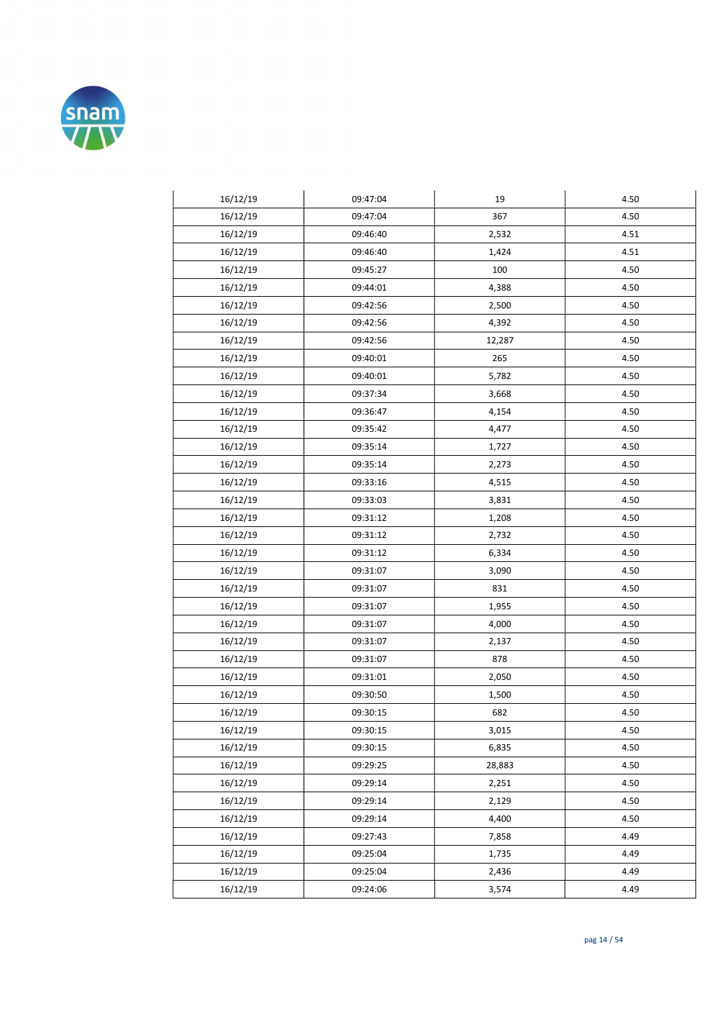| | | | |
|---|---|---|---|
| 16/12/19 | 09:47:04 | 19 | 4.50 |
| 16/12/19 | 09:47:04 | 367 | 4.50 |
| 16/12/19 | 09:46:40 | 2,532 | 4.51 |
| 16/12/19 | 09:46:40 | 1,424 | 4.51 |
| 16/12/19 | 09:45:27 | 100 | 4.50 |
| 16/12/19 | 09:44:01 | 4,388 | 4.50 |
| 16/12/19 | 09:42:56 | 2,500 | 4.50 |
| 16/12/19 | 09:42:56 | 4,392 | 4.50 |
| 16/12/19 | 09:42:56 | 12,287 | 4.50 |
| 16/12/19 | 09:40:01 | 265 | 4.50 |
| 16/12/19 | 09:40:01 | 5,782 | 4.50 |
| 16/12/19 | 09:37:34 | 3,668 | 4.50 |
| 16/12/19 | 09:36:47 | 4,154 | 4.50 |
| 16/12/19 | 09:35:42 | 4,477 | 4.50 |
| 16/12/19 | 09:35:14 | 1,727 | 4.50 |
| 16/12/19 | 09:35:14 | 2,273 | 4.50 |
| 16/12/19 | 09:33:16 | 4,515 | 4.50 |
| 16/12/19 | 09:33:03 | 3,831 | 4.50 |
| 16/12/19 | 09:31:12 | 1,208 | 4.50 |
| 16/12/19 | 09:31:12 | 2,732 | 4.50 |
| 16/12/19 | 09:31:12 | 6,334 | 4.50 |
| 16/12/19 | 09:31:07 | 3,090 | 4.50 |
| 16/12/19 | 09:31:07 | 831 | 4.50 |
| 16/12/19 | 09:31:07 | 1,955 | 4.50 |
| 16/12/19 | 09:31:07 | 4,000 | 4.50 |
| 16/12/19 | 09:31:07 | 2,137 | 4.50 |
| 16/12/19 | 09:31:07 | 878 | 4.50 |
| 16/12/19 | 09:31:01 | 2,050 | 4.50 |
| 16/12/19 | 09:30:50 | 1,500 | 4.50 |
| 16/12/19 | 09:30:15 | 682 | 4.50 |
| 16/12/19 | 09:30:15 | 3,015 | 4.50 |
| 16/12/19 | 09:30:15 | 6,835 | 4.50 |
| 16/12/19 | 09:29:25 | 28,883 | 4.50 |
| 16/12/19 | 09:29:14 | 2,251 | 4.50 |
| 16/12/19 | 09:29:14 | 2,129 | 4.50 |
| 16/12/19 | 09:29:14 | 4,400 | 4.50 |
| 16/12/19 | 09:27:43 | 7,858 | 4.49 |
| 16/12/19 | 09:25:04 | 1,735 | 4.49 |
| 16/12/19 | 09:25:04 | 2,436 | 4.49 |
| 16/12/19 | 09:24:06 | 3,574 | 4.49 |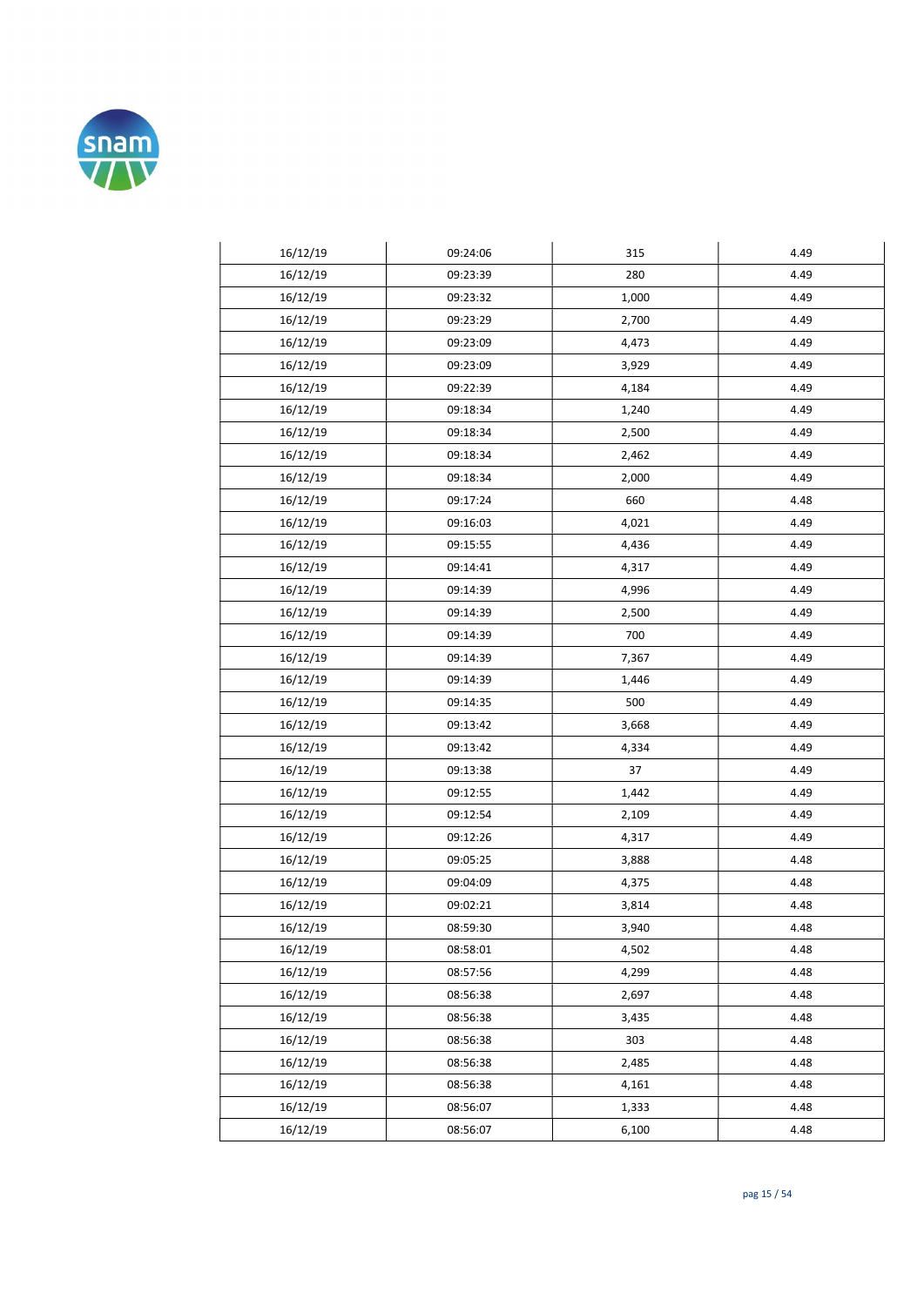| | | | |
|---|---|---|---|
| 16/12/19 | 09:24:06 | 315 | 4.49 |
| 16/12/19 | 09:23:39 | 280 | 4.49 |
| 16/12/19 | 09:23:32 | 1,000 | 4.49 |
| 16/12/19 | 09:23:29 | 2,700 | 4.49 |
| 16/12/19 | 09:23:09 | 4,473 | 4.49 |
| 16/12/19 | 09:23:09 | 3,929 | 4.49 |
| 16/12/19 | 09:22:39 | 4,184 | 4.49 |
| 16/12/19 | 09:18:34 | 1,240 | 4.49 |
| 16/12/19 | 09:18:34 | 2,500 | 4.49 |
| 16/12/19 | 09:18:34 | 2,462 | 4.49 |
| 16/12/19 | 09:18:34 | 2,000 | 4.49 |
| 16/12/19 | 09:17:24 | 660 | 4.48 |
| 16/12/19 | 09:16:03 | 4,021 | 4.49 |
| 16/12/19 | 09:15:55 | 4,436 | 4.49 |
| 16/12/19 | 09:14:41 | 4,317 | 4.49 |
| 16/12/19 | 09:14:39 | 4,996 | 4.49 |
| 16/12/19 | 09:14:39 | 2,500 | 4.49 |
| 16/12/19 | 09:14:39 | 700 | 4.49 |
| 16/12/19 | 09:14:39 | 7,367 | 4.49 |
| 16/12/19 | 09:14:39 | 1,446 | 4.49 |
| 16/12/19 | 09:14:35 | 500 | 4.49 |
| 16/12/19 | 09:13:42 | 3,668 | 4.49 |
| 16/12/19 | 09:13:42 | 4,334 | 4.49 |
| 16/12/19 | 09:13:38 | 37 | 4.49 |
| 16/12/19 | 09:12:55 | 1,442 | 4.49 |
| 16/12/19 | 09:12:54 | 2,109 | 4.49 |
| 16/12/19 | 09:12:26 | 4,317 | 4.49 |
| 16/12/19 | 09:05:25 | 3,888 | 4.48 |
| 16/12/19 | 09:04:09 | 4,375 | 4.48 |
| 16/12/19 | 09:02:21 | 3,814 | 4.48 |
| 16/12/19 | 08:59:30 | 3,940 | 4.48 |
| 16/12/19 | 08:58:01 | 4,502 | 4.48 |
| 16/12/19 | 08:57:56 | 4,299 | 4.48 |
| 16/12/19 | 08:56:38 | 2,697 | 4.48 |
| 16/12/19 | 08:56:38 | 3,435 | 4.48 |
| 16/12/19 | 08:56:38 | 303 | 4.48 |
| 16/12/19 | 08:56:38 | 2,485 | 4.48 |
| 16/12/19 | 08:56:38 | 4,161 | 4.48 |
| 16/12/19 | 08:56:07 | 1,333 | 4.48 |
| 16/12/19 | 08:56:07 | 6,100 | 4.48 |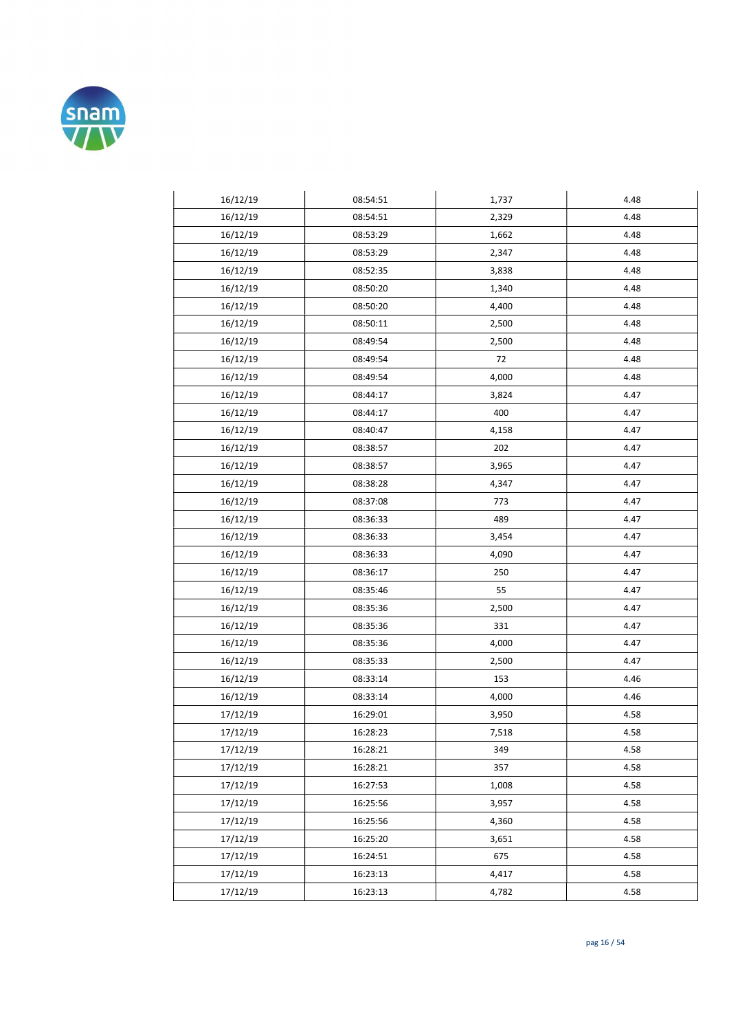| 16/12/19 | 08:54:51 | 1,737 | 4.48 |
|---|---|---|---|
| 16/12/19 | 08:54:51 | 2,329 | 4.48 |
| 16/12/19 | 08:53:29 | 1,662 | 4.48 |
| 16/12/19 | 08:53:29 | 2,347 | 4.48 |
| 16/12/19 | 08:52:35 | 3,838 | 4.48 |
| 16/12/19 | 08:50:20 | 1,340 | 4.48 |
| 16/12/19 | 08:50:20 | 4,400 | 4.48 |
| 16/12/19 | 08:50:11 | 2,500 | 4.48 |
| 16/12/19 | 08:49:54 | 2,500 | 4.48 |
| 16/12/19 | 08:49:54 | 72 | 4.48 |
| 16/12/19 | 08:49:54 | 4,000 | 4.48 |
| 16/12/19 | 08:44:17 | 3,824 | 4.47 |
| 16/12/19 | 08:44:17 | 400 | 4.47 |
| 16/12/19 | 08:40:47 | 4,158 | 4.47 |
| 16/12/19 | 08:38:57 | 202 | 4.47 |
| 16/12/19 | 08:38:57 | 3,965 | 4.47 |
| 16/12/19 | 08:38:28 | 4,347 | 4.47 |
| 16/12/19 | 08:37:08 | 773 | 4.47 |
| 16/12/19 | 08:36:33 | 489 | 4.47 |
| 16/12/19 | 08:36:33 | 3,454 | 4.47 |
| 16/12/19 | 08:36:33 | 4,090 | 4.47 |
| 16/12/19 | 08:36:17 | 250 | 4.47 |
| 16/12/19 | 08:35:46 | 55 | 4.47 |
| 16/12/19 | 08:35:36 | 2,500 | 4.47 |
| 16/12/19 | 08:35:36 | 331 | 4.47 |
| 16/12/19 | 08:35:36 | 4,000 | 4.47 |
| 16/12/19 | 08:35:33 | 2,500 | 4.47 |
| 16/12/19 | 08:33:14 | 153 | 4.46 |
| 16/12/19 | 08:33:14 | 4,000 | 4.46 |
| 17/12/19 | 16:29:01 | 3,950 | 4.58 |
| 17/12/19 | 16:28:23 | 7,518 | 4.58 |
| 17/12/19 | 16:28:21 | 349 | 4.58 |
| 17/12/19 | 16:28:21 | 357 | 4.58 |
| 17/12/19 | 16:27:53 | 1,008 | 4.58 |
| 17/12/19 | 16:25:56 | 3,957 | 4.58 |
| 17/12/19 | 16:25:56 | 4,360 | 4.58 |
| 17/12/19 | 16:25:20 | 3,651 | 4.58 |
| 17/12/19 | 16:24:51 | 675 | 4.58 |
| 17/12/19 | 16:23:13 | 4,417 | 4.58 |
| 17/12/19 | 16:23:13 | 4,782 | 4.58 |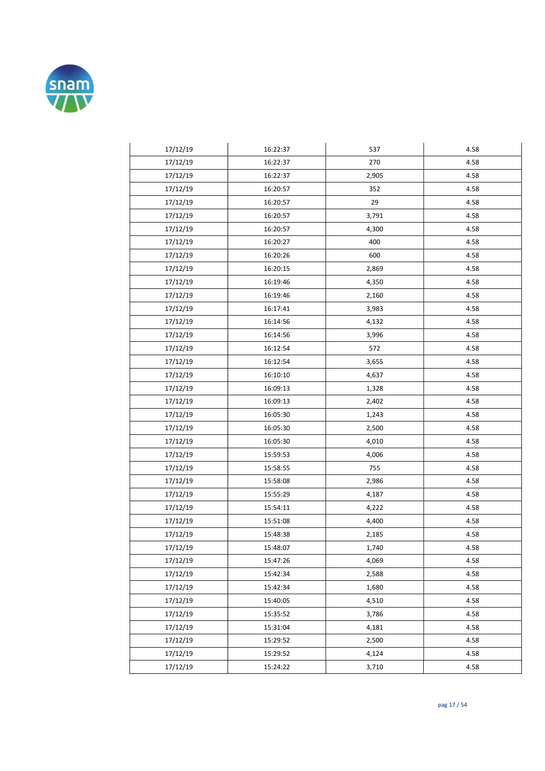| | | | |
|---|---|---|---|
| 17/12/19 | 16:22:37 | 537 | 4.58 |
| 17/12/19 | 16:22:37 | 270 | 4.58 |
| 17/12/19 | 16:22:37 | 2,905 | 4.58 |
| 17/12/19 | 16:20:57 | 352 | 4.58 |
| 17/12/19 | 16:20:57 | 29 | 4.58 |
| 17/12/19 | 16:20:57 | 3,791 | 4.58 |
| 17/12/19 | 16:20:57 | 4,300 | 4.58 |
| 17/12/19 | 16:20:27 | 400 | 4.58 |
| 17/12/19 | 16:20:26 | 600 | 4.58 |
| 17/12/19 | 16:20:15 | 2,869 | 4.58 |
| 17/12/19 | 16:19:46 | 4,350 | 4.58 |
| 17/12/19 | 16:19:46 | 2,160 | 4.58 |
| 17/12/19 | 16:17:41 | 3,983 | 4.58 |
| 17/12/19 | 16:14:56 | 4,132 | 4.58 |
| 17/12/19 | 16:14:56 | 3,996 | 4.58 |
| 17/12/19 | 16:12:54 | 572 | 4.58 |
| 17/12/19 | 16:12:54 | 3,655 | 4.58 |
| 17/12/19 | 16:10:10 | 4,637 | 4.58 |
| 17/12/19 | 16:09:13 | 1,328 | 4.58 |
| 17/12/19 | 16:09:13 | 2,402 | 4.58 |
| 17/12/19 | 16:05:30 | 1,243 | 4.58 |
| 17/12/19 | 16:05:30 | 2,500 | 4.58 |
| 17/12/19 | 16:05:30 | 4,010 | 4.58 |
| 17/12/19 | 15:59:53 | 4,006 | 4.58 |
| 17/12/19 | 15:58:55 | 755 | 4.58 |
| 17/12/19 | 15:58:08 | 2,986 | 4.58 |
| 17/12/19 | 15:55:29 | 4,187 | 4.58 |
| 17/12/19 | 15:54:11 | 4,222 | 4.58 |
| 17/12/19 | 15:51:08 | 4,400 | 4.58 |
| 17/12/19 | 15:48:38 | 2,185 | 4.58 |
| 17/12/19 | 15:48:07 | 1,740 | 4.58 |
| 17/12/19 | 15:47:26 | 4,069 | 4.58 |
| 17/12/19 | 15:42:34 | 2,588 | 4.58 |
| 17/12/19 | 15:42:34 | 1,680 | 4.58 |
| 17/12/19 | 15:40:05 | 4,510 | 4.58 |
| 17/12/19 | 15:35:52 | 3,786 | 4.58 |
| 17/12/19 | 15:31:04 | 4,181 | 4.58 |
| 17/12/19 | 15:29:52 | 2,500 | 4.58 |
| 17/12/19 | 15:29:52 | 4,124 | 4.58 |
| 17/12/19 | 15:24:22 | 3,710 | 4.58 |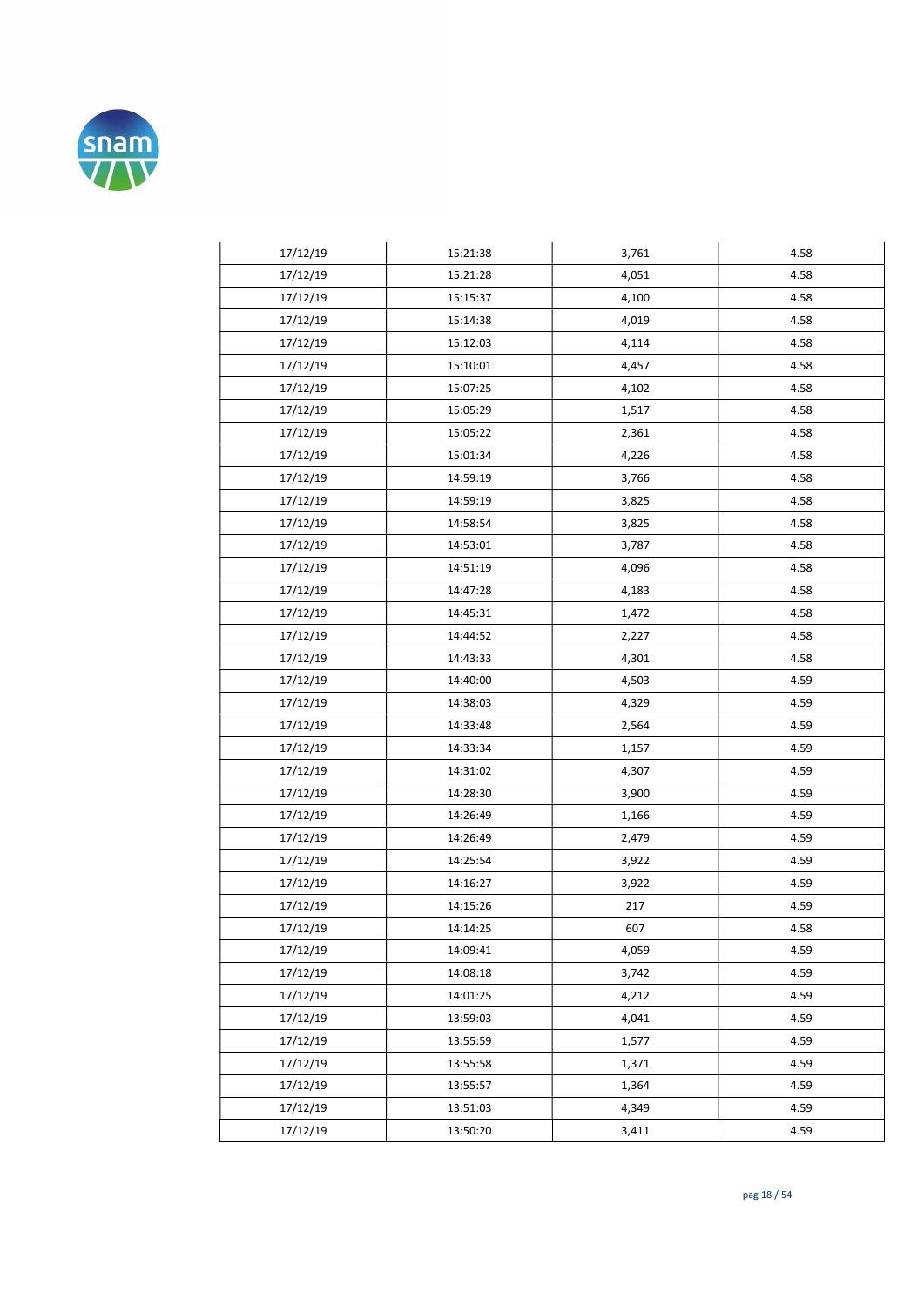| 17/12/19 | 15:21:38 | 3,761 | 4.58 |
|---|---|---|---|
| 17/12/19 | 15:21:28 | 4,051 | 4.58 |
| 17/12/19 | 15:15:37 | 4,100 | 4.58 |
| 17/12/19 | 15:14:38 | 4,019 | 4.58 |
| 17/12/19 | 15:12:03 | 4,114 | 4.58 |
| 17/12/19 | 15:10:01 | 4,457 | 4.58 |
| 17/12/19 | 15:07:25 | 4,102 | 4.58 |
| 17/12/19 | 15:05:29 | 1,517 | 4.58 |
| 17/12/19 | 15:05:22 | 2,361 | 4.58 |
| 17/12/19 | 15:01:34 | 4,226 | 4.58 |
| 17/12/19 | 14:59:19 | 3,766 | 4.58 |
| 17/12/19 | 14:59:19 | 3,825 | 4.58 |
| 17/12/19 | 14:58:54 | 3,825 | 4.58 |
| 17/12/19 | 14:53:01 | 3,787 | 4.58 |
| 17/12/19 | 14:51:19 | 4,096 | 4.58 |
| 17/12/19 | 14:47:28 | 4,183 | 4.58 |
| 17/12/19 | 14:45:31 | 1,472 | 4.58 |
| 17/12/19 | 14:44:52 | 2,227 | 4.58 |
| 17/12/19 | 14:43:33 | 4,301 | 4.58 |
| 17/12/19 | 14:40:00 | 4,503 | 4.59 |
| 17/12/19 | 14:38:03 | 4,329 | 4.59 |
| 17/12/19 | 14:33:48 | 2,564 | 4.59 |
| 17/12/19 | 14:33:34 | 1,157 | 4.59 |
| 17/12/19 | 14:31:02 | 4,307 | 4.59 |
| 17/12/19 | 14:28:30 | 3,900 | 4.59 |
| 17/12/19 | 14:26:49 | 1,166 | 4.59 |
| 17/12/19 | 14:26:49 | 2,479 | 4.59 |
| 17/12/19 | 14:25:54 | 3,922 | 4.59 |
| 17/12/19 | 14:16:27 | 3,922 | 4.59 |
| 17/12/19 | 14:15:26 | 217 | 4.59 |
| 17/12/19 | 14:14:25 | 607 | 4.58 |
| 17/12/19 | 14:09:41 | 4,059 | 4.59 |
| 17/12/19 | 14:08:18 | 3,742 | 4.59 |
| 17/12/19 | 14:01:25 | 4,212 | 4.59 |
| 17/12/19 | 13:59:03 | 4,041 | 4.59 |
| 17/12/19 | 13:55:59 | 1,577 | 4.59 |
| 17/12/19 | 13:55:58 | 1,371 | 4.59 |
| 17/12/19 | 13:55:57 | 1,364 | 4.59 |
| 17/12/19 | 13:51:03 | 4,349 | 4.59 |
| 17/12/19 | 13:50:20 | 3,411 | 4.59 |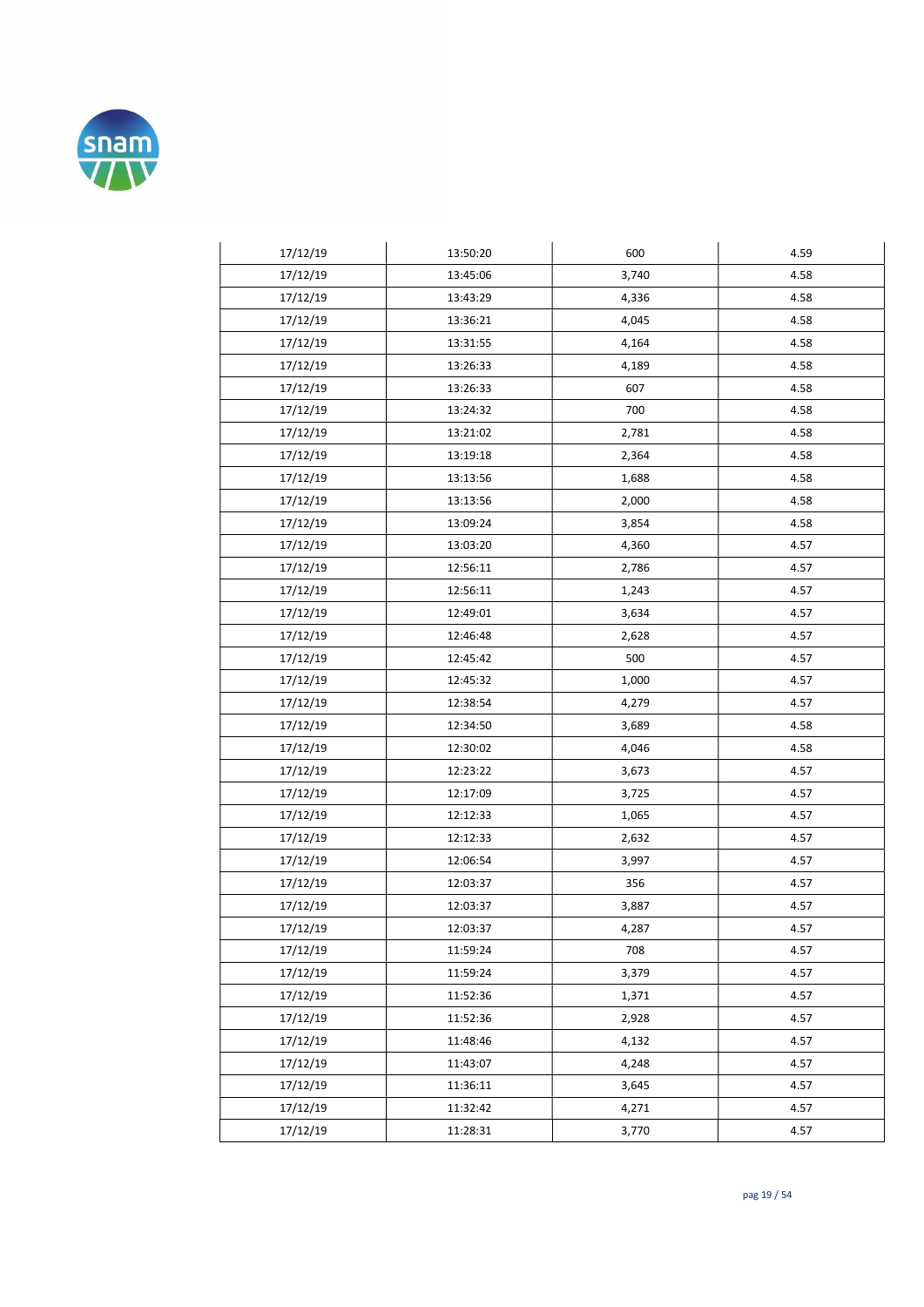| | | | |
|---|---|---|---|
| 17/12/19 | 13:50:20 | 600 | 4.59 |
| 17/12/19 | 13:45:06 | 3,740 | 4.58 |
| 17/12/19 | 13:43:29 | 4,336 | 4.58 |
| 17/12/19 | 13:36:21 | 4,045 | 4.58 |
| 17/12/19 | 13:31:55 | 4,164 | 4.58 |
| 17/12/19 | 13:26:33 | 4,189 | 4.58 |
| 17/12/19 | 13:26:33 | 607 | 4.58 |
| 17/12/19 | 13:24:32 | 700 | 4.58 |
| 17/12/19 | 13:21:02 | 2,781 | 4.58 |
| 17/12/19 | 13:19:18 | 2,364 | 4.58 |
| 17/12/19 | 13:13:56 | 1,688 | 4.58 |
| 17/12/19 | 13:13:56 | 2,000 | 4.58 |
| 17/12/19 | 13:09:24 | 3,854 | 4.58 |
| 17/12/19 | 13:03:20 | 4,360 | 4.57 |
| 17/12/19 | 12:56:11 | 2,786 | 4.57 |
| 17/12/19 | 12:56:11 | 1,243 | 4.57 |
| 17/12/19 | 12:49:01 | 3,634 | 4.57 |
| 17/12/19 | 12:46:48 | 2,628 | 4.57 |
| 17/12/19 | 12:45:42 | 500 | 4.57 |
| 17/12/19 | 12:45:32 | 1,000 | 4.57 |
| 17/12/19 | 12:38:54 | 4,279 | 4.57 |
| 17/12/19 | 12:34:50 | 3,689 | 4.58 |
| 17/12/19 | 12:30:02 | 4,046 | 4.58 |
| 17/12/19 | 12:23:22 | 3,673 | 4.57 |
| 17/12/19 | 12:17:09 | 3,725 | 4.57 |
| 17/12/19 | 12:12:33 | 1,065 | 4.57 |
| 17/12/19 | 12:12:33 | 2,632 | 4.57 |
| 17/12/19 | 12:06:54 | 3,997 | 4.57 |
| 17/12/19 | 12:03:37 | 356 | 4.57 |
| 17/12/19 | 12:03:37 | 3,887 | 4.57 |
| 17/12/19 | 12:03:37 | 4,287 | 4.57 |
| 17/12/19 | 11:59:24 | 708 | 4.57 |
| 17/12/19 | 11:59:24 | 3,379 | 4.57 |
| 17/12/19 | 11:52:36 | 1,371 | 4.57 |
| 17/12/19 | 11:52:36 | 2,928 | 4.57 |
| 17/12/19 | 11:48:46 | 4,132 | 4.57 |
| 17/12/19 | 11:43:07 | 4,248 | 4.57 |
| 17/12/19 | 11:36:11 | 3,645 | 4.57 |
| 17/12/19 | 11:32:42 | 4,271 | 4.57 |
| 17/12/19 | 11:28:31 | 3,770 | 4.57 |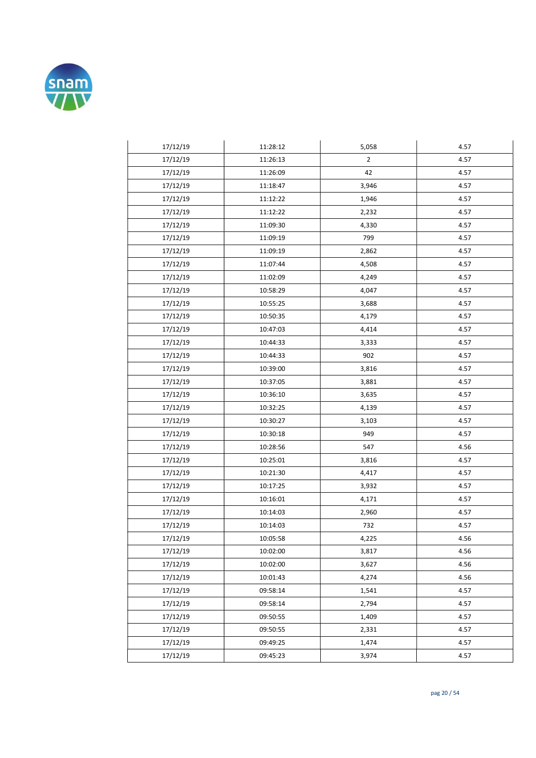| | | | |
|---|---|---|---|
| 17/12/19 | 11:28:12 | 5,058 | 4.57 |
| 17/12/19 | 11:26:13 | 2 | 4.57 |
| 17/12/19 | 11:26:09 | 42 | 4.57 |
| 17/12/19 | 11:18:47 | 3,946 | 4.57 |
| 17/12/19 | 11:12:22 | 1,946 | 4.57 |
| 17/12/19 | 11:12:22 | 2,232 | 4.57 |
| 17/12/19 | 11:09:30 | 4,330 | 4.57 |
| 17/12/19 | 11:09:19 | 799 | 4.57 |
| 17/12/19 | 11:09:19 | 2,862 | 4.57 |
| 17/12/19 | 11:07:44 | 4,508 | 4.57 |
| 17/12/19 | 11:02:09 | 4,249 | 4.57 |
| 17/12/19 | 10:58:29 | 4,047 | 4.57 |
| 17/12/19 | 10:55:25 | 3,688 | 4.57 |
| 17/12/19 | 10:50:35 | 4,179 | 4.57 |
| 17/12/19 | 10:47:03 | 4,414 | 4.57 |
| 17/12/19 | 10:44:33 | 3,333 | 4.57 |
| 17/12/19 | 10:44:33 | 902 | 4.57 |
| 17/12/19 | 10:39:00 | 3,816 | 4.57 |
| 17/12/19 | 10:37:05 | 3,881 | 4.57 |
| 17/12/19 | 10:36:10 | 3,635 | 4.57 |
| 17/12/19 | 10:32:25 | 4,139 | 4.57 |
| 17/12/19 | 10:30:27 | 3,103 | 4.57 |
| 17/12/19 | 10:30:18 | 949 | 4.57 |
| 17/12/19 | 10:28:56 | 547 | 4.56 |
| 17/12/19 | 10:25:01 | 3,816 | 4.57 |
| 17/12/19 | 10:21:30 | 4,417 | 4.57 |
| 17/12/19 | 10:17:25 | 3,932 | 4.57 |
| 17/12/19 | 10:16:01 | 4,171 | 4.57 |
| 17/12/19 | 10:14:03 | 2,960 | 4.57 |
| 17/12/19 | 10:14:03 | 732 | 4.57 |
| 17/12/19 | 10:05:58 | 4,225 | 4.56 |
| 17/12/19 | 10:02:00 | 3,817 | 4.56 |
| 17/12/19 | 10:02:00 | 3,627 | 4.56 |
| 17/12/19 | 10:01:43 | 4,274 | 4.56 |
| 17/12/19 | 09:58:14 | 1,541 | 4.57 |
| 17/12/19 | 09:58:14 | 2,794 | 4.57 |
| 17/12/19 | 09:50:55 | 1,409 | 4.57 |
| 17/12/19 | 09:50:55 | 2,331 | 4.57 |
| 17/12/19 | 09:49:25 | 1,474 | 4.57 |
| 17/12/19 | 09:45:23 | 3,974 | 4.57 |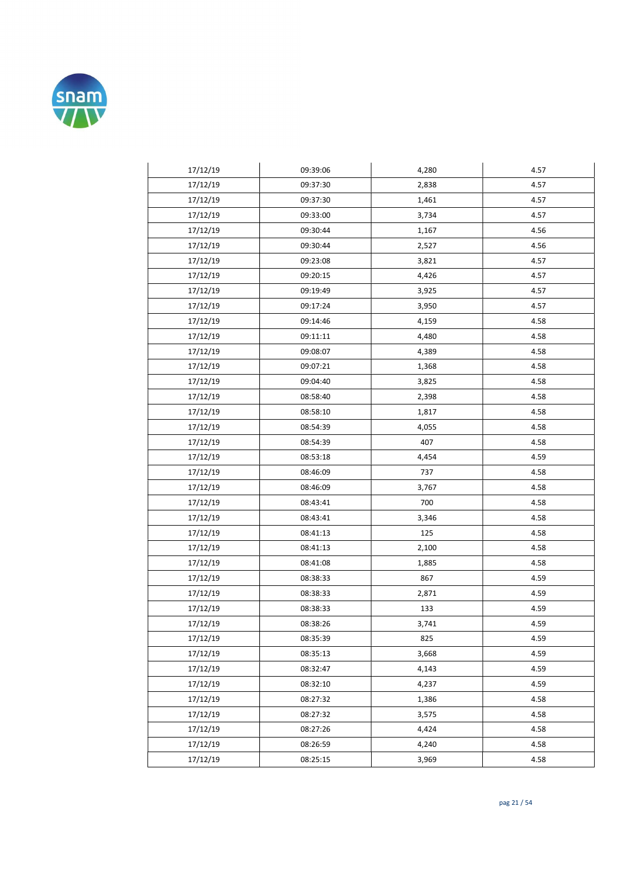| | | | |
|---|---|---|---|
| 17/12/19 | 09:39:06 | 4,280 | 4.57 |
| 17/12/19 | 09:37:30 | 2,838 | 4.57 |
| 17/12/19 | 09:37:30 | 1,461 | 4.57 |
| 17/12/19 | 09:33:00 | 3,734 | 4.57 |
| 17/12/19 | 09:30:44 | 1,167 | 4.56 |
| 17/12/19 | 09:30:44 | 2,527 | 4.56 |
| 17/12/19 | 09:23:08 | 3,821 | 4.57 |
| 17/12/19 | 09:20:15 | 4,426 | 4.57 |
| 17/12/19 | 09:19:49 | 3,925 | 4.57 |
| 17/12/19 | 09:17:24 | 3,950 | 4.57 |
| 17/12/19 | 09:14:46 | 4,159 | 4.58 |
| 17/12/19 | 09:11:11 | 4,480 | 4.58 |
| 17/12/19 | 09:08:07 | 4,389 | 4.58 |
| 17/12/19 | 09:07:21 | 1,368 | 4.58 |
| 17/12/19 | 09:04:40 | 3,825 | 4.58 |
| 17/12/19 | 08:58:40 | 2,398 | 4.58 |
| 17/12/19 | 08:58:10 | 1,817 | 4.58 |
| 17/12/19 | 08:54:39 | 4,055 | 4.58 |
| 17/12/19 | 08:54:39 | 407 | 4.58 |
| 17/12/19 | 08:53:18 | 4,454 | 4.59 |
| 17/12/19 | 08:46:09 | 737 | 4.58 |
| 17/12/19 | 08:46:09 | 3,767 | 4.58 |
| 17/12/19 | 08:43:41 | 700 | 4.58 |
| 17/12/19 | 08:43:41 | 3,346 | 4.58 |
| 17/12/19 | 08:41:13 | 125 | 4.58 |
| 17/12/19 | 08:41:13 | 2,100 | 4.58 |
| 17/12/19 | 08:41:08 | 1,885 | 4.58 |
| 17/12/19 | 08:38:33 | 867 | 4.59 |
| 17/12/19 | 08:38:33 | 2,871 | 4.59 |
| 17/12/19 | 08:38:33 | 133 | 4.59 |
| 17/12/19 | 08:38:26 | 3,741 | 4.59 |
| 17/12/19 | 08:35:39 | 825 | 4.59 |
| 17/12/19 | 08:35:13 | 3,668 | 4.59 |
| 17/12/19 | 08:32:47 | 4,143 | 4.59 |
| 17/12/19 | 08:32:10 | 4,237 | 4.59 |
| 17/12/19 | 08:27:32 | 1,386 | 4.58 |
| 17/12/19 | 08:27:32 | 3,575 | 4.58 |
| 17/12/19 | 08:27:26 | 4,424 | 4.58 |
| 17/12/19 | 08:26:59 | 4,240 | 4.58 |
| 17/12/19 | 08:25:15 | 3,969 | 4.58 |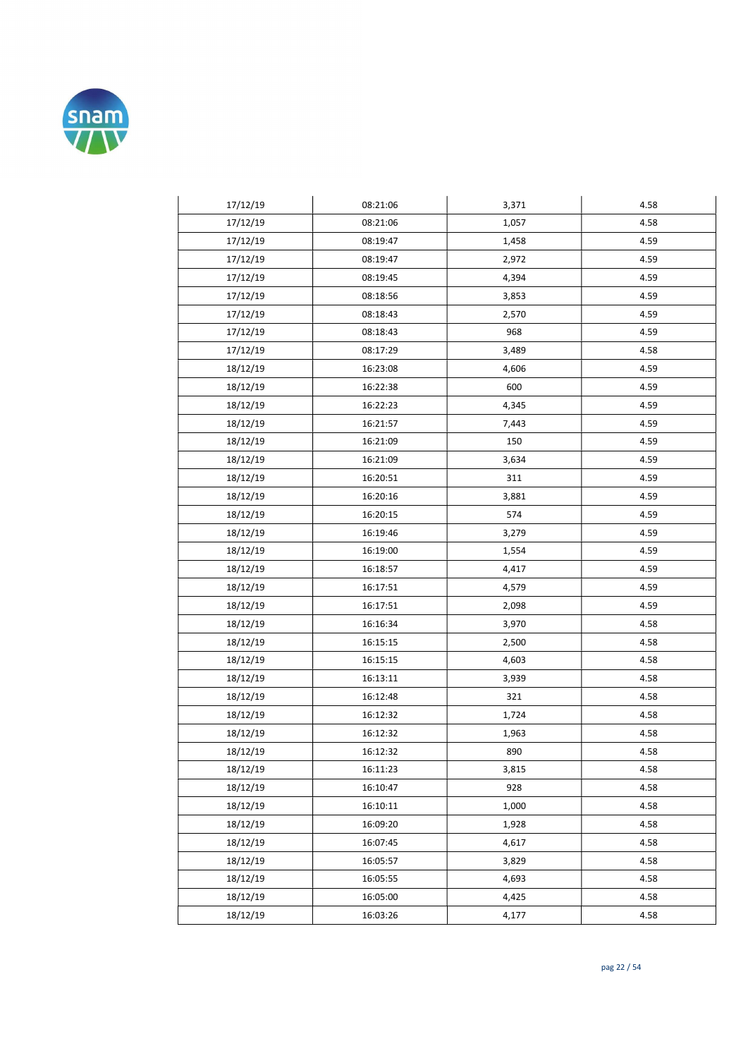| | | | |
|---|---|---|---|
| 17/12/19 | 08:21:06 | 3,371 | 4.58 |
| 17/12/19 | 08:21:06 | 1,057 | 4.58 |
| 17/12/19 | 08:19:47 | 1,458 | 4.59 |
| 17/12/19 | 08:19:47 | 2,972 | 4.59 |
| 17/12/19 | 08:19:45 | 4,394 | 4.59 |
| 17/12/19 | 08:18:56 | 3,853 | 4.59 |
| 17/12/19 | 08:18:43 | 2,570 | 4.59 |
| 17/12/19 | 08:18:43 | 968 | 4.59 |
| 17/12/19 | 08:17:29 | 3,489 | 4.58 |
| 18/12/19 | 16:23:08 | 4,606 | 4.59 |
| 18/12/19 | 16:22:38 | 600 | 4.59 |
| 18/12/19 | 16:22:23 | 4,345 | 4.59 |
| 18/12/19 | 16:21:57 | 7,443 | 4.59 |
| 18/12/19 | 16:21:09 | 150 | 4.59 |
| 18/12/19 | 16:21:09 | 3,634 | 4.59 |
| 18/12/19 | 16:20:51 | 311 | 4.59 |
| 18/12/19 | 16:20:16 | 3,881 | 4.59 |
| 18/12/19 | 16:20:15 | 574 | 4.59 |
| 18/12/19 | 16:19:46 | 3,279 | 4.59 |
| 18/12/19 | 16:19:00 | 1,554 | 4.59 |
| 18/12/19 | 16:18:57 | 4,417 | 4.59 |
| 18/12/19 | 16:17:51 | 4,579 | 4.59 |
| 18/12/19 | 16:17:51 | 2,098 | 4.59 |
| 18/12/19 | 16:16:34 | 3,970 | 4.58 |
| 18/12/19 | 16:15:15 | 2,500 | 4.58 |
| 18/12/19 | 16:15:15 | 4,603 | 4.58 |
| 18/12/19 | 16:13:11 | 3,939 | 4.58 |
| 18/12/19 | 16:12:48 | 321 | 4.58 |
| 18/12/19 | 16:12:32 | 1,724 | 4.58 |
| 18/12/19 | 16:12:32 | 1,963 | 4.58 |
| 18/12/19 | 16:12:32 | 890 | 4.58 |
| 18/12/19 | 16:11:23 | 3,815 | 4.58 |
| 18/12/19 | 16:10:47 | 928 | 4.58 |
| 18/12/19 | 16:10:11 | 1,000 | 4.58 |
| 18/12/19 | 16:09:20 | 1,928 | 4.58 |
| 18/12/19 | 16:07:45 | 4,617 | 4.58 |
| 18/12/19 | 16:05:57 | 3,829 | 4.58 |
| 18/12/19 | 16:05:55 | 4,693 | 4.58 |
| 18/12/19 | 16:05:00 | 4,425 | 4.58 |
| 18/12/19 | 16:03:26 | 4,177 | 4.58 |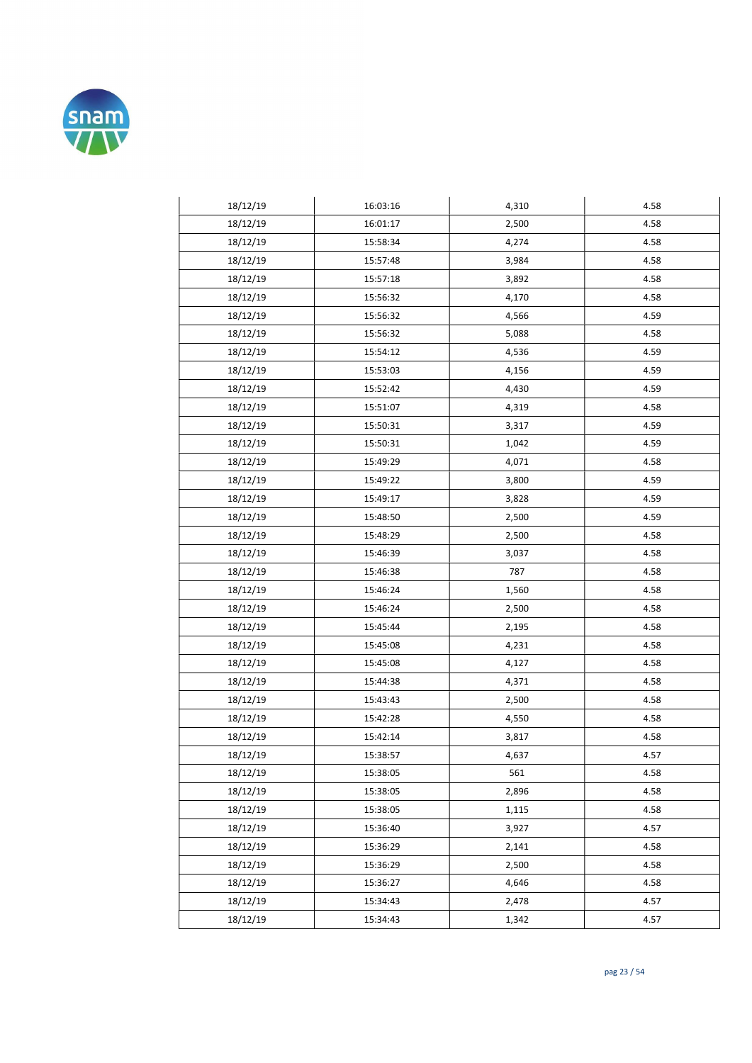| | | | |
|---|---|---|---|
| 18/12/19 | 16:03:16 | 4,310 | 4.58 |
| 18/12/19 | 16:01:17 | 2,500 | 4.58 |
| 18/12/19 | 15:58:34 | 4,274 | 4.58 |
| 18/12/19 | 15:57:48 | 3,984 | 4.58 |
| 18/12/19 | 15:57:18 | 3,892 | 4.58 |
| 18/12/19 | 15:56:32 | 4,170 | 4.58 |
| 18/12/19 | 15:56:32 | 4,566 | 4.59 |
| 18/12/19 | 15:56:32 | 5,088 | 4.58 |
| 18/12/19 | 15:54:12 | 4,536 | 4.59 |
| 18/12/19 | 15:53:03 | 4,156 | 4.59 |
| 18/12/19 | 15:52:42 | 4,430 | 4.59 |
| 18/12/19 | 15:51:07 | 4,319 | 4.58 |
| 18/12/19 | 15:50:31 | 3,317 | 4.59 |
| 18/12/19 | 15:50:31 | 1,042 | 4.59 |
| 18/12/19 | 15:49:29 | 4,071 | 4.58 |
| 18/12/19 | 15:49:22 | 3,800 | 4.59 |
| 18/12/19 | 15:49:17 | 3,828 | 4.59 |
| 18/12/19 | 15:48:50 | 2,500 | 4.59 |
| 18/12/19 | 15:48:29 | 2,500 | 4.58 |
| 18/12/19 | 15:46:39 | 3,037 | 4.58 |
| 18/12/19 | 15:46:38 | 787 | 4.58 |
| 18/12/19 | 15:46:24 | 1,560 | 4.58 |
| 18/12/19 | 15:46:24 | 2,500 | 4.58 |
| 18/12/19 | 15:45:44 | 2,195 | 4.58 |
| 18/12/19 | 15:45:08 | 4,231 | 4.58 |
| 18/12/19 | 15:45:08 | 4,127 | 4.58 |
| 18/12/19 | 15:44:38 | 4,371 | 4.58 |
| 18/12/19 | 15:43:43 | 2,500 | 4.58 |
| 18/12/19 | 15:42:28 | 4,550 | 4.58 |
| 18/12/19 | 15:42:14 | 3,817 | 4.58 |
| 18/12/19 | 15:38:57 | 4,637 | 4.57 |
| 18/12/19 | 15:38:05 | 561 | 4.58 |
| 18/12/19 | 15:38:05 | 2,896 | 4.58 |
| 18/12/19 | 15:38:05 | 1,115 | 4.58 |
| 18/12/19 | 15:36:40 | 3,927 | 4.57 |
| 18/12/19 | 15:36:29 | 2,141 | 4.58 |
| 18/12/19 | 15:36:29 | 2,500 | 4.58 |
| 18/12/19 | 15:36:27 | 4,646 | 4.58 |
| 18/12/19 | 15:34:43 | 2,478 | 4.57 |
| 18/12/19 | 15:34:43 | 1,342 | 4.57 |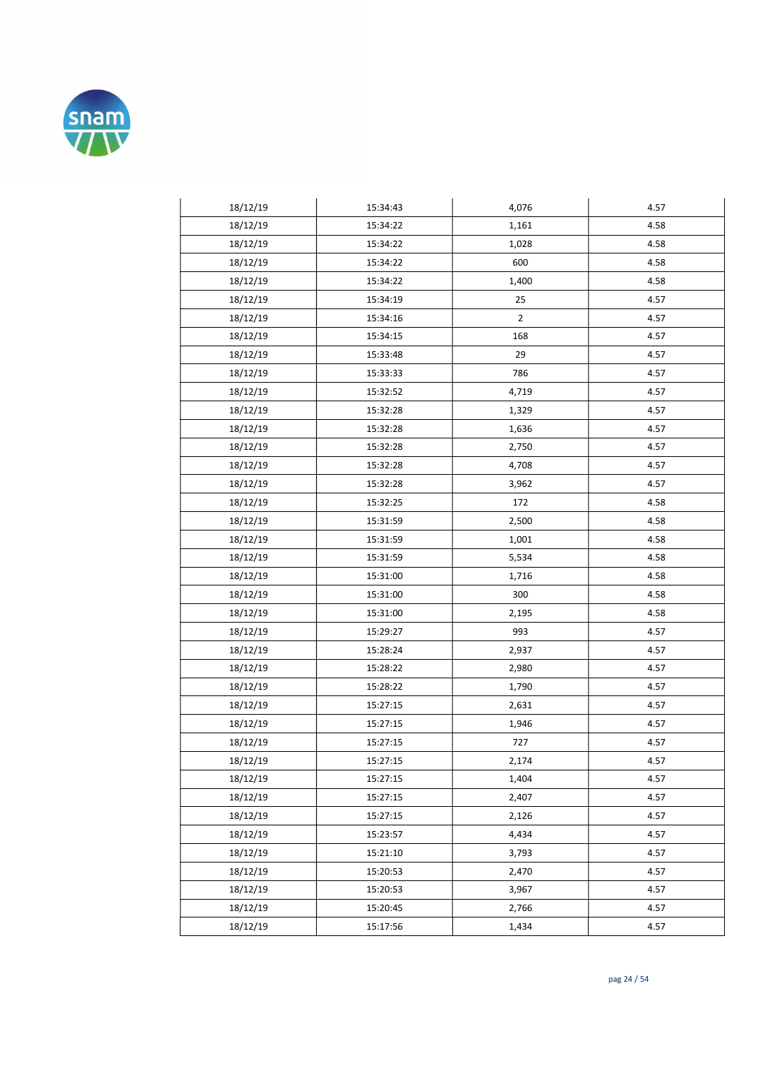| | | | |
|---|---|---|---|
| 18/12/19 | 15:34:43 | 4,076 | 4.57 |
| 18/12/19 | 15:34:22 | 1,161 | 4.58 |
| 18/12/19 | 15:34:22 | 1,028 | 4.58 |
| 18/12/19 | 15:34:22 | 600 | 4.58 |
| 18/12/19 | 15:34:22 | 1,400 | 4.58 |
| 18/12/19 | 15:34:19 | 25 | 4.57 |
| 18/12/19 | 15:34:16 | 2 | 4.57 |
| 18/12/19 | 15:34:15 | 168 | 4.57 |
| 18/12/19 | 15:33:48 | 29 | 4.57 |
| 18/12/19 | 15:33:33 | 786 | 4.57 |
| 18/12/19 | 15:32:52 | 4,719 | 4.57 |
| 18/12/19 | 15:32:28 | 1,329 | 4.57 |
| 18/12/19 | 15:32:28 | 1,636 | 4.57 |
| 18/12/19 | 15:32:28 | 2,750 | 4.57 |
| 18/12/19 | 15:32:28 | 4,708 | 4.57 |
| 18/12/19 | 15:32:28 | 3,962 | 4.57 |
| 18/12/19 | 15:32:25 | 172 | 4.58 |
| 18/12/19 | 15:31:59 | 2,500 | 4.58 |
| 18/12/19 | 15:31:59 | 1,001 | 4.58 |
| 18/12/19 | 15:31:59 | 5,534 | 4.58 |
| 18/12/19 | 15:31:00 | 1,716 | 4.58 |
| 18/12/19 | 15:31:00 | 300 | 4.58 |
| 18/12/19 | 15:31:00 | 2,195 | 4.58 |
| 18/12/19 | 15:29:27 | 993 | 4.57 |
| 18/12/19 | 15:28:24 | 2,937 | 4.57 |
| 18/12/19 | 15:28:22 | 2,980 | 4.57 |
| 18/12/19 | 15:28:22 | 1,790 | 4.57 |
| 18/12/19 | 15:27:15 | 2,631 | 4.57 |
| 18/12/19 | 15:27:15 | 1,946 | 4.57 |
| 18/12/19 | 15:27:15 | 727 | 4.57 |
| 18/12/19 | 15:27:15 | 2,174 | 4.57 |
| 18/12/19 | 15:27:15 | 1,404 | 4.57 |
| 18/12/19 | 15:27:15 | 2,407 | 4.57 |
| 18/12/19 | 15:27:15 | 2,126 | 4.57 |
| 18/12/19 | 15:23:57 | 4,434 | 4.57 |
| 18/12/19 | 15:21:10 | 3,793 | 4.57 |
| 18/12/19 | 15:20:53 | 2,470 | 4.57 |
| 18/12/19 | 15:20:53 | 3,967 | 4.57 |
| 18/12/19 | 15:20:45 | 2,766 | 4.57 |
| 18/12/19 | 15:17:56 | 1,434 | 4.57 |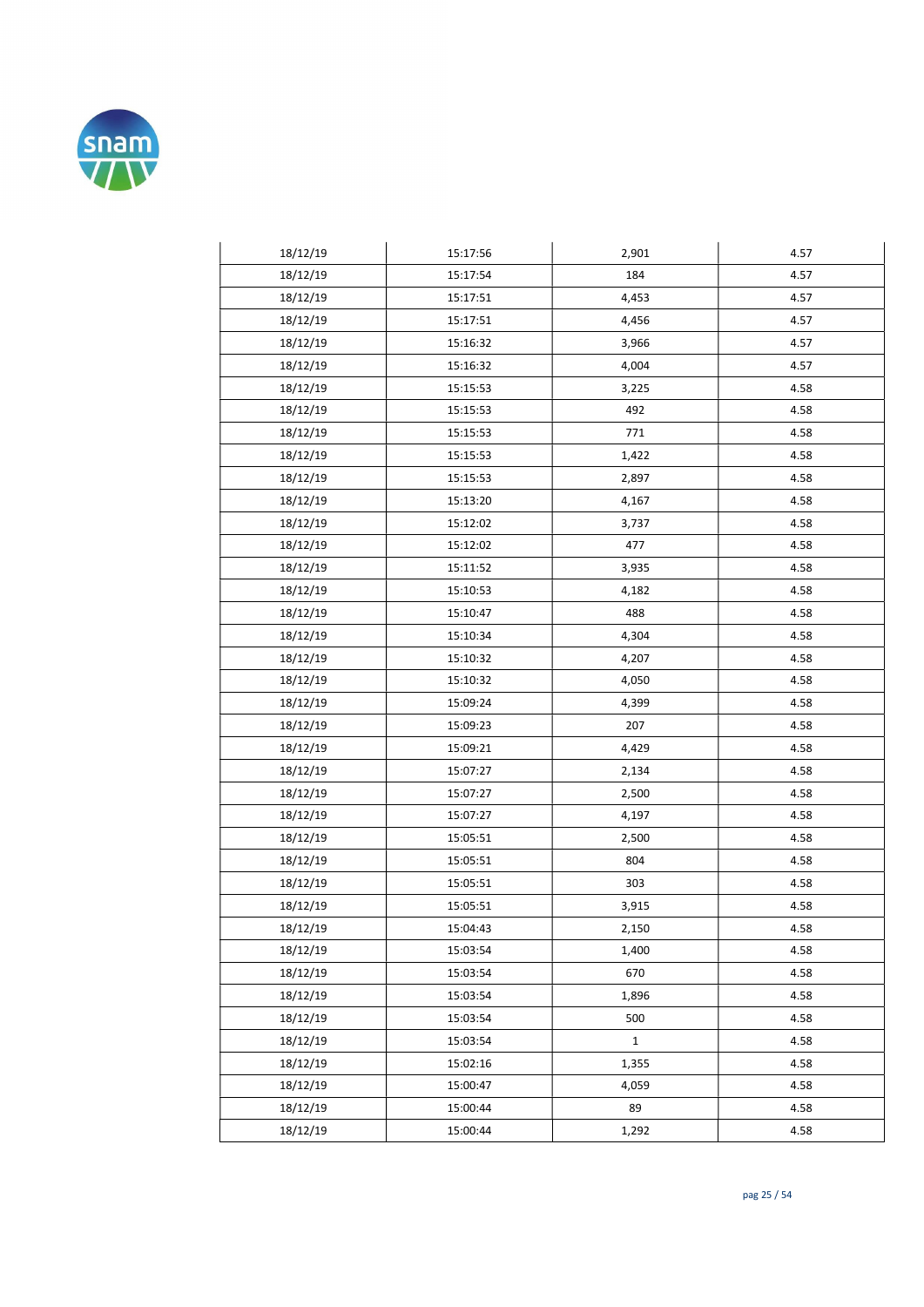| | | | |
|---|---|---|---|
| 18/12/19 | 15:17:56 | 2,901 | 4.57 |
| 18/12/19 | 15:17:54 | 184 | 4.57 |
| 18/12/19 | 15:17:51 | 4,453 | 4.57 |
| 18/12/19 | 15:17:51 | 4,456 | 4.57 |
| 18/12/19 | 15:16:32 | 3,966 | 4.57 |
| 18/12/19 | 15:16:32 | 4,004 | 4.57 |
| 18/12/19 | 15:15:53 | 3,225 | 4.58 |
| 18/12/19 | 15:15:53 | 492 | 4.58 |
| 18/12/19 | 15:15:53 | 771 | 4.58 |
| 18/12/19 | 15:15:53 | 1,422 | 4.58 |
| 18/12/19 | 15:15:53 | 2,897 | 4.58 |
| 18/12/19 | 15:13:20 | 4,167 | 4.58 |
| 18/12/19 | 15:12:02 | 3,737 | 4.58 |
| 18/12/19 | 15:12:02 | 477 | 4.58 |
| 18/12/19 | 15:11:52 | 3,935 | 4.58 |
| 18/12/19 | 15:10:53 | 4,182 | 4.58 |
| 18/12/19 | 15:10:47 | 488 | 4.58 |
| 18/12/19 | 15:10:34 | 4,304 | 4.58 |
| 18/12/19 | 15:10:32 | 4,207 | 4.58 |
| 18/12/19 | 15:10:32 | 4,050 | 4.58 |
| 18/12/19 | 15:09:24 | 4,399 | 4.58 |
| 18/12/19 | 15:09:23 | 207 | 4.58 |
| 18/12/19 | 15:09:21 | 4,429 | 4.58 |
| 18/12/19 | 15:07:27 | 2,134 | 4.58 |
| 18/12/19 | 15:07:27 | 2,500 | 4.58 |
| 18/12/19 | 15:07:27 | 4,197 | 4.58 |
| 18/12/19 | 15:05:51 | 2,500 | 4.58 |
| 18/12/19 | 15:05:51 | 804 | 4.58 |
| 18/12/19 | 15:05:51 | 303 | 4.58 |
| 18/12/19 | 15:05:51 | 3,915 | 4.58 |
| 18/12/19 | 15:04:43 | 2,150 | 4.58 |
| 18/12/19 | 15:03:54 | 1,400 | 4.58 |
| 18/12/19 | 15:03:54 | 670 | 4.58 |
| 18/12/19 | 15:03:54 | 1,896 | 4.58 |
| 18/12/19 | 15:03:54 | 500 | 4.58 |
| 18/12/19 | 15:03:54 | 1 | 4.58 |
| 18/12/19 | 15:02:16 | 1,355 | 4.58 |
| 18/12/19 | 15:00:47 | 4,059 | 4.58 |
| 18/12/19 | 15:00:44 | 89 | 4.58 |
| 18/12/19 | 15:00:44 | 1,292 | 4.58 |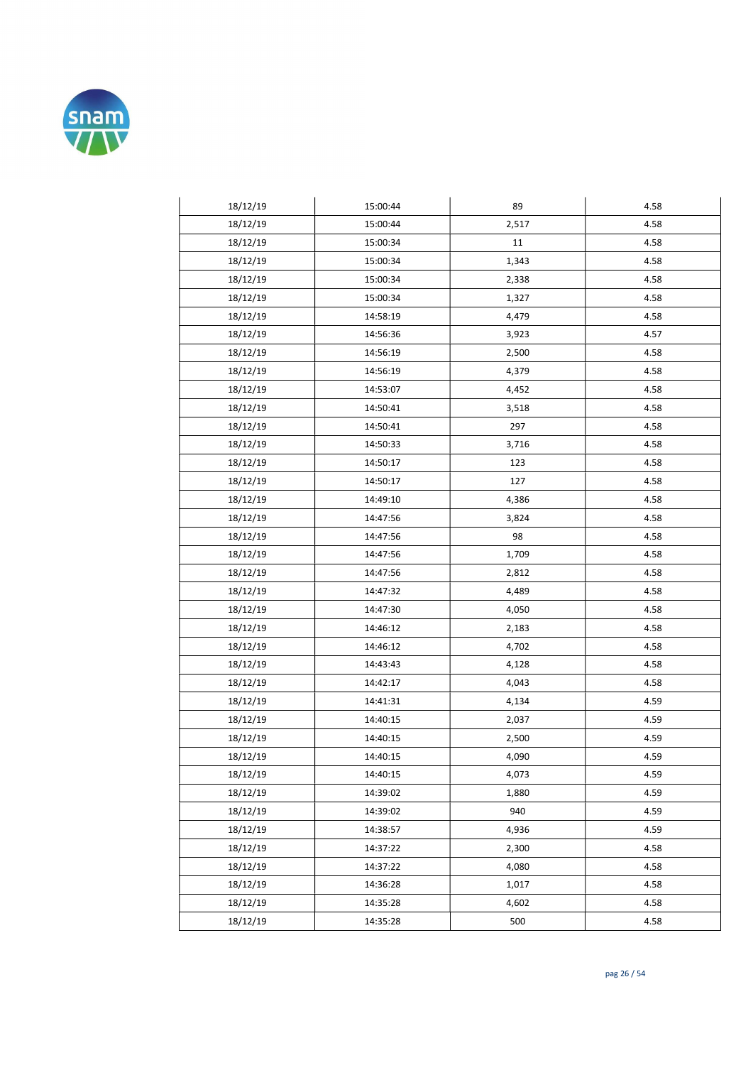| | | | |
|---|---|---|---|
| 18/12/19 | 15:00:44 | 89 | 4.58 |
| 18/12/19 | 15:00:44 | 2,517 | 4.58 |
| 18/12/19 | 15:00:34 | 11 | 4.58 |
| 18/12/19 | 15:00:34 | 1,343 | 4.58 |
| 18/12/19 | 15:00:34 | 2,338 | 4.58 |
| 18/12/19 | 15:00:34 | 1,327 | 4.58 |
| 18/12/19 | 14:58:19 | 4,479 | 4.58 |
| 18/12/19 | 14:56:36 | 3,923 | 4.57 |
| 18/12/19 | 14:56:19 | 2,500 | 4.58 |
| 18/12/19 | 14:56:19 | 4,379 | 4.58 |
| 18/12/19 | 14:53:07 | 4,452 | 4.58 |
| 18/12/19 | 14:50:41 | 3,518 | 4.58 |
| 18/12/19 | 14:50:41 | 297 | 4.58 |
| 18/12/19 | 14:50:33 | 3,716 | 4.58 |
| 18/12/19 | 14:50:17 | 123 | 4.58 |
| 18/12/19 | 14:50:17 | 127 | 4.58 |
| 18/12/19 | 14:49:10 | 4,386 | 4.58 |
| 18/12/19 | 14:47:56 | 3,824 | 4.58 |
| 18/12/19 | 14:47:56 | 98 | 4.58 |
| 18/12/19 | 14:47:56 | 1,709 | 4.58 |
| 18/12/19 | 14:47:56 | 2,812 | 4.58 |
| 18/12/19 | 14:47:32 | 4,489 | 4.58 |
| 18/12/19 | 14:47:30 | 4,050 | 4.58 |
| 18/12/19 | 14:46:12 | 2,183 | 4.58 |
| 18/12/19 | 14:46:12 | 4,702 | 4.58 |
| 18/12/19 | 14:43:43 | 4,128 | 4.58 |
| 18/12/19 | 14:42:17 | 4,043 | 4.58 |
| 18/12/19 | 14:41:31 | 4,134 | 4.59 |
| 18/12/19 | 14:40:15 | 2,037 | 4.59 |
| 18/12/19 | 14:40:15 | 2,500 | 4.59 |
| 18/12/19 | 14:40:15 | 4,090 | 4.59 |
| 18/12/19 | 14:40:15 | 4,073 | 4.59 |
| 18/12/19 | 14:39:02 | 1,880 | 4.59 |
| 18/12/19 | 14:39:02 | 940 | 4.59 |
| 18/12/19 | 14:38:57 | 4,936 | 4.59 |
| 18/12/19 | 14:37:22 | 2,300 | 4.58 |
| 18/12/19 | 14:37:22 | 4,080 | 4.58 |
| 18/12/19 | 14:36:28 | 1,017 | 4.58 |
| 18/12/19 | 14:35:28 | 4,602 | 4.58 |
| 18/12/19 | 14:35:28 | 500 | 4.58 |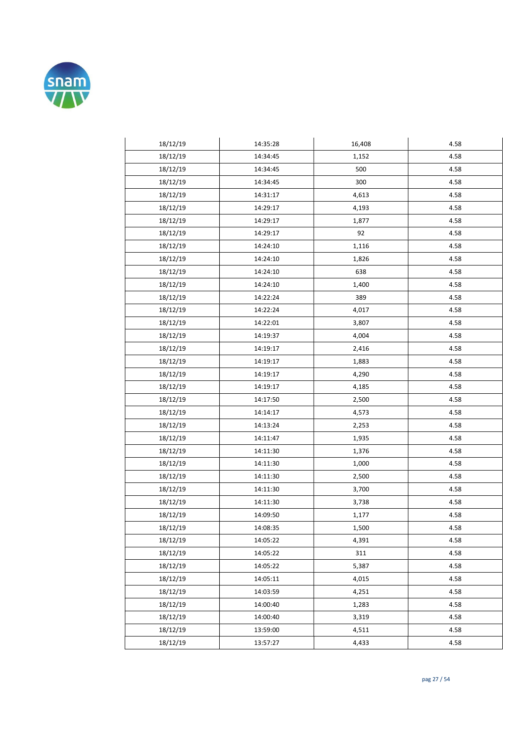| | | | |
|---|---|---|---|
| 18/12/19 | 14:35:28 | 16,408 | 4.58 |
| 18/12/19 | 14:34:45 | 1,152 | 4.58 |
| 18/12/19 | 14:34:45 | 500 | 4.58 |
| 18/12/19 | 14:34:45 | 300 | 4.58 |
| 18/12/19 | 14:31:17 | 4,613 | 4.58 |
| 18/12/19 | 14:29:17 | 4,193 | 4.58 |
| 18/12/19 | 14:29:17 | 1,877 | 4.58 |
| 18/12/19 | 14:29:17 | 92 | 4.58 |
| 18/12/19 | 14:24:10 | 1,116 | 4.58 |
| 18/12/19 | 14:24:10 | 1,826 | 4.58 |
| 18/12/19 | 14:24:10 | 638 | 4.58 |
| 18/12/19 | 14:24:10 | 1,400 | 4.58 |
| 18/12/19 | 14:22:24 | 389 | 4.58 |
| 18/12/19 | 14:22:24 | 4,017 | 4.58 |
| 18/12/19 | 14:22:01 | 3,807 | 4.58 |
| 18/12/19 | 14:19:37 | 4,004 | 4.58 |
| 18/12/19 | 14:19:17 | 2,416 | 4.58 |
| 18/12/19 | 14:19:17 | 1,883 | 4.58 |
| 18/12/19 | 14:19:17 | 4,290 | 4.58 |
| 18/12/19 | 14:19:17 | 4,185 | 4.58 |
| 18/12/19 | 14:17:50 | 2,500 | 4.58 |
| 18/12/19 | 14:14:17 | 4,573 | 4.58 |
| 18/12/19 | 14:13:24 | 2,253 | 4.58 |
| 18/12/19 | 14:11:47 | 1,935 | 4.58 |
| 18/12/19 | 14:11:30 | 1,376 | 4.58 |
| 18/12/19 | 14:11:30 | 1,000 | 4.58 |
| 18/12/19 | 14:11:30 | 2,500 | 4.58 |
| 18/12/19 | 14:11:30 | 3,700 | 4.58 |
| 18/12/19 | 14:11:30 | 3,738 | 4.58 |
| 18/12/19 | 14:09:50 | 1,177 | 4.58 |
| 18/12/19 | 14:08:35 | 1,500 | 4.58 |
| 18/12/19 | 14:05:22 | 4,391 | 4.58 |
| 18/12/19 | 14:05:22 | 311 | 4.58 |
| 18/12/19 | 14:05:22 | 5,387 | 4.58 |
| 18/12/19 | 14:05:11 | 4,015 | 4.58 |
| 18/12/19 | 14:03:59 | 4,251 | 4.58 |
| 18/12/19 | 14:00:40 | 1,283 | 4.58 |
| 18/12/19 | 14:00:40 | 3,319 | 4.58 |
| 18/12/19 | 13:59:00 | 4,511 | 4.58 |
| 18/12/19 | 13:57:27 | 4,433 | 4.58 |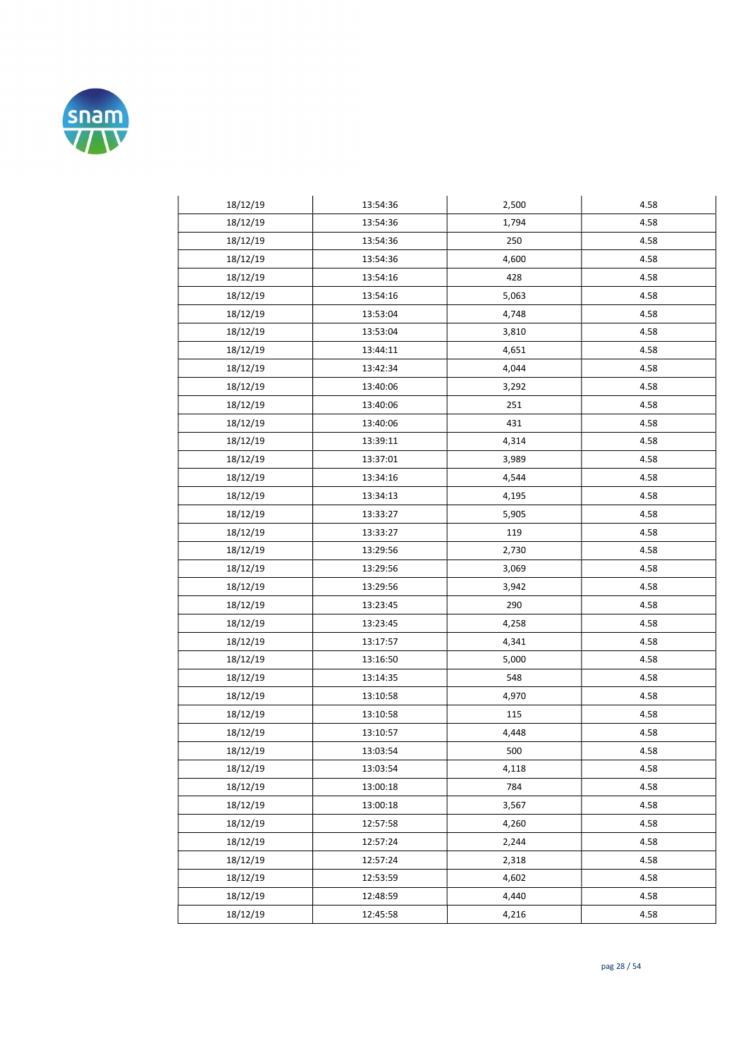| | | | |
|---|---|---|---|
| 18/12/19 | 13:54:36 | 2,500 | 4.58 |
| 18/12/19 | 13:54:36 | 1,794 | 4.58 |
| 18/12/19 | 13:54:36 | 250 | 4.58 |
| 18/12/19 | 13:54:36 | 4,600 | 4.58 |
| 18/12/19 | 13:54:16 | 428 | 4.58 |
| 18/12/19 | 13:54:16 | 5,063 | 4.58 |
| 18/12/19 | 13:53:04 | 4,748 | 4.58 |
| 18/12/19 | 13:53:04 | 3,810 | 4.58 |
| 18/12/19 | 13:44:11 | 4,651 | 4.58 |
| 18/12/19 | 13:42:34 | 4,044 | 4.58 |
| 18/12/19 | 13:40:06 | 3,292 | 4.58 |
| 18/12/19 | 13:40:06 | 251 | 4.58 |
| 18/12/19 | 13:40:06 | 431 | 4.58 |
| 18/12/19 | 13:39:11 | 4,314 | 4.58 |
| 18/12/19 | 13:37:01 | 3,989 | 4.58 |
| 18/12/19 | 13:34:16 | 4,544 | 4.58 |
| 18/12/19 | 13:34:13 | 4,195 | 4.58 |
| 18/12/19 | 13:33:27 | 5,905 | 4.58 |
| 18/12/19 | 13:33:27 | 119 | 4.58 |
| 18/12/19 | 13:29:56 | 2,730 | 4.58 |
| 18/12/19 | 13:29:56 | 3,069 | 4.58 |
| 18/12/19 | 13:29:56 | 3,942 | 4.58 |
| 18/12/19 | 13:23:45 | 290 | 4.58 |
| 18/12/19 | 13:23:45 | 4,258 | 4.58 |
| 18/12/19 | 13:17:57 | 4,341 | 4.58 |
| 18/12/19 | 13:16:50 | 5,000 | 4.58 |
| 18/12/19 | 13:14:35 | 548 | 4.58 |
| 18/12/19 | 13:10:58 | 4,970 | 4.58 |
| 18/12/19 | 13:10:58 | 115 | 4.58 |
| 18/12/19 | 13:10:57 | 4,448 | 4.58 |
| 18/12/19 | 13:03:54 | 500 | 4.58 |
| 18/12/19 | 13:03:54 | 4,118 | 4.58 |
| 18/12/19 | 13:00:18 | 784 | 4.58 |
| 18/12/19 | 13:00:18 | 3,567 | 4.58 |
| 18/12/19 | 12:57:58 | 4,260 | 4.58 |
| 18/12/19 | 12:57:24 | 2,244 | 4.58 |
| 18/12/19 | 12:57:24 | 2,318 | 4.58 |
| 18/12/19 | 12:53:59 | 4,602 | 4.58 |
| 18/12/19 | 12:48:59 | 4,440 | 4.58 |
| 18/12/19 | 12:45:58 | 4,216 | 4.58 |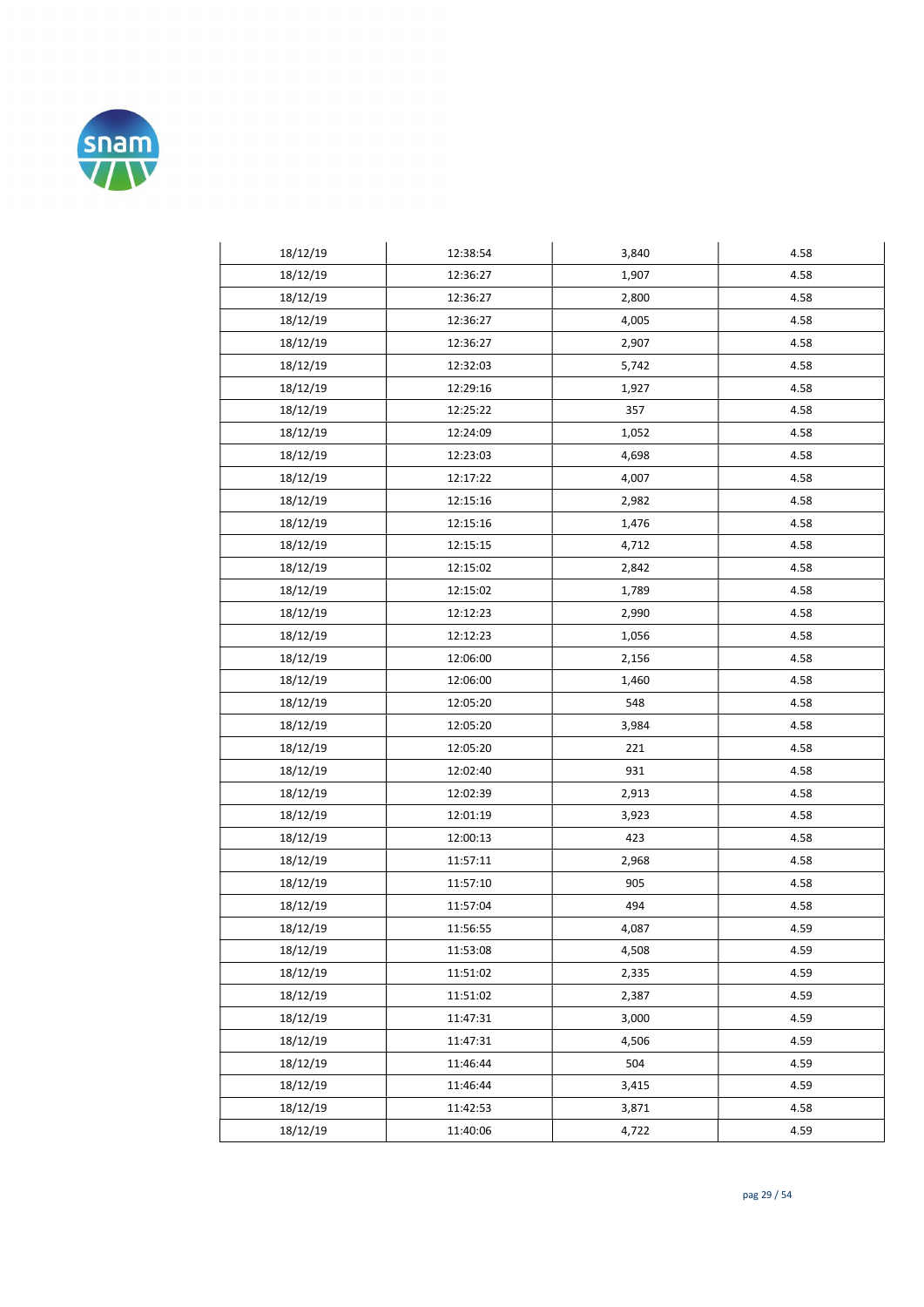| | | | |
|---|---|---|---|
| 18/12/19 | 12:38:54 | 3,840 | 4.58 |
| 18/12/19 | 12:36:27 | 1,907 | 4.58 |
| 18/12/19 | 12:36:27 | 2,800 | 4.58 |
| 18/12/19 | 12:36:27 | 4,005 | 4.58 |
| 18/12/19 | 12:36:27 | 2,907 | 4.58 |
| 18/12/19 | 12:32:03 | 5,742 | 4.58 |
| 18/12/19 | 12:29:16 | 1,927 | 4.58 |
| 18/12/19 | 12:25:22 | 357 | 4.58 |
| 18/12/19 | 12:24:09 | 1,052 | 4.58 |
| 18/12/19 | 12:23:03 | 4,698 | 4.58 |
| 18/12/19 | 12:17:22 | 4,007 | 4.58 |
| 18/12/19 | 12:15:16 | 2,982 | 4.58 |
| 18/12/19 | 12:15:16 | 1,476 | 4.58 |
| 18/12/19 | 12:15:15 | 4,712 | 4.58 |
| 18/12/19 | 12:15:02 | 2,842 | 4.58 |
| 18/12/19 | 12:15:02 | 1,789 | 4.58 |
| 18/12/19 | 12:12:23 | 2,990 | 4.58 |
| 18/12/19 | 12:12:23 | 1,056 | 4.58 |
| 18/12/19 | 12:06:00 | 2,156 | 4.58 |
| 18/12/19 | 12:06:00 | 1,460 | 4.58 |
| 18/12/19 | 12:05:20 | 548 | 4.58 |
| 18/12/19 | 12:05:20 | 3,984 | 4.58 |
| 18/12/19 | 12:05:20 | 221 | 4.58 |
| 18/12/19 | 12:02:40 | 931 | 4.58 |
| 18/12/19 | 12:02:39 | 2,913 | 4.58 |
| 18/12/19 | 12:01:19 | 3,923 | 4.58 |
| 18/12/19 | 12:00:13 | 423 | 4.58 |
| 18/12/19 | 11:57:11 | 2,968 | 4.58 |
| 18/12/19 | 11:57:10 | 905 | 4.58 |
| 18/12/19 | 11:57:04 | 494 | 4.58 |
| 18/12/19 | 11:56:55 | 4,087 | 4.59 |
| 18/12/19 | 11:53:08 | 4,508 | 4.59 |
| 18/12/19 | 11:51:02 | 2,335 | 4.59 |
| 18/12/19 | 11:51:02 | 2,387 | 4.59 |
| 18/12/19 | 11:47:31 | 3,000 | 4.59 |
| 18/12/19 | 11:47:31 | 4,506 | 4.59 |
| 18/12/19 | 11:46:44 | 504 | 4.59 |
| 18/12/19 | 11:46:44 | 3,415 | 4.59 |
| 18/12/19 | 11:42:53 | 3,871 | 4.58 |
| 18/12/19 | 11:40:06 | 4,722 | 4.59 |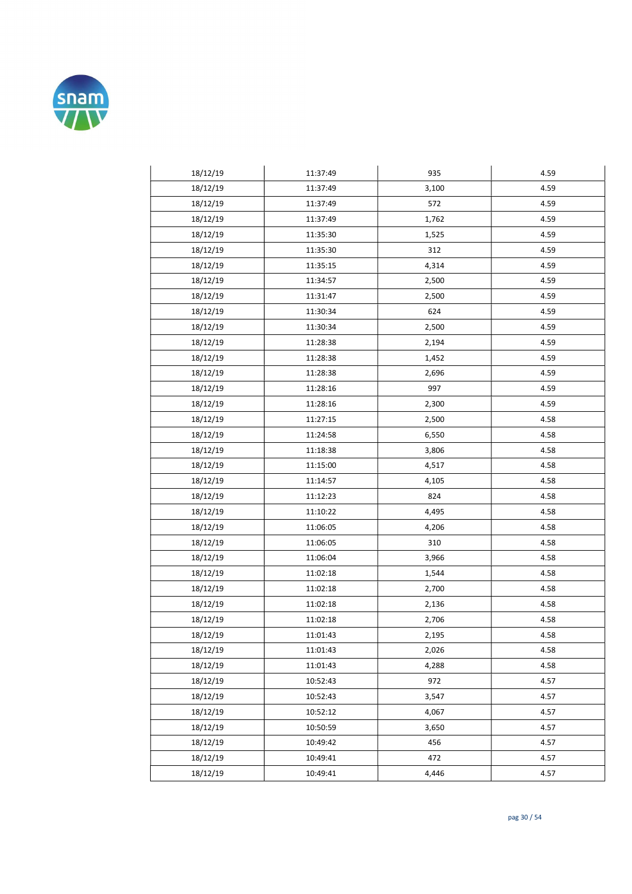| | | | |
|---|---|---|---|
| 18/12/19 | 11:37:49 | 935 | 4.59 |
| 18/12/19 | 11:37:49 | 3,100 | 4.59 |
| 18/12/19 | 11:37:49 | 572 | 4.59 |
| 18/12/19 | 11:37:49 | 1,762 | 4.59 |
| 18/12/19 | 11:35:30 | 1,525 | 4.59 |
| 18/12/19 | 11:35:30 | 312 | 4.59 |
| 18/12/19 | 11:35:15 | 4,314 | 4.59 |
| 18/12/19 | 11:34:57 | 2,500 | 4.59 |
| 18/12/19 | 11:31:47 | 2,500 | 4.59 |
| 18/12/19 | 11:30:34 | 624 | 4.59 |
| 18/12/19 | 11:30:34 | 2,500 | 4.59 |
| 18/12/19 | 11:28:38 | 2,194 | 4.59 |
| 18/12/19 | 11:28:38 | 1,452 | 4.59 |
| 18/12/19 | 11:28:38 | 2,696 | 4.59 |
| 18/12/19 | 11:28:16 | 997 | 4.59 |
| 18/12/19 | 11:28:16 | 2,300 | 4.59 |
| 18/12/19 | 11:27:15 | 2,500 | 4.58 |
| 18/12/19 | 11:24:58 | 6,550 | 4.58 |
| 18/12/19 | 11:18:38 | 3,806 | 4.58 |
| 18/12/19 | 11:15:00 | 4,517 | 4.58 |
| 18/12/19 | 11:14:57 | 4,105 | 4.58 |
| 18/12/19 | 11:12:23 | 824 | 4.58 |
| 18/12/19 | 11:10:22 | 4,495 | 4.58 |
| 18/12/19 | 11:06:05 | 4,206 | 4.58 |
| 18/12/19 | 11:06:05 | 310 | 4.58 |
| 18/12/19 | 11:06:04 | 3,966 | 4.58 |
| 18/12/19 | 11:02:18 | 1,544 | 4.58 |
| 18/12/19 | 11:02:18 | 2,700 | 4.58 |
| 18/12/19 | 11:02:18 | 2,136 | 4.58 |
| 18/12/19 | 11:02:18 | 2,706 | 4.58 |
| 18/12/19 | 11:01:43 | 2,195 | 4.58 |
| 18/12/19 | 11:01:43 | 2,026 | 4.58 |
| 18/12/19 | 11:01:43 | 4,288 | 4.58 |
| 18/12/19 | 10:52:43 | 972 | 4.57 |
| 18/12/19 | 10:52:43 | 3,547 | 4.57 |
| 18/12/19 | 10:52:12 | 4,067 | 4.57 |
| 18/12/19 | 10:50:59 | 3,650 | 4.57 |
| 18/12/19 | 10:49:42 | 456 | 4.57 |
| 18/12/19 | 10:49:41 | 472 | 4.57 |
| 18/12/19 | 10:49:41 | 4,446 | 4.57 |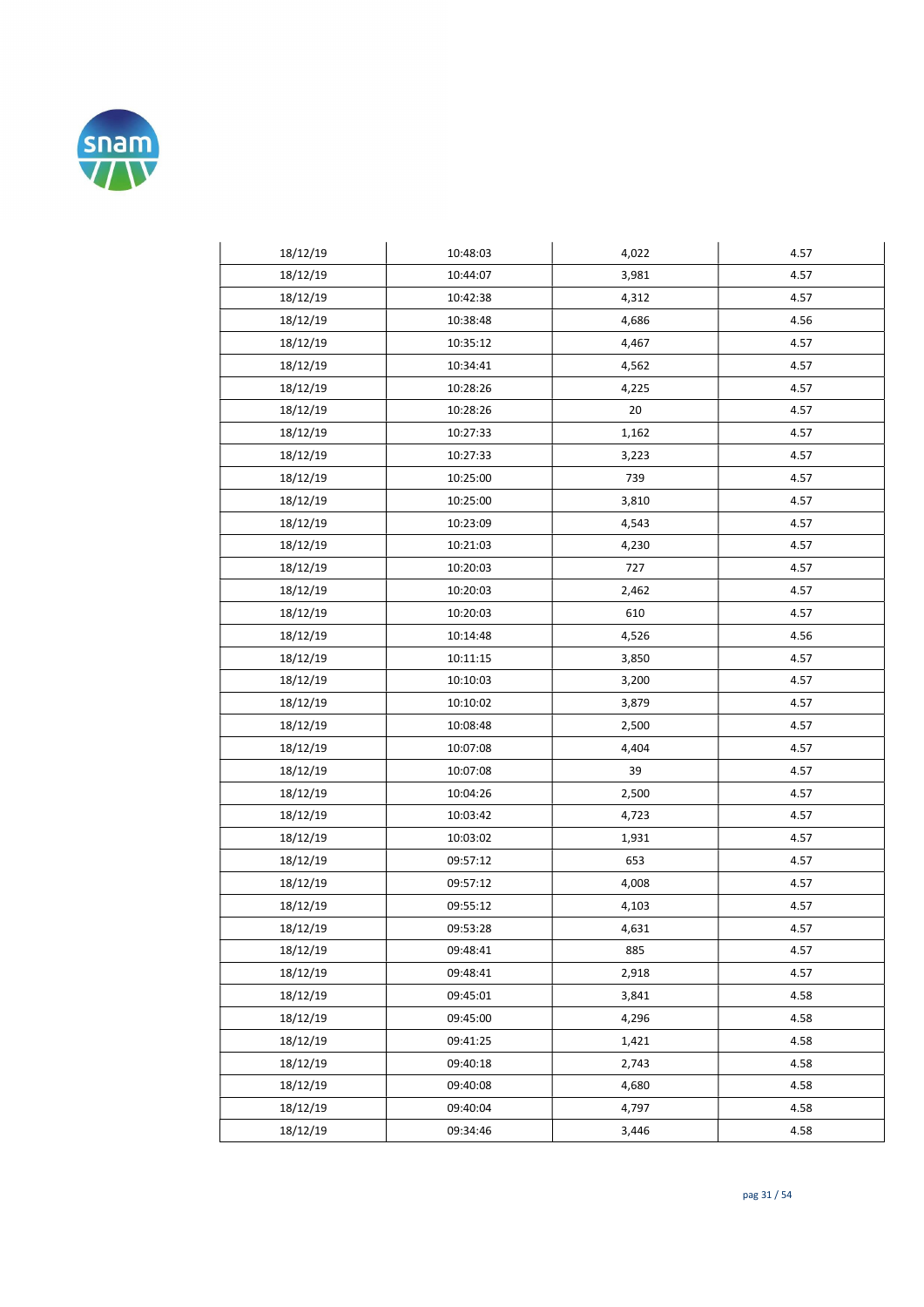| | | | |
|---|---|---|---|
| 18/12/19 | 10:48:03 | 4,022 | 4.57 |
| 18/12/19 | 10:44:07 | 3,981 | 4.57 |
| 18/12/19 | 10:42:38 | 4,312 | 4.57 |
| 18/12/19 | 10:38:48 | 4,686 | 4.56 |
| 18/12/19 | 10:35:12 | 4,467 | 4.57 |
| 18/12/19 | 10:34:41 | 4,562 | 4.57 |
| 18/12/19 | 10:28:26 | 4,225 | 4.57 |
| 18/12/19 | 10:28:26 | 20 | 4.57 |
| 18/12/19 | 10:27:33 | 1,162 | 4.57 |
| 18/12/19 | 10:27:33 | 3,223 | 4.57 |
| 18/12/19 | 10:25:00 | 739 | 4.57 |
| 18/12/19 | 10:25:00 | 3,810 | 4.57 |
| 18/12/19 | 10:23:09 | 4,543 | 4.57 |
| 18/12/19 | 10:21:03 | 4,230 | 4.57 |
| 18/12/19 | 10:20:03 | 727 | 4.57 |
| 18/12/19 | 10:20:03 | 2,462 | 4.57 |
| 18/12/19 | 10:20:03 | 610 | 4.57 |
| 18/12/19 | 10:14:48 | 4,526 | 4.56 |
| 18/12/19 | 10:11:15 | 3,850 | 4.57 |
| 18/12/19 | 10:10:03 | 3,200 | 4.57 |
| 18/12/19 | 10:10:02 | 3,879 | 4.57 |
| 18/12/19 | 10:08:48 | 2,500 | 4.57 |
| 18/12/19 | 10:07:08 | 4,404 | 4.57 |
| 18/12/19 | 10:07:08 | 39 | 4.57 |
| 18/12/19 | 10:04:26 | 2,500 | 4.57 |
| 18/12/19 | 10:03:42 | 4,723 | 4.57 |
| 18/12/19 | 10:03:02 | 1,931 | 4.57 |
| 18/12/19 | 09:57:12 | 653 | 4.57 |
| 18/12/19 | 09:57:12 | 4,008 | 4.57 |
| 18/12/19 | 09:55:12 | 4,103 | 4.57 |
| 18/12/19 | 09:53:28 | 4,631 | 4.57 |
| 18/12/19 | 09:48:41 | 885 | 4.57 |
| 18/12/19 | 09:48:41 | 2,918 | 4.57 |
| 18/12/19 | 09:45:01 | 3,841 | 4.58 |
| 18/12/19 | 09:45:00 | 4,296 | 4.58 |
| 18/12/19 | 09:41:25 | 1,421 | 4.58 |
| 18/12/19 | 09:40:18 | 2,743 | 4.58 |
| 18/12/19 | 09:40:08 | 4,680 | 4.58 |
| 18/12/19 | 09:40:04 | 4,797 | 4.58 |
| 18/12/19 | 09:34:46 | 3,446 | 4.58 |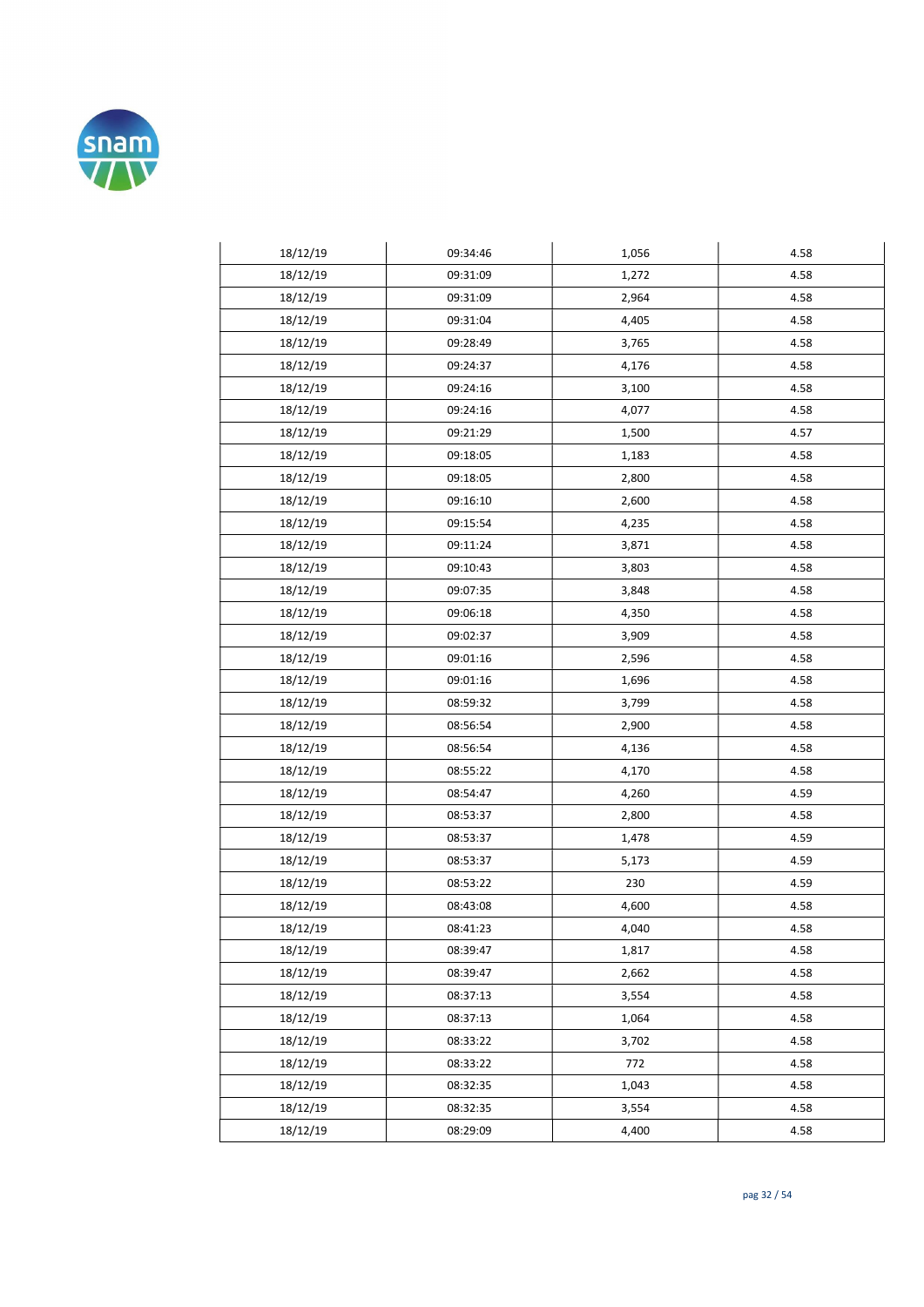| 18/12/19 | 09:34:46 | 1,056 | 4.58 |
|---|---|---|---|
| 18/12/19 | 09:31:09 | 1,272 | 4.58 |
| 18/12/19 | 09:31:09 | 2,964 | 4.58 |
| 18/12/19 | 09:31:04 | 4,405 | 4.58 |
| 18/12/19 | 09:28:49 | 3,765 | 4.58 |
| 18/12/19 | 09:24:37 | 4,176 | 4.58 |
| 18/12/19 | 09:24:16 | 3,100 | 4.58 |
| 18/12/19 | 09:24:16 | 4,077 | 4.58 |
| 18/12/19 | 09:21:29 | 1,500 | 4.57 |
| 18/12/19 | 09:18:05 | 1,183 | 4.58 |
| 18/12/19 | 09:18:05 | 2,800 | 4.58 |
| 18/12/19 | 09:16:10 | 2,600 | 4.58 |
| 18/12/19 | 09:15:54 | 4,235 | 4.58 |
| 18/12/19 | 09:11:24 | 3,871 | 4.58 |
| 18/12/19 | 09:10:43 | 3,803 | 4.58 |
| 18/12/19 | 09:07:35 | 3,848 | 4.58 |
| 18/12/19 | 09:06:18 | 4,350 | 4.58 |
| 18/12/19 | 09:02:37 | 3,909 | 4.58 |
| 18/12/19 | 09:01:16 | 2,596 | 4.58 |
| 18/12/19 | 09:01:16 | 1,696 | 4.58 |
| 18/12/19 | 08:59:32 | 3,799 | 4.58 |
| 18/12/19 | 08:56:54 | 2,900 | 4.58 |
| 18/12/19 | 08:56:54 | 4,136 | 4.58 |
| 18/12/19 | 08:55:22 | 4,170 | 4.58 |
| 18/12/19 | 08:54:47 | 4,260 | 4.59 |
| 18/12/19 | 08:53:37 | 2,800 | 4.58 |
| 18/12/19 | 08:53:37 | 1,478 | 4.59 |
| 18/12/19 | 08:53:37 | 5,173 | 4.59 |
| 18/12/19 | 08:53:22 | 230 | 4.59 |
| 18/12/19 | 08:43:08 | 4,600 | 4.58 |
| 18/12/19 | 08:41:23 | 4,040 | 4.58 |
| 18/12/19 | 08:39:47 | 1,817 | 4.58 |
| 18/12/19 | 08:39:47 | 2,662 | 4.58 |
| 18/12/19 | 08:37:13 | 3,554 | 4.58 |
| 18/12/19 | 08:37:13 | 1,064 | 4.58 |
| 18/12/19 | 08:33:22 | 3,702 | 4.58 |
| 18/12/19 | 08:33:22 | 772 | 4.58 |
| 18/12/19 | 08:32:35 | 1,043 | 4.58 |
| 18/12/19 | 08:32:35 | 3,554 | 4.58 |
| 18/12/19 | 08:29:09 | 4,400 | 4.58 |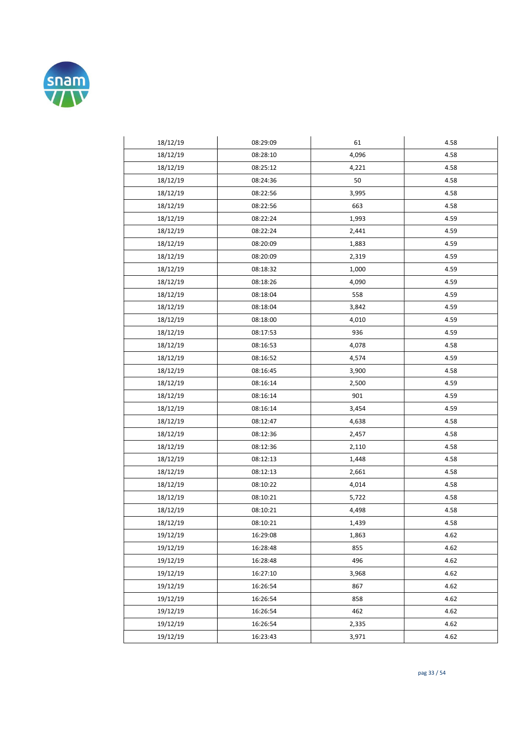| | | | |
|---|---|---|---|
| 18/12/19 | 08:29:09 | 61 | 4.58 |
| 18/12/19 | 08:28:10 | 4,096 | 4.58 |
| 18/12/19 | 08:25:12 | 4,221 | 4.58 |
| 18/12/19 | 08:24:36 | 50 | 4.58 |
| 18/12/19 | 08:22:56 | 3,995 | 4.58 |
| 18/12/19 | 08:22:56 | 663 | 4.58 |
| 18/12/19 | 08:22:24 | 1,993 | 4.59 |
| 18/12/19 | 08:22:24 | 2,441 | 4.59 |
| 18/12/19 | 08:20:09 | 1,883 | 4.59 |
| 18/12/19 | 08:20:09 | 2,319 | 4.59 |
| 18/12/19 | 08:18:32 | 1,000 | 4.59 |
| 18/12/19 | 08:18:26 | 4,090 | 4.59 |
| 18/12/19 | 08:18:04 | 558 | 4.59 |
| 18/12/19 | 08:18:04 | 3,842 | 4.59 |
| 18/12/19 | 08:18:00 | 4,010 | 4.59 |
| 18/12/19 | 08:17:53 | 936 | 4.59 |
| 18/12/19 | 08:16:53 | 4,078 | 4.58 |
| 18/12/19 | 08:16:52 | 4,574 | 4.59 |
| 18/12/19 | 08:16:45 | 3,900 | 4.58 |
| 18/12/19 | 08:16:14 | 2,500 | 4.59 |
| 18/12/19 | 08:16:14 | 901 | 4.59 |
| 18/12/19 | 08:16:14 | 3,454 | 4.59 |
| 18/12/19 | 08:12:47 | 4,638 | 4.58 |
| 18/12/19 | 08:12:36 | 2,457 | 4.58 |
| 18/12/19 | 08:12:36 | 2,110 | 4.58 |
| 18/12/19 | 08:12:13 | 1,448 | 4.58 |
| 18/12/19 | 08:12:13 | 2,661 | 4.58 |
| 18/12/19 | 08:10:22 | 4,014 | 4.58 |
| 18/12/19 | 08:10:21 | 5,722 | 4.58 |
| 18/12/19 | 08:10:21 | 4,498 | 4.58 |
| 18/12/19 | 08:10:21 | 1,439 | 4.58 |
| 19/12/19 | 16:29:08 | 1,863 | 4.62 |
| 19/12/19 | 16:28:48 | 855 | 4.62 |
| 19/12/19 | 16:28:48 | 496 | 4.62 |
| 19/12/19 | 16:27:10 | 3,968 | 4.62 |
| 19/12/19 | 16:26:54 | 867 | 4.62 |
| 19/12/19 | 16:26:54 | 858 | 4.62 |
| 19/12/19 | 16:26:54 | 462 | 4.62 |
| 19/12/19 | 16:26:54 | 2,335 | 4.62 |
| 19/12/19 | 16:23:43 | 3,971 | 4.62 |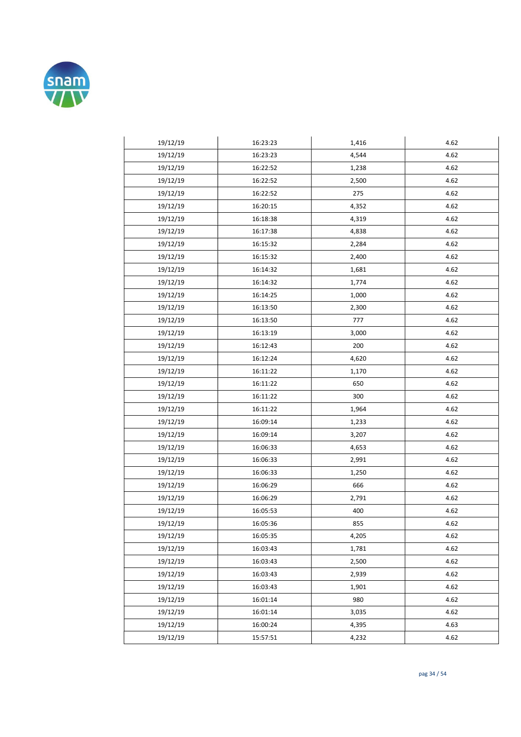| | | | |
|---|---|---|---|
| 19/12/19 | 16:23:23 | 1,416 | 4.62 |
| 19/12/19 | 16:23:23 | 4,544 | 4.62 |
| 19/12/19 | 16:22:52 | 1,238 | 4.62 |
| 19/12/19 | 16:22:52 | 2,500 | 4.62 |
| 19/12/19 | 16:22:52 | 275 | 4.62 |
| 19/12/19 | 16:20:15 | 4,352 | 4.62 |
| 19/12/19 | 16:18:38 | 4,319 | 4.62 |
| 19/12/19 | 16:17:38 | 4,838 | 4.62 |
| 19/12/19 | 16:15:32 | 2,284 | 4.62 |
| 19/12/19 | 16:15:32 | 2,400 | 4.62 |
| 19/12/19 | 16:14:32 | 1,681 | 4.62 |
| 19/12/19 | 16:14:32 | 1,774 | 4.62 |
| 19/12/19 | 16:14:25 | 1,000 | 4.62 |
| 19/12/19 | 16:13:50 | 2,300 | 4.62 |
| 19/12/19 | 16:13:50 | 777 | 4.62 |
| 19/12/19 | 16:13:19 | 3,000 | 4.62 |
| 19/12/19 | 16:12:43 | 200 | 4.62 |
| 19/12/19 | 16:12:24 | 4,620 | 4.62 |
| 19/12/19 | 16:11:22 | 1,170 | 4.62 |
| 19/12/19 | 16:11:22 | 650 | 4.62 |
| 19/12/19 | 16:11:22 | 300 | 4.62 |
| 19/12/19 | 16:11:22 | 1,964 | 4.62 |
| 19/12/19 | 16:09:14 | 1,233 | 4.62 |
| 19/12/19 | 16:09:14 | 3,207 | 4.62 |
| 19/12/19 | 16:06:33 | 4,653 | 4.62 |
| 19/12/19 | 16:06:33 | 2,991 | 4.62 |
| 19/12/19 | 16:06:33 | 1,250 | 4.62 |
| 19/12/19 | 16:06:29 | 666 | 4.62 |
| 19/12/19 | 16:06:29 | 2,791 | 4.62 |
| 19/12/19 | 16:05:53 | 400 | 4.62 |
| 19/12/19 | 16:05:36 | 855 | 4.62 |
| 19/12/19 | 16:05:35 | 4,205 | 4.62 |
| 19/12/19 | 16:03:43 | 1,781 | 4.62 |
| 19/12/19 | 16:03:43 | 2,500 | 4.62 |
| 19/12/19 | 16:03:43 | 2,939 | 4.62 |
| 19/12/19 | 16:03:43 | 1,901 | 4.62 |
| 19/12/19 | 16:01:14 | 980 | 4.62 |
| 19/12/19 | 16:01:14 | 3,035 | 4.62 |
| 19/12/19 | 16:00:24 | 4,395 | 4.63 |
| 19/12/19 | 15:57:51 | 4,232 | 4.62 |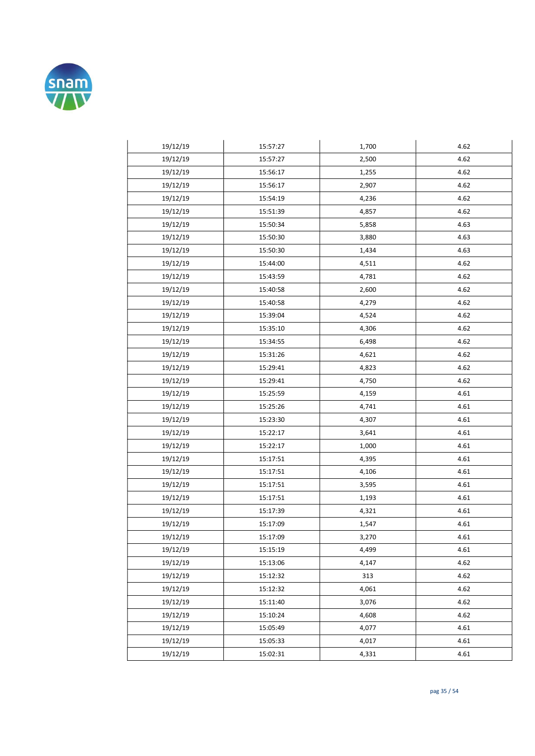| | | | |
|---|---|---|---|
| 19/12/19 | 15:57:27 | 1,700 | 4.62 |
| 19/12/19 | 15:57:27 | 2,500 | 4.62 |
| 19/12/19 | 15:56:17 | 1,255 | 4.62 |
| 19/12/19 | 15:56:17 | 2,907 | 4.62 |
| 19/12/19 | 15:54:19 | 4,236 | 4.62 |
| 19/12/19 | 15:51:39 | 4,857 | 4.62 |
| 19/12/19 | 15:50:34 | 5,858 | 4.63 |
| 19/12/19 | 15:50:30 | 3,880 | 4.63 |
| 19/12/19 | 15:50:30 | 1,434 | 4.63 |
| 19/12/19 | 15:44:00 | 4,511 | 4.62 |
| 19/12/19 | 15:43:59 | 4,781 | 4.62 |
| 19/12/19 | 15:40:58 | 2,600 | 4.62 |
| 19/12/19 | 15:40:58 | 4,279 | 4.62 |
| 19/12/19 | 15:39:04 | 4,524 | 4.62 |
| 19/12/19 | 15:35:10 | 4,306 | 4.62 |
| 19/12/19 | 15:34:55 | 6,498 | 4.62 |
| 19/12/19 | 15:31:26 | 4,621 | 4.62 |
| 19/12/19 | 15:29:41 | 4,823 | 4.62 |
| 19/12/19 | 15:29:41 | 4,750 | 4.62 |
| 19/12/19 | 15:25:59 | 4,159 | 4.61 |
| 19/12/19 | 15:25:26 | 4,741 | 4.61 |
| 19/12/19 | 15:23:30 | 4,307 | 4.61 |
| 19/12/19 | 15:22:17 | 3,641 | 4.61 |
| 19/12/19 | 15:22:17 | 1,000 | 4.61 |
| 19/12/19 | 15:17:51 | 4,395 | 4.61 |
| 19/12/19 | 15:17:51 | 4,106 | 4.61 |
| 19/12/19 | 15:17:51 | 3,595 | 4.61 |
| 19/12/19 | 15:17:51 | 1,193 | 4.61 |
| 19/12/19 | 15:17:39 | 4,321 | 4.61 |
| 19/12/19 | 15:17:09 | 1,547 | 4.61 |
| 19/12/19 | 15:17:09 | 3,270 | 4.61 |
| 19/12/19 | 15:15:19 | 4,499 | 4.61 |
| 19/12/19 | 15:13:06 | 4,147 | 4.62 |
| 19/12/19 | 15:12:32 | 313 | 4.62 |
| 19/12/19 | 15:12:32 | 4,061 | 4.62 |
| 19/12/19 | 15:11:40 | 3,076 | 4.62 |
| 19/12/19 | 15:10:24 | 4,608 | 4.62 |
| 19/12/19 | 15:05:49 | 4,077 | 4.61 |
| 19/12/19 | 15:05:33 | 4,017 | 4.61 |
| 19/12/19 | 15:02:31 | 4,331 | 4.61 |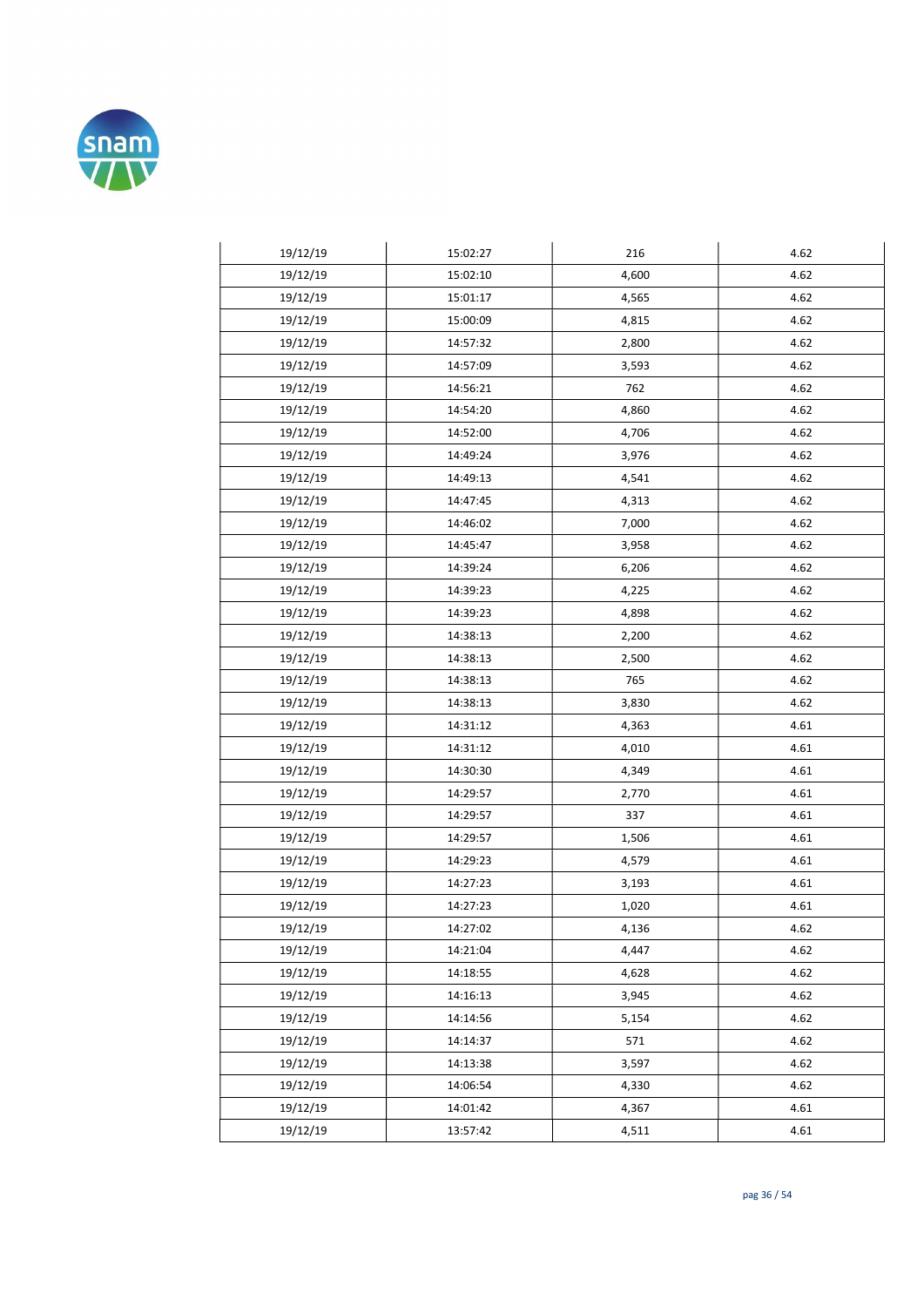| | | | |
|---|---|---|---|
| 19/12/19 | 15:02:27 | 216 | 4.62 |
| 19/12/19 | 15:02:10 | 4,600 | 4.62 |
| 19/12/19 | 15:01:17 | 4,565 | 4.62 |
| 19/12/19 | 15:00:09 | 4,815 | 4.62 |
| 19/12/19 | 14:57:32 | 2,800 | 4.62 |
| 19/12/19 | 14:57:09 | 3,593 | 4.62 |
| 19/12/19 | 14:56:21 | 762 | 4.62 |
| 19/12/19 | 14:54:20 | 4,860 | 4.62 |
| 19/12/19 | 14:52:00 | 4,706 | 4.62 |
| 19/12/19 | 14:49:24 | 3,976 | 4.62 |
| 19/12/19 | 14:49:13 | 4,541 | 4.62 |
| 19/12/19 | 14:47:45 | 4,313 | 4.62 |
| 19/12/19 | 14:46:02 | 7,000 | 4.62 |
| 19/12/19 | 14:45:47 | 3,958 | 4.62 |
| 19/12/19 | 14:39:24 | 6,206 | 4.62 |
| 19/12/19 | 14:39:23 | 4,225 | 4.62 |
| 19/12/19 | 14:39:23 | 4,898 | 4.62 |
| 19/12/19 | 14:38:13 | 2,200 | 4.62 |
| 19/12/19 | 14:38:13 | 2,500 | 4.62 |
| 19/12/19 | 14:38:13 | 765 | 4.62 |
| 19/12/19 | 14:38:13 | 3,830 | 4.62 |
| 19/12/19 | 14:31:12 | 4,363 | 4.61 |
| 19/12/19 | 14:31:12 | 4,010 | 4.61 |
| 19/12/19 | 14:30:30 | 4,349 | 4.61 |
| 19/12/19 | 14:29:57 | 2,770 | 4.61 |
| 19/12/19 | 14:29:57 | 337 | 4.61 |
| 19/12/19 | 14:29:57 | 1,506 | 4.61 |
| 19/12/19 | 14:29:23 | 4,579 | 4.61 |
| 19/12/19 | 14:27:23 | 3,193 | 4.61 |
| 19/12/19 | 14:27:23 | 1,020 | 4.61 |
| 19/12/19 | 14:27:02 | 4,136 | 4.62 |
| 19/12/19 | 14:21:04 | 4,447 | 4.62 |
| 19/12/19 | 14:18:55 | 4,628 | 4.62 |
| 19/12/19 | 14:16:13 | 3,945 | 4.62 |
| 19/12/19 | 14:14:56 | 5,154 | 4.62 |
| 19/12/19 | 14:14:37 | 571 | 4.62 |
| 19/12/19 | 14:13:38 | 3,597 | 4.62 |
| 19/12/19 | 14:06:54 | 4,330 | 4.62 |
| 19/12/19 | 14:01:42 | 4,367 | 4.61 |
| 19/12/19 | 13:57:42 | 4,511 | 4.61 |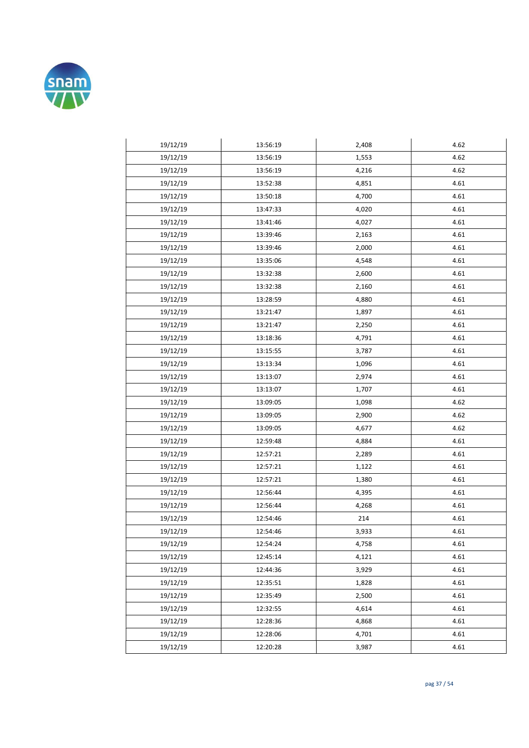| | | | |
|---|---|---|---|
| 19/12/19 | 13:56:19 | 2,408 | 4.62 |
| 19/12/19 | 13:56:19 | 1,553 | 4.62 |
| 19/12/19 | 13:56:19 | 4,216 | 4.62 |
| 19/12/19 | 13:52:38 | 4,851 | 4.61 |
| 19/12/19 | 13:50:18 | 4,700 | 4.61 |
| 19/12/19 | 13:47:33 | 4,020 | 4.61 |
| 19/12/19 | 13:41:46 | 4,027 | 4.61 |
| 19/12/19 | 13:39:46 | 2,163 | 4.61 |
| 19/12/19 | 13:39:46 | 2,000 | 4.61 |
| 19/12/19 | 13:35:06 | 4,548 | 4.61 |
| 19/12/19 | 13:32:38 | 2,600 | 4.61 |
| 19/12/19 | 13:32:38 | 2,160 | 4.61 |
| 19/12/19 | 13:28:59 | 4,880 | 4.61 |
| 19/12/19 | 13:21:47 | 1,897 | 4.61 |
| 19/12/19 | 13:21:47 | 2,250 | 4.61 |
| 19/12/19 | 13:18:36 | 4,791 | 4.61 |
| 19/12/19 | 13:15:55 | 3,787 | 4.61 |
| 19/12/19 | 13:13:34 | 1,096 | 4.61 |
| 19/12/19 | 13:13:07 | 2,974 | 4.61 |
| 19/12/19 | 13:13:07 | 1,707 | 4.61 |
| 19/12/19 | 13:09:05 | 1,098 | 4.62 |
| 19/12/19 | 13:09:05 | 2,900 | 4.62 |
| 19/12/19 | 13:09:05 | 4,677 | 4.62 |
| 19/12/19 | 12:59:48 | 4,884 | 4.61 |
| 19/12/19 | 12:57:21 | 2,289 | 4.61 |
| 19/12/19 | 12:57:21 | 1,122 | 4.61 |
| 19/12/19 | 12:57:21 | 1,380 | 4.61 |
| 19/12/19 | 12:56:44 | 4,395 | 4.61 |
| 19/12/19 | 12:56:44 | 4,268 | 4.61 |
| 19/12/19 | 12:54:46 | 214 | 4.61 |
| 19/12/19 | 12:54:46 | 3,933 | 4.61 |
| 19/12/19 | 12:54:24 | 4,758 | 4.61 |
| 19/12/19 | 12:45:14 | 4,121 | 4.61 |
| 19/12/19 | 12:44:36 | 3,929 | 4.61 |
| 19/12/19 | 12:35:51 | 1,828 | 4.61 |
| 19/12/19 | 12:35:49 | 2,500 | 4.61 |
| 19/12/19 | 12:32:55 | 4,614 | 4.61 |
| 19/12/19 | 12:28:36 | 4,868 | 4.61 |
| 19/12/19 | 12:28:06 | 4,701 | 4.61 |
| 19/12/19 | 12:20:28 | 3,987 | 4.61 |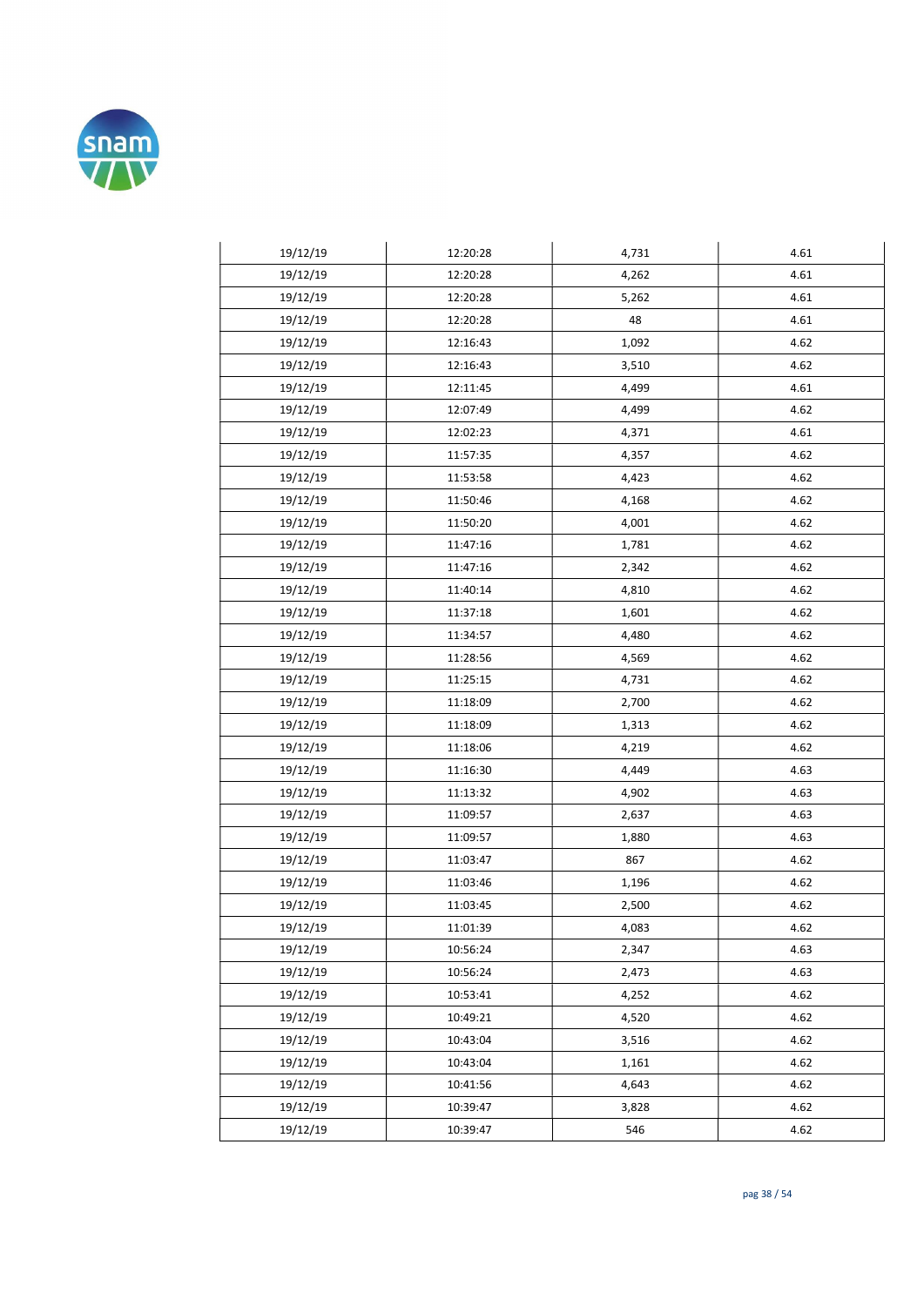| | | | |
|---|---|---|---|
| 19/12/19 | 12:20:28 | 4,731 | 4.61 |
| 19/12/19 | 12:20:28 | 4,262 | 4.61 |
| 19/12/19 | 12:20:28 | 5,262 | 4.61 |
| 19/12/19 | 12:20:28 | 48 | 4.61 |
| 19/12/19 | 12:16:43 | 1,092 | 4.62 |
| 19/12/19 | 12:16:43 | 3,510 | 4.62 |
| 19/12/19 | 12:11:45 | 4,499 | 4.61 |
| 19/12/19 | 12:07:49 | 4,499 | 4.62 |
| 19/12/19 | 12:02:23 | 4,371 | 4.61 |
| 19/12/19 | 11:57:35 | 4,357 | 4.62 |
| 19/12/19 | 11:53:58 | 4,423 | 4.62 |
| 19/12/19 | 11:50:46 | 4,168 | 4.62 |
| 19/12/19 | 11:50:20 | 4,001 | 4.62 |
| 19/12/19 | 11:47:16 | 1,781 | 4.62 |
| 19/12/19 | 11:47:16 | 2,342 | 4.62 |
| 19/12/19 | 11:40:14 | 4,810 | 4.62 |
| 19/12/19 | 11:37:18 | 1,601 | 4.62 |
| 19/12/19 | 11:34:57 | 4,480 | 4.62 |
| 19/12/19 | 11:28:56 | 4,569 | 4.62 |
| 19/12/19 | 11:25:15 | 4,731 | 4.62 |
| 19/12/19 | 11:18:09 | 2,700 | 4.62 |
| 19/12/19 | 11:18:09 | 1,313 | 4.62 |
| 19/12/19 | 11:18:06 | 4,219 | 4.62 |
| 19/12/19 | 11:16:30 | 4,449 | 4.63 |
| 19/12/19 | 11:13:32 | 4,902 | 4.63 |
| 19/12/19 | 11:09:57 | 2,637 | 4.63 |
| 19/12/19 | 11:09:57 | 1,880 | 4.63 |
| 19/12/19 | 11:03:47 | 867 | 4.62 |
| 19/12/19 | 11:03:46 | 1,196 | 4.62 |
| 19/12/19 | 11:03:45 | 2,500 | 4.62 |
| 19/12/19 | 11:01:39 | 4,083 | 4.62 |
| 19/12/19 | 10:56:24 | 2,347 | 4.63 |
| 19/12/19 | 10:56:24 | 2,473 | 4.63 |
| 19/12/19 | 10:53:41 | 4,252 | 4.62 |
| 19/12/19 | 10:49:21 | 4,520 | 4.62 |
| 19/12/19 | 10:43:04 | 3,516 | 4.62 |
| 19/12/19 | 10:43:04 | 1,161 | 4.62 |
| 19/12/19 | 10:41:56 | 4,643 | 4.62 |
| 19/12/19 | 10:39:47 | 3,828 | 4.62 |
| 19/12/19 | 10:39:47 | 546 | 4.62 |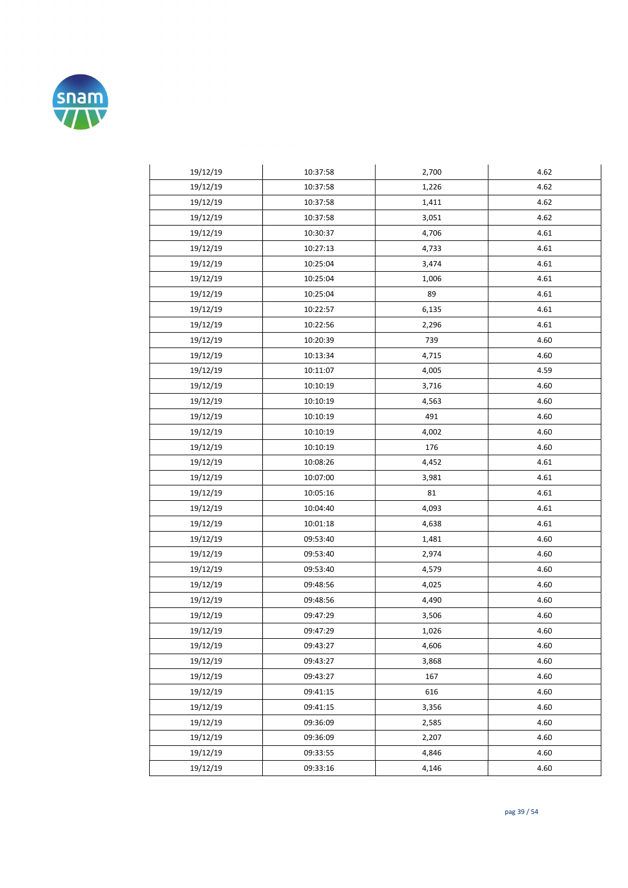| | | | |
|---|---|---|---|
| 19/12/19 | 10:37:58 | 2,700 | 4.62 |
| 19/12/19 | 10:37:58 | 1,226 | 4.62 |
| 19/12/19 | 10:37:58 | 1,411 | 4.62 |
| 19/12/19 | 10:37:58 | 3,051 | 4.62 |
| 19/12/19 | 10:30:37 | 4,706 | 4.61 |
| 19/12/19 | 10:27:13 | 4,733 | 4.61 |
| 19/12/19 | 10:25:04 | 3,474 | 4.61 |
| 19/12/19 | 10:25:04 | 1,006 | 4.61 |
| 19/12/19 | 10:25:04 | 89 | 4.61 |
| 19/12/19 | 10:22:57 | 6,135 | 4.61 |
| 19/12/19 | 10:22:56 | 2,296 | 4.61 |
| 19/12/19 | 10:20:39 | 739 | 4.60 |
| 19/12/19 | 10:13:34 | 4,715 | 4.60 |
| 19/12/19 | 10:11:07 | 4,005 | 4.59 |
| 19/12/19 | 10:10:19 | 3,716 | 4.60 |
| 19/12/19 | 10:10:19 | 4,563 | 4.60 |
| 19/12/19 | 10:10:19 | 491 | 4.60 |
| 19/12/19 | 10:10:19 | 4,002 | 4.60 |
| 19/12/19 | 10:10:19 | 176 | 4.60 |
| 19/12/19 | 10:08:26 | 4,452 | 4.61 |
| 19/12/19 | 10:07:00 | 3,981 | 4.61 |
| 19/12/19 | 10:05:16 | 81 | 4.61 |
| 19/12/19 | 10:04:40 | 4,093 | 4.61 |
| 19/12/19 | 10:01:18 | 4,638 | 4.61 |
| 19/12/19 | 09:53:40 | 1,481 | 4.60 |
| 19/12/19 | 09:53:40 | 2,974 | 4.60 |
| 19/12/19 | 09:53:40 | 4,579 | 4.60 |
| 19/12/19 | 09:48:56 | 4,025 | 4.60 |
| 19/12/19 | 09:48:56 | 4,490 | 4.60 |
| 19/12/19 | 09:47:29 | 3,506 | 4.60 |
| 19/12/19 | 09:47:29 | 1,026 | 4.60 |
| 19/12/19 | 09:43:27 | 4,606 | 4.60 |
| 19/12/19 | 09:43:27 | 3,868 | 4.60 |
| 19/12/19 | 09:43:27 | 167 | 4.60 |
| 19/12/19 | 09:41:15 | 616 | 4.60 |
| 19/12/19 | 09:41:15 | 3,356 | 4.60 |
| 19/12/19 | 09:36:09 | 2,585 | 4.60 |
| 19/12/19 | 09:36:09 | 2,207 | 4.60 |
| 19/12/19 | 09:33:55 | 4,846 | 4.60 |
| 19/12/19 | 09:33:16 | 4,146 | 4.60 |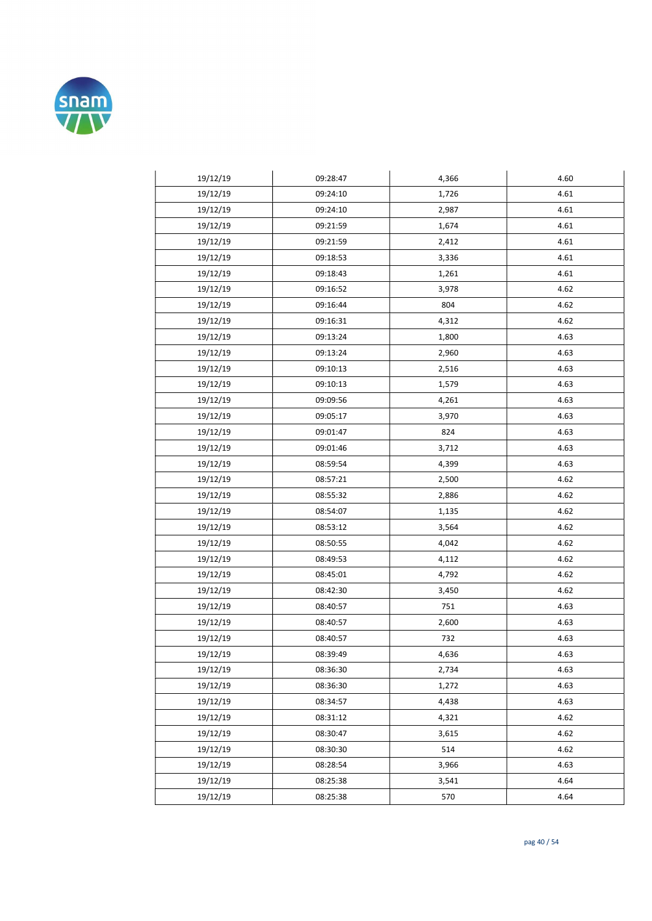| | | | |
|---|---|---|---|
| 19/12/19 | 09:28:47 | 4,366 | 4.60 |
| 19/12/19 | 09:24:10 | 1,726 | 4.61 |
| 19/12/19 | 09:24:10 | 2,987 | 4.61 |
| 19/12/19 | 09:21:59 | 1,674 | 4.61 |
| 19/12/19 | 09:21:59 | 2,412 | 4.61 |
| 19/12/19 | 09:18:53 | 3,336 | 4.61 |
| 19/12/19 | 09:18:43 | 1,261 | 4.61 |
| 19/12/19 | 09:16:52 | 3,978 | 4.62 |
| 19/12/19 | 09:16:44 | 804 | 4.62 |
| 19/12/19 | 09:16:31 | 4,312 | 4.62 |
| 19/12/19 | 09:13:24 | 1,800 | 4.63 |
| 19/12/19 | 09:13:24 | 2,960 | 4.63 |
| 19/12/19 | 09:10:13 | 2,516 | 4.63 |
| 19/12/19 | 09:10:13 | 1,579 | 4.63 |
| 19/12/19 | 09:09:56 | 4,261 | 4.63 |
| 19/12/19 | 09:05:17 | 3,970 | 4.63 |
| 19/12/19 | 09:01:47 | 824 | 4.63 |
| 19/12/19 | 09:01:46 | 3,712 | 4.63 |
| 19/12/19 | 08:59:54 | 4,399 | 4.63 |
| 19/12/19 | 08:57:21 | 2,500 | 4.62 |
| 19/12/19 | 08:55:32 | 2,886 | 4.62 |
| 19/12/19 | 08:54:07 | 1,135 | 4.62 |
| 19/12/19 | 08:53:12 | 3,564 | 4.62 |
| 19/12/19 | 08:50:55 | 4,042 | 4.62 |
| 19/12/19 | 08:49:53 | 4,112 | 4.62 |
| 19/12/19 | 08:45:01 | 4,792 | 4.62 |
| 19/12/19 | 08:42:30 | 3,450 | 4.62 |
| 19/12/19 | 08:40:57 | 751 | 4.63 |
| 19/12/19 | 08:40:57 | 2,600 | 4.63 |
| 19/12/19 | 08:40:57 | 732 | 4.63 |
| 19/12/19 | 08:39:49 | 4,636 | 4.63 |
| 19/12/19 | 08:36:30 | 2,734 | 4.63 |
| 19/12/19 | 08:36:30 | 1,272 | 4.63 |
| 19/12/19 | 08:34:57 | 4,438 | 4.63 |
| 19/12/19 | 08:31:12 | 4,321 | 4.62 |
| 19/12/19 | 08:30:47 | 3,615 | 4.62 |
| 19/12/19 | 08:30:30 | 514 | 4.62 |
| 19/12/19 | 08:28:54 | 3,966 | 4.63 |
| 19/12/19 | 08:25:38 | 3,541 | 4.64 |
| 19/12/19 | 08:25:38 | 570 | 4.64 |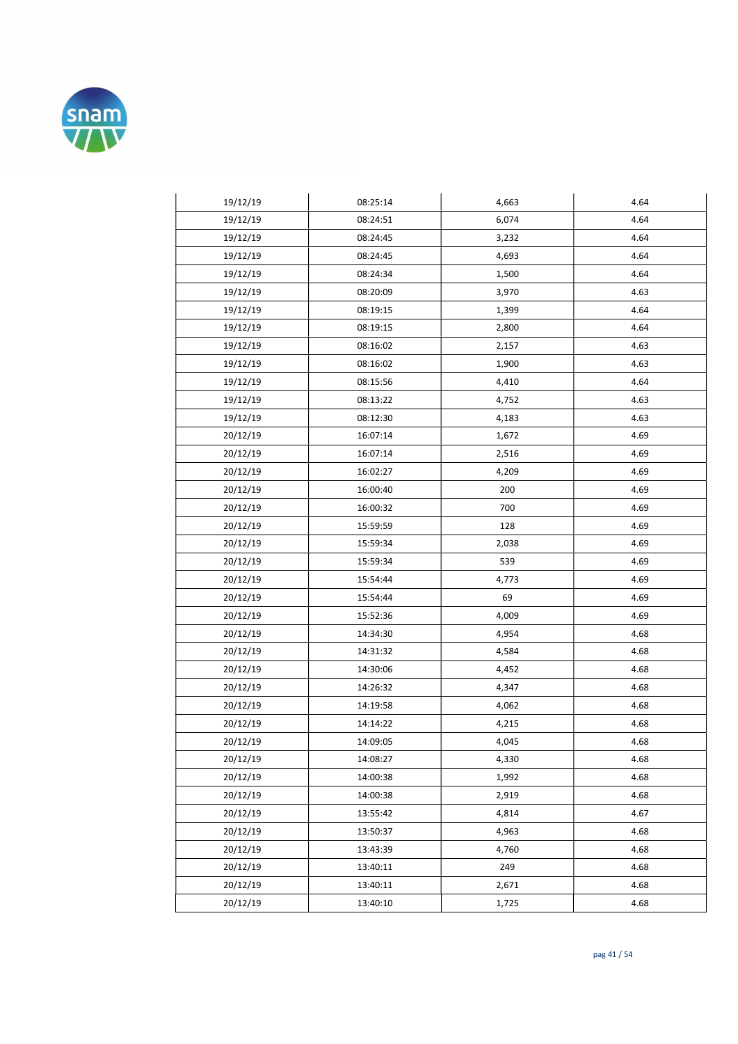| | | | |
|---|---|---|---|
| 19/12/19 | 08:25:14 | 4,663 | 4.64 |
| 19/12/19 | 08:24:51 | 6,074 | 4.64 |
| 19/12/19 | 08:24:45 | 3,232 | 4.64 |
| 19/12/19 | 08:24:45 | 4,693 | 4.64 |
| 19/12/19 | 08:24:34 | 1,500 | 4.64 |
| 19/12/19 | 08:20:09 | 3,970 | 4.63 |
| 19/12/19 | 08:19:15 | 1,399 | 4.64 |
| 19/12/19 | 08:19:15 | 2,800 | 4.64 |
| 19/12/19 | 08:16:02 | 2,157 | 4.63 |
| 19/12/19 | 08:16:02 | 1,900 | 4.63 |
| 19/12/19 | 08:15:56 | 4,410 | 4.64 |
| 19/12/19 | 08:13:22 | 4,752 | 4.63 |
| 19/12/19 | 08:12:30 | 4,183 | 4.63 |
| 20/12/19 | 16:07:14 | 1,672 | 4.69 |
| 20/12/19 | 16:07:14 | 2,516 | 4.69 |
| 20/12/19 | 16:02:27 | 4,209 | 4.69 |
| 20/12/19 | 16:00:40 | 200 | 4.69 |
| 20/12/19 | 16:00:32 | 700 | 4.69 |
| 20/12/19 | 15:59:59 | 128 | 4.69 |
| 20/12/19 | 15:59:34 | 2,038 | 4.69 |
| 20/12/19 | 15:59:34 | 539 | 4.69 |
| 20/12/19 | 15:54:44 | 4,773 | 4.69 |
| 20/12/19 | 15:54:44 | 69 | 4.69 |
| 20/12/19 | 15:52:36 | 4,009 | 4.69 |
| 20/12/19 | 14:34:30 | 4,954 | 4.68 |
| 20/12/19 | 14:31:32 | 4,584 | 4.68 |
| 20/12/19 | 14:30:06 | 4,452 | 4.68 |
| 20/12/19 | 14:26:32 | 4,347 | 4.68 |
| 20/12/19 | 14:19:58 | 4,062 | 4.68 |
| 20/12/19 | 14:14:22 | 4,215 | 4.68 |
| 20/12/19 | 14:09:05 | 4,045 | 4.68 |
| 20/12/19 | 14:08:27 | 4,330 | 4.68 |
| 20/12/19 | 14:00:38 | 1,992 | 4.68 |
| 20/12/19 | 14:00:38 | 2,919 | 4.68 |
| 20/12/19 | 13:55:42 | 4,814 | 4.67 |
| 20/12/19 | 13:50:37 | 4,963 | 4.68 |
| 20/12/19 | 13:43:39 | 4,760 | 4.68 |
| 20/12/19 | 13:40:11 | 249 | 4.68 |
| 20/12/19 | 13:40:11 | 2,671 | 4.68 |
| 20/12/19 | 13:40:10 | 1,725 | 4.68 |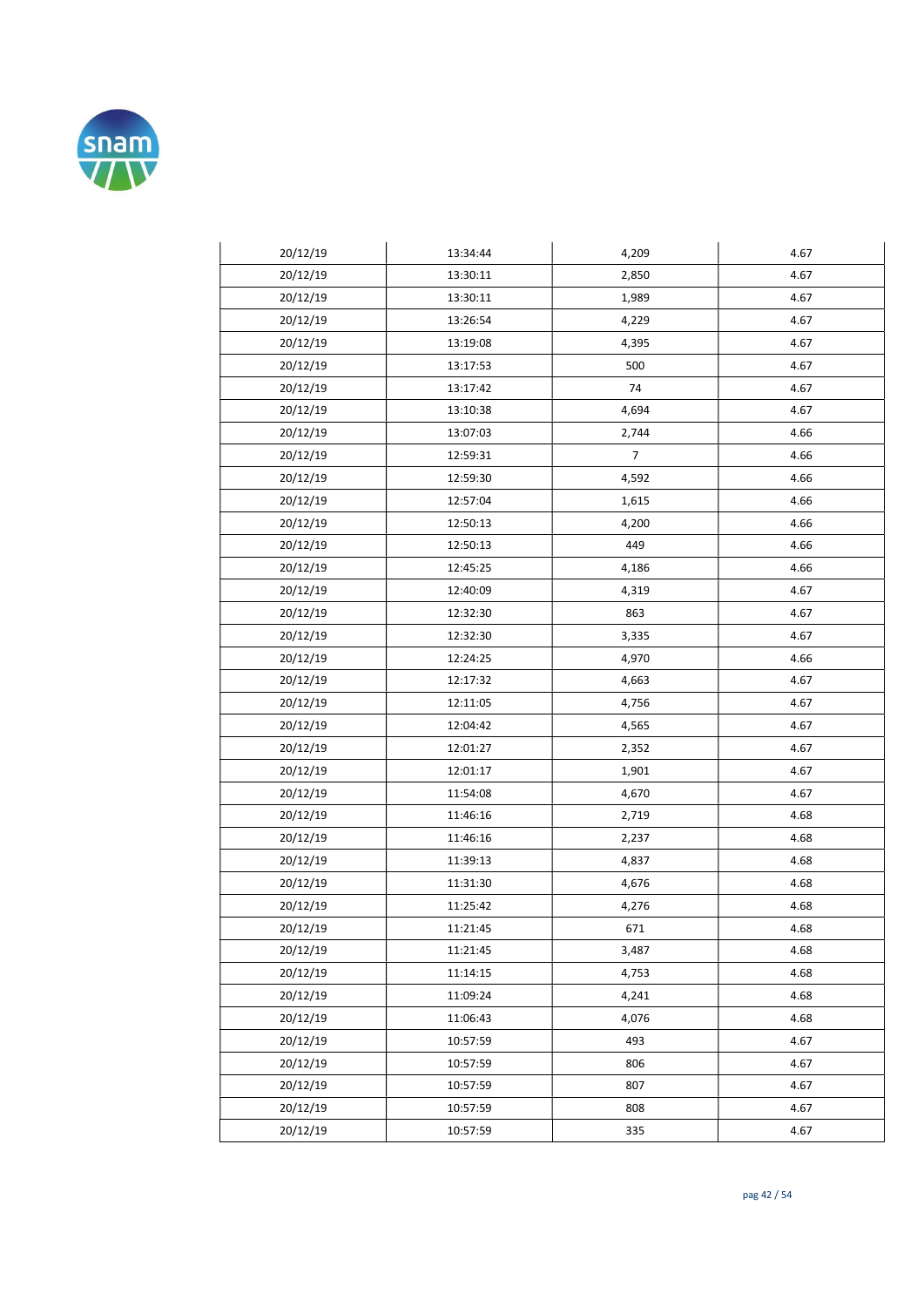| | | | |
|---|---|---|---|
| 20/12/19 | 13:34:44 | 4,209 | 4.67 |
| 20/12/19 | 13:30:11 | 2,850 | 4.67 |
| 20/12/19 | 13:30:11 | 1,989 | 4.67 |
| 20/12/19 | 13:26:54 | 4,229 | 4.67 |
| 20/12/19 | 13:19:08 | 4,395 | 4.67 |
| 20/12/19 | 13:17:53 | 500 | 4.67 |
| 20/12/19 | 13:17:42 | 74 | 4.67 |
| 20/12/19 | 13:10:38 | 4,694 | 4.67 |
| 20/12/19 | 13:07:03 | 2,744 | 4.66 |
| 20/12/19 | 12:59:31 | 7 | 4.66 |
| 20/12/19 | 12:59:30 | 4,592 | 4.66 |
| 20/12/19 | 12:57:04 | 1,615 | 4.66 |
| 20/12/19 | 12:50:13 | 4,200 | 4.66 |
| 20/12/19 | 12:50:13 | 449 | 4.66 |
| 20/12/19 | 12:45:25 | 4,186 | 4.66 |
| 20/12/19 | 12:40:09 | 4,319 | 4.67 |
| 20/12/19 | 12:32:30 | 863 | 4.67 |
| 20/12/19 | 12:32:30 | 3,335 | 4.67 |
| 20/12/19 | 12:24:25 | 4,970 | 4.66 |
| 20/12/19 | 12:17:32 | 4,663 | 4.67 |
| 20/12/19 | 12:11:05 | 4,756 | 4.67 |
| 20/12/19 | 12:04:42 | 4,565 | 4.67 |
| 20/12/19 | 12:01:27 | 2,352 | 4.67 |
| 20/12/19 | 12:01:17 | 1,901 | 4.67 |
| 20/12/19 | 11:54:08 | 4,670 | 4.67 |
| 20/12/19 | 11:46:16 | 2,719 | 4.68 |
| 20/12/19 | 11:46:16 | 2,237 | 4.68 |
| 20/12/19 | 11:39:13 | 4,837 | 4.68 |
| 20/12/19 | 11:31:30 | 4,676 | 4.68 |
| 20/12/19 | 11:25:42 | 4,276 | 4.68 |
| 20/12/19 | 11:21:45 | 671 | 4.68 |
| 20/12/19 | 11:21:45 | 3,487 | 4.68 |
| 20/12/19 | 11:14:15 | 4,753 | 4.68 |
| 20/12/19 | 11:09:24 | 4,241 | 4.68 |
| 20/12/19 | 11:06:43 | 4,076 | 4.68 |
| 20/12/19 | 10:57:59 | 493 | 4.67 |
| 20/12/19 | 10:57:59 | 806 | 4.67 |
| 20/12/19 | 10:57:59 | 807 | 4.67 |
| 20/12/19 | 10:57:59 | 808 | 4.67 |
| 20/12/19 | 10:57:59 | 335 | 4.67 |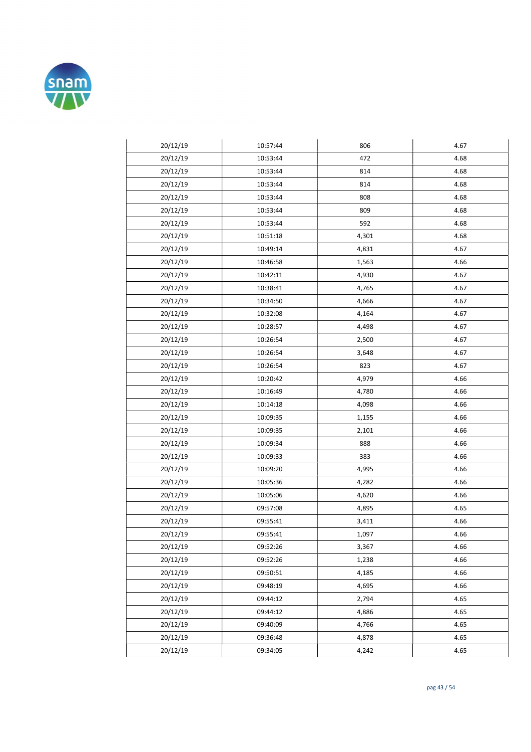| | | | |
|---|---|---|---|
| 20/12/19 | 10:57:44 | 806 | 4.67 |
| 20/12/19 | 10:53:44 | 472 | 4.68 |
| 20/12/19 | 10:53:44 | 814 | 4.68 |
| 20/12/19 | 10:53:44 | 814 | 4.68 |
| 20/12/19 | 10:53:44 | 808 | 4.68 |
| 20/12/19 | 10:53:44 | 809 | 4.68 |
| 20/12/19 | 10:53:44 | 592 | 4.68 |
| 20/12/19 | 10:51:18 | 4,301 | 4.68 |
| 20/12/19 | 10:49:14 | 4,831 | 4.67 |
| 20/12/19 | 10:46:58 | 1,563 | 4.66 |
| 20/12/19 | 10:42:11 | 4,930 | 4.67 |
| 20/12/19 | 10:38:41 | 4,765 | 4.67 |
| 20/12/19 | 10:34:50 | 4,666 | 4.67 |
| 20/12/19 | 10:32:08 | 4,164 | 4.67 |
| 20/12/19 | 10:28:57 | 4,498 | 4.67 |
| 20/12/19 | 10:26:54 | 2,500 | 4.67 |
| 20/12/19 | 10:26:54 | 3,648 | 4.67 |
| 20/12/19 | 10:26:54 | 823 | 4.67 |
| 20/12/19 | 10:20:42 | 4,979 | 4.66 |
| 20/12/19 | 10:16:49 | 4,780 | 4.66 |
| 20/12/19 | 10:14:18 | 4,098 | 4.66 |
| 20/12/19 | 10:09:35 | 1,155 | 4.66 |
| 20/12/19 | 10:09:35 | 2,101 | 4.66 |
| 20/12/19 | 10:09:34 | 888 | 4.66 |
| 20/12/19 | 10:09:33 | 383 | 4.66 |
| 20/12/19 | 10:09:20 | 4,995 | 4.66 |
| 20/12/19 | 10:05:36 | 4,282 | 4.66 |
| 20/12/19 | 10:05:06 | 4,620 | 4.66 |
| 20/12/19 | 09:57:08 | 4,895 | 4.65 |
| 20/12/19 | 09:55:41 | 3,411 | 4.66 |
| 20/12/19 | 09:55:41 | 1,097 | 4.66 |
| 20/12/19 | 09:52:26 | 3,367 | 4.66 |
| 20/12/19 | 09:52:26 | 1,238 | 4.66 |
| 20/12/19 | 09:50:51 | 4,185 | 4.66 |
| 20/12/19 | 09:48:19 | 4,695 | 4.66 |
| 20/12/19 | 09:44:12 | 2,794 | 4.65 |
| 20/12/19 | 09:44:12 | 4,886 | 4.65 |
| 20/12/19 | 09:40:09 | 4,766 | 4.65 |
| 20/12/19 | 09:36:48 | 4,878 | 4.65 |
| 20/12/19 | 09:34:05 | 4,242 | 4.65 |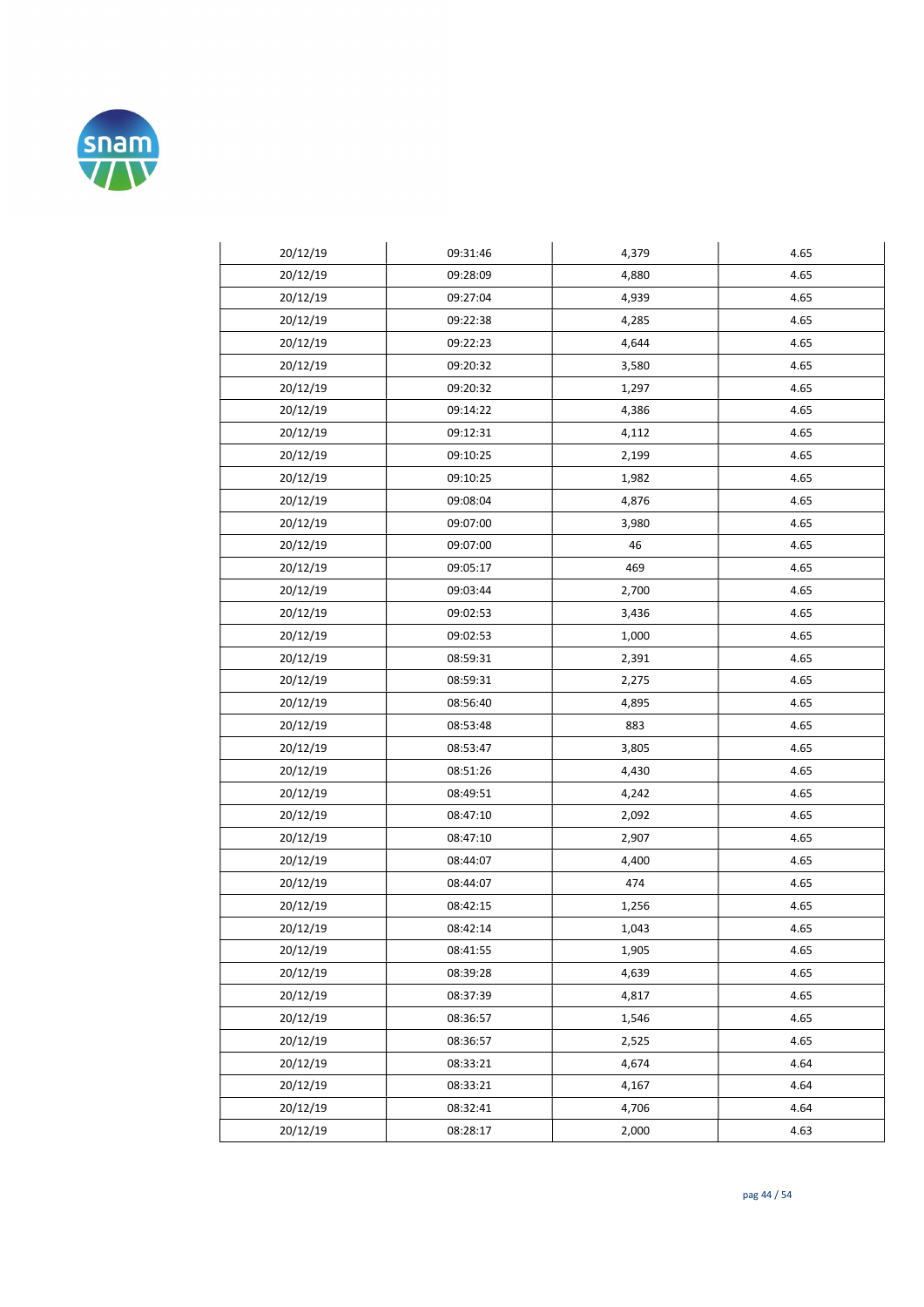| | | | |
|---|---|---|---|
| 20/12/19 | 09:31:46 | 4,379 | 4.65 |
| 20/12/19 | 09:28:09 | 4,880 | 4.65 |
| 20/12/19 | 09:27:04 | 4,939 | 4.65 |
| 20/12/19 | 09:22:38 | 4,285 | 4.65 |
| 20/12/19 | 09:22:23 | 4,644 | 4.65 |
| 20/12/19 | 09:20:32 | 3,580 | 4.65 |
| 20/12/19 | 09:20:32 | 1,297 | 4.65 |
| 20/12/19 | 09:14:22 | 4,386 | 4.65 |
| 20/12/19 | 09:12:31 | 4,112 | 4.65 |
| 20/12/19 | 09:10:25 | 2,199 | 4.65 |
| 20/12/19 | 09:10:25 | 1,982 | 4.65 |
| 20/12/19 | 09:08:04 | 4,876 | 4.65 |
| 20/12/19 | 09:07:00 | 3,980 | 4.65 |
| 20/12/19 | 09:07:00 | 46 | 4.65 |
| 20/12/19 | 09:05:17 | 469 | 4.65 |
| 20/12/19 | 09:03:44 | 2,700 | 4.65 |
| 20/12/19 | 09:02:53 | 3,436 | 4.65 |
| 20/12/19 | 09:02:53 | 1,000 | 4.65 |
| 20/12/19 | 08:59:31 | 2,391 | 4.65 |
| 20/12/19 | 08:59:31 | 2,275 | 4.65 |
| 20/12/19 | 08:56:40 | 4,895 | 4.65 |
| 20/12/19 | 08:53:48 | 883 | 4.65 |
| 20/12/19 | 08:53:47 | 3,805 | 4.65 |
| 20/12/19 | 08:51:26 | 4,430 | 4.65 |
| 20/12/19 | 08:49:51 | 4,242 | 4.65 |
| 20/12/19 | 08:47:10 | 2,092 | 4.65 |
| 20/12/19 | 08:47:10 | 2,907 | 4.65 |
| 20/12/19 | 08:44:07 | 4,400 | 4.65 |
| 20/12/19 | 08:44:07 | 474 | 4.65 |
| 20/12/19 | 08:42:15 | 1,256 | 4.65 |
| 20/12/19 | 08:42:14 | 1,043 | 4.65 |
| 20/12/19 | 08:41:55 | 1,905 | 4.65 |
| 20/12/19 | 08:39:28 | 4,639 | 4.65 |
| 20/12/19 | 08:37:39 | 4,817 | 4.65 |
| 20/12/19 | 08:36:57 | 1,546 | 4.65 |
| 20/12/19 | 08:36:57 | 2,525 | 4.65 |
| 20/12/19 | 08:33:21 | 4,674 | 4.64 |
| 20/12/19 | 08:33:21 | 4,167 | 4.64 |
| 20/12/19 | 08:32:41 | 4,706 | 4.64 |
| 20/12/19 | 08:28:17 | 2,000 | 4.63 |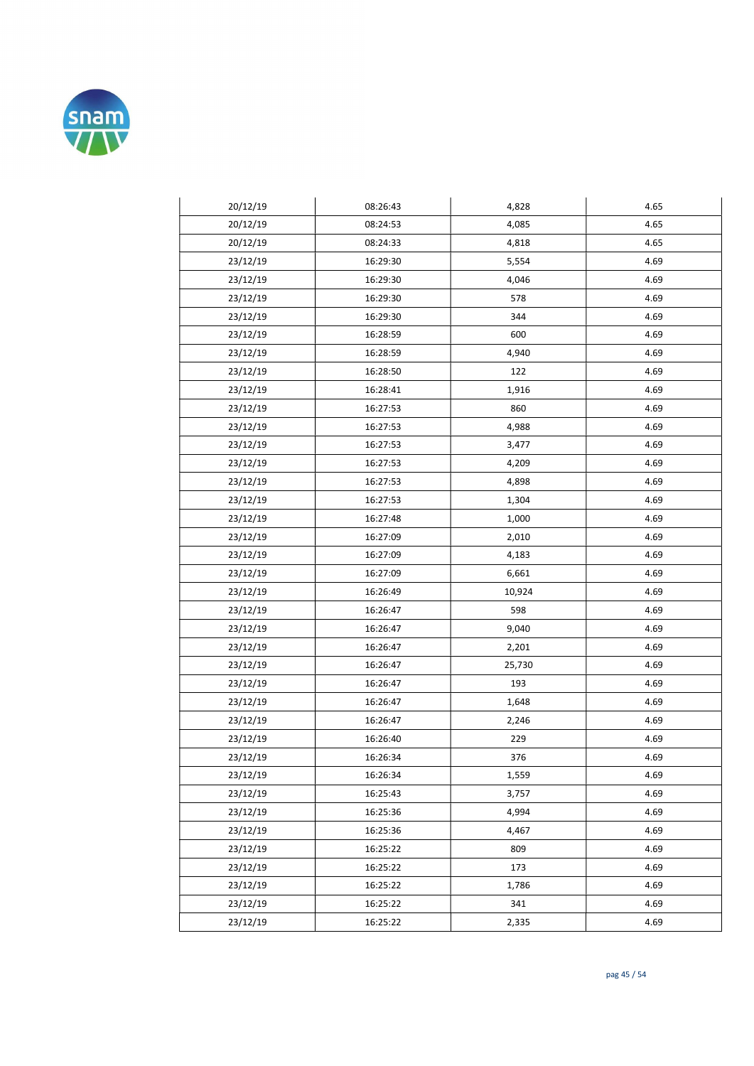| | | | |
|---|---|---|---|
| 20/12/19 | 08:26:43 | 4,828 | 4.65 |
| 20/12/19 | 08:24:53 | 4,085 | 4.65 |
| 20/12/19 | 08:24:33 | 4,818 | 4.65 |
| 23/12/19 | 16:29:30 | 5,554 | 4.69 |
| 23/12/19 | 16:29:30 | 4,046 | 4.69 |
| 23/12/19 | 16:29:30 | 578 | 4.69 |
| 23/12/19 | 16:29:30 | 344 | 4.69 |
| 23/12/19 | 16:28:59 | 600 | 4.69 |
| 23/12/19 | 16:28:59 | 4,940 | 4.69 |
| 23/12/19 | 16:28:50 | 122 | 4.69 |
| 23/12/19 | 16:28:41 | 1,916 | 4.69 |
| 23/12/19 | 16:27:53 | 860 | 4.69 |
| 23/12/19 | 16:27:53 | 4,988 | 4.69 |
| 23/12/19 | 16:27:53 | 3,477 | 4.69 |
| 23/12/19 | 16:27:53 | 4,209 | 4.69 |
| 23/12/19 | 16:27:53 | 4,898 | 4.69 |
| 23/12/19 | 16:27:53 | 1,304 | 4.69 |
| 23/12/19 | 16:27:48 | 1,000 | 4.69 |
| 23/12/19 | 16:27:09 | 2,010 | 4.69 |
| 23/12/19 | 16:27:09 | 4,183 | 4.69 |
| 23/12/19 | 16:27:09 | 6,661 | 4.69 |
| 23/12/19 | 16:26:49 | 10,924 | 4.69 |
| 23/12/19 | 16:26:47 | 598 | 4.69 |
| 23/12/19 | 16:26:47 | 9,040 | 4.69 |
| 23/12/19 | 16:26:47 | 2,201 | 4.69 |
| 23/12/19 | 16:26:47 | 25,730 | 4.69 |
| 23/12/19 | 16:26:47 | 193 | 4.69 |
| 23/12/19 | 16:26:47 | 1,648 | 4.69 |
| 23/12/19 | 16:26:47 | 2,246 | 4.69 |
| 23/12/19 | 16:26:40 | 229 | 4.69 |
| 23/12/19 | 16:26:34 | 376 | 4.69 |
| 23/12/19 | 16:26:34 | 1,559 | 4.69 |
| 23/12/19 | 16:25:43 | 3,757 | 4.69 |
| 23/12/19 | 16:25:36 | 4,994 | 4.69 |
| 23/12/19 | 16:25:36 | 4,467 | 4.69 |
| 23/12/19 | 16:25:22 | 809 | 4.69 |
| 23/12/19 | 16:25:22 | 173 | 4.69 |
| 23/12/19 | 16:25:22 | 1,786 | 4.69 |
| 23/12/19 | 16:25:22 | 341 | 4.69 |
| 23/12/19 | 16:25:22 | 2,335 | 4.69 |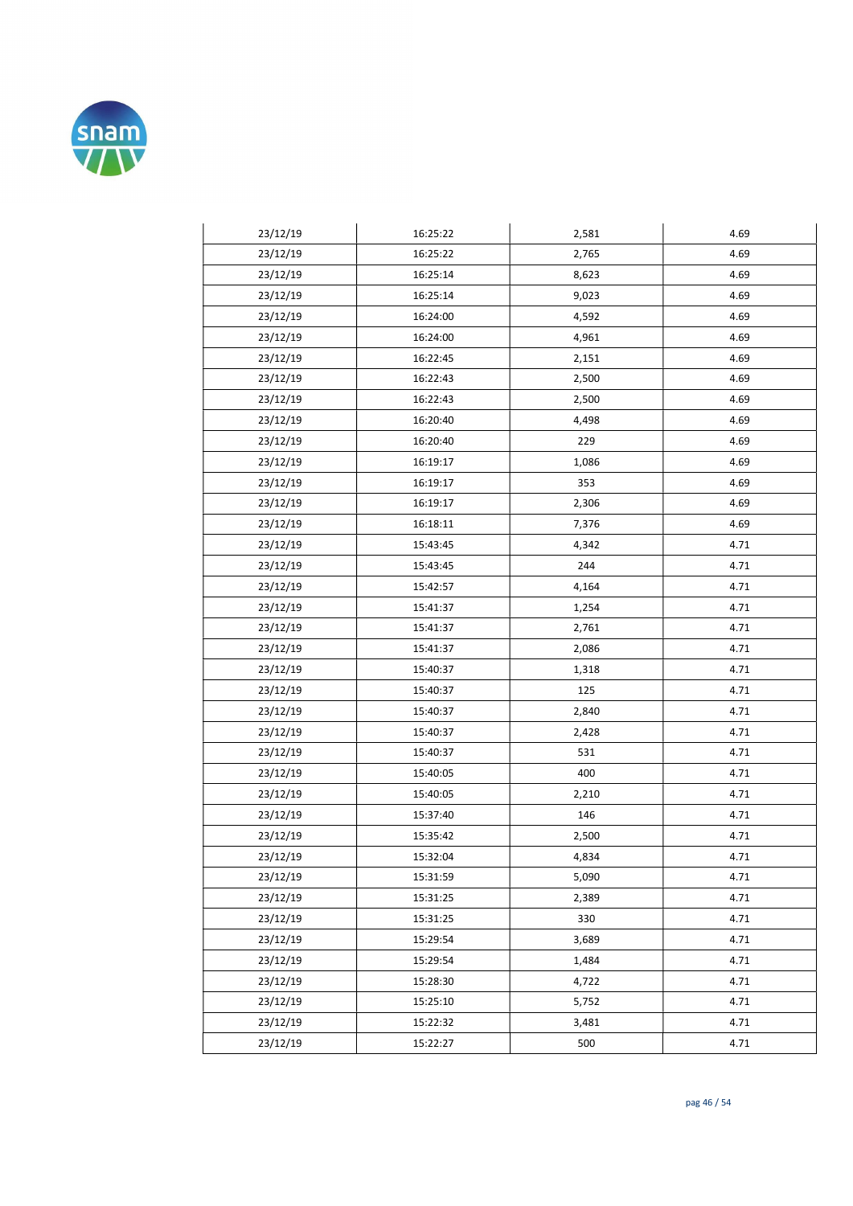| | | | |
|---|---|---|---|
| 23/12/19 | 16:25:22 | 2,581 | 4.69 |
| 23/12/19 | 16:25:22 | 2,765 | 4.69 |
| 23/12/19 | 16:25:14 | 8,623 | 4.69 |
| 23/12/19 | 16:25:14 | 9,023 | 4.69 |
| 23/12/19 | 16:24:00 | 4,592 | 4.69 |
| 23/12/19 | 16:24:00 | 4,961 | 4.69 |
| 23/12/19 | 16:22:45 | 2,151 | 4.69 |
| 23/12/19 | 16:22:43 | 2,500 | 4.69 |
| 23/12/19 | 16:22:43 | 2,500 | 4.69 |
| 23/12/19 | 16:20:40 | 4,498 | 4.69 |
| 23/12/19 | 16:20:40 | 229 | 4.69 |
| 23/12/19 | 16:19:17 | 1,086 | 4.69 |
| 23/12/19 | 16:19:17 | 353 | 4.69 |
| 23/12/19 | 16:19:17 | 2,306 | 4.69 |
| 23/12/19 | 16:18:11 | 7,376 | 4.69 |
| 23/12/19 | 15:43:45 | 4,342 | 4.71 |
| 23/12/19 | 15:43:45 | 244 | 4.71 |
| 23/12/19 | 15:42:57 | 4,164 | 4.71 |
| 23/12/19 | 15:41:37 | 1,254 | 4.71 |
| 23/12/19 | 15:41:37 | 2,761 | 4.71 |
| 23/12/19 | 15:41:37 | 2,086 | 4.71 |
| 23/12/19 | 15:40:37 | 1,318 | 4.71 |
| 23/12/19 | 15:40:37 | 125 | 4.71 |
| 23/12/19 | 15:40:37 | 2,840 | 4.71 |
| 23/12/19 | 15:40:37 | 2,428 | 4.71 |
| 23/12/19 | 15:40:37 | 531 | 4.71 |
| 23/12/19 | 15:40:05 | 400 | 4.71 |
| 23/12/19 | 15:40:05 | 2,210 | 4.71 |
| 23/12/19 | 15:37:40 | 146 | 4.71 |
| 23/12/19 | 15:35:42 | 2,500 | 4.71 |
| 23/12/19 | 15:32:04 | 4,834 | 4.71 |
| 23/12/19 | 15:31:59 | 5,090 | 4.71 |
| 23/12/19 | 15:31:25 | 2,389 | 4.71 |
| 23/12/19 | 15:31:25 | 330 | 4.71 |
| 23/12/19 | 15:29:54 | 3,689 | 4.71 |
| 23/12/19 | 15:29:54 | 1,484 | 4.71 |
| 23/12/19 | 15:28:30 | 4,722 | 4.71 |
| 23/12/19 | 15:25:10 | 5,752 | 4.71 |
| 23/12/19 | 15:22:32 | 3,481 | 4.71 |
| 23/12/19 | 15:22:27 | 500 | 4.71 |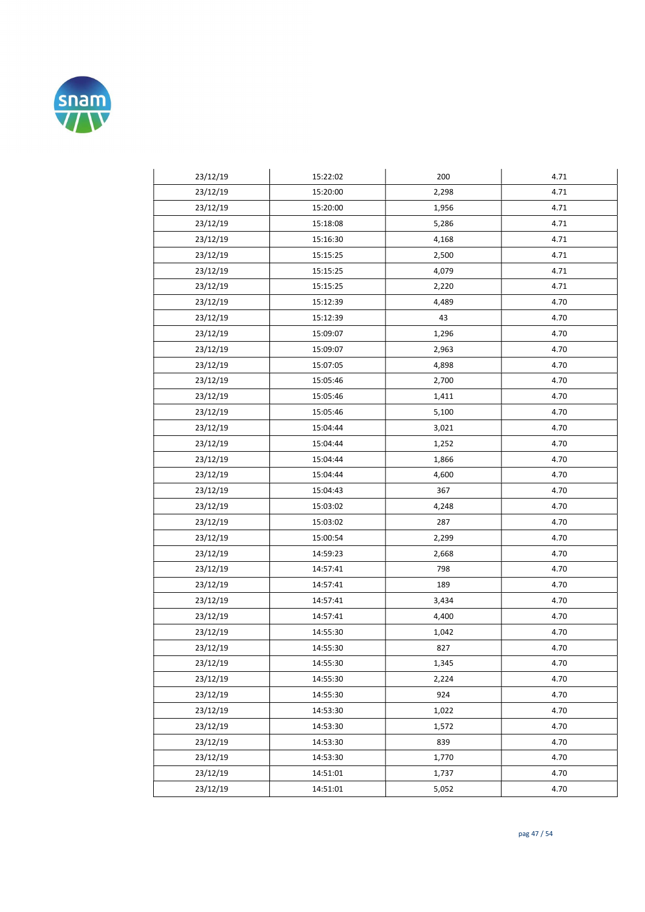| | | | |
|---|---|---|---|
| 23/12/19 | 15:22:02 | 200 | 4.71 |
| 23/12/19 | 15:20:00 | 2,298 | 4.71 |
| 23/12/19 | 15:20:00 | 1,956 | 4.71 |
| 23/12/19 | 15:18:08 | 5,286 | 4.71 |
| 23/12/19 | 15:16:30 | 4,168 | 4.71 |
| 23/12/19 | 15:15:25 | 2,500 | 4.71 |
| 23/12/19 | 15:15:25 | 4,079 | 4.71 |
| 23/12/19 | 15:15:25 | 2,220 | 4.71 |
| 23/12/19 | 15:12:39 | 4,489 | 4.70 |
| 23/12/19 | 15:12:39 | 43 | 4.70 |
| 23/12/19 | 15:09:07 | 1,296 | 4.70 |
| 23/12/19 | 15:09:07 | 2,963 | 4.70 |
| 23/12/19 | 15:07:05 | 4,898 | 4.70 |
| 23/12/19 | 15:05:46 | 2,700 | 4.70 |
| 23/12/19 | 15:05:46 | 1,411 | 4.70 |
| 23/12/19 | 15:05:46 | 5,100 | 4.70 |
| 23/12/19 | 15:04:44 | 3,021 | 4.70 |
| 23/12/19 | 15:04:44 | 1,252 | 4.70 |
| 23/12/19 | 15:04:44 | 1,866 | 4.70 |
| 23/12/19 | 15:04:44 | 4,600 | 4.70 |
| 23/12/19 | 15:04:43 | 367 | 4.70 |
| 23/12/19 | 15:03:02 | 4,248 | 4.70 |
| 23/12/19 | 15:03:02 | 287 | 4.70 |
| 23/12/19 | 15:00:54 | 2,299 | 4.70 |
| 23/12/19 | 14:59:23 | 2,668 | 4.70 |
| 23/12/19 | 14:57:41 | 798 | 4.70 |
| 23/12/19 | 14:57:41 | 189 | 4.70 |
| 23/12/19 | 14:57:41 | 3,434 | 4.70 |
| 23/12/19 | 14:57:41 | 4,400 | 4.70 |
| 23/12/19 | 14:55:30 | 1,042 | 4.70 |
| 23/12/19 | 14:55:30 | 827 | 4.70 |
| 23/12/19 | 14:55:30 | 1,345 | 4.70 |
| 23/12/19 | 14:55:30 | 2,224 | 4.70 |
| 23/12/19 | 14:55:30 | 924 | 4.70 |
| 23/12/19 | 14:53:30 | 1,022 | 4.70 |
| 23/12/19 | 14:53:30 | 1,572 | 4.70 |
| 23/12/19 | 14:53:30 | 839 | 4.70 |
| 23/12/19 | 14:53:30 | 1,770 | 4.70 |
| 23/12/19 | 14:51:01 | 1,737 | 4.70 |
| 23/12/19 | 14:51:01 | 5,052 | 4.70 |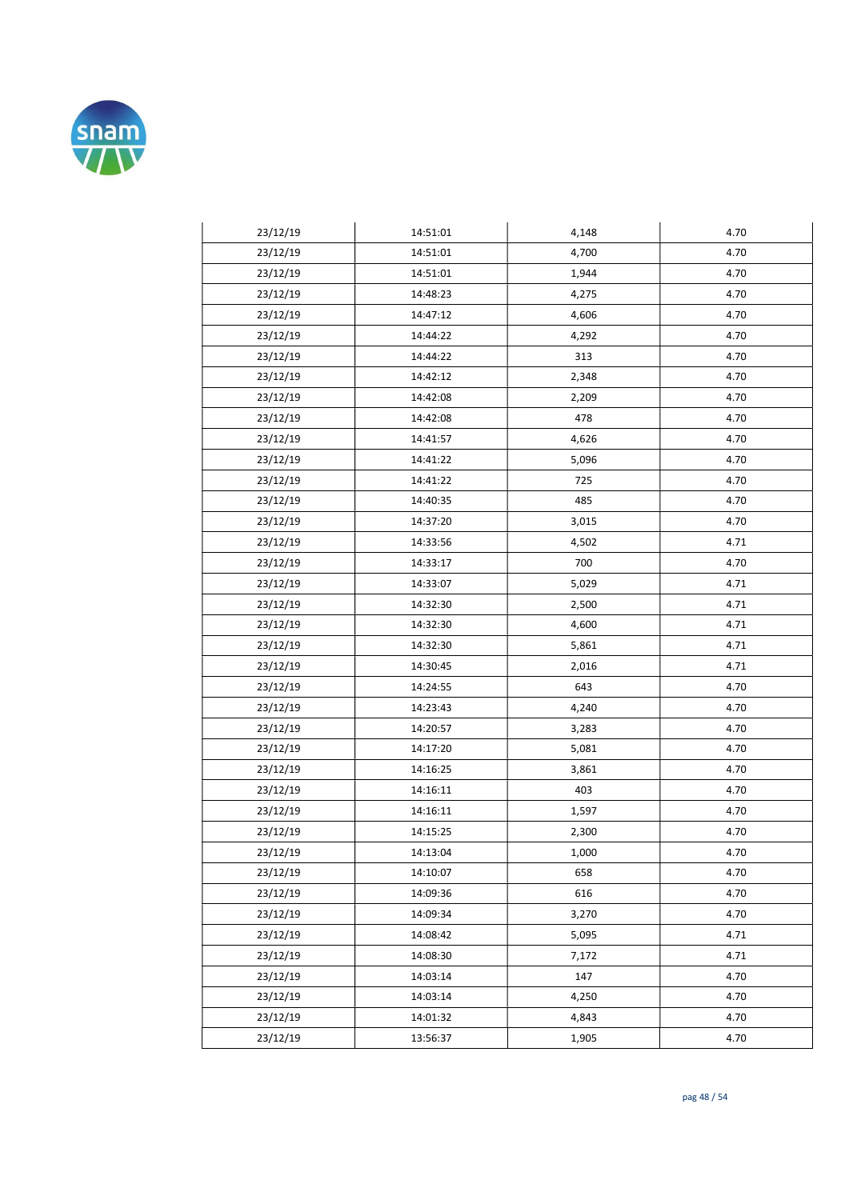| | | | |
|---|---|---|---|
| 23/12/19 | 14:51:01 | 4,148 | 4.70 |
| 23/12/19 | 14:51:01 | 4,700 | 4.70 |
| 23/12/19 | 14:51:01 | 1,944 | 4.70 |
| 23/12/19 | 14:48:23 | 4,275 | 4.70 |
| 23/12/19 | 14:47:12 | 4,606 | 4.70 |
| 23/12/19 | 14:44:22 | 4,292 | 4.70 |
| 23/12/19 | 14:44:22 | 313 | 4.70 |
| 23/12/19 | 14:42:12 | 2,348 | 4.70 |
| 23/12/19 | 14:42:08 | 2,209 | 4.70 |
| 23/12/19 | 14:42:08 | 478 | 4.70 |
| 23/12/19 | 14:41:57 | 4,626 | 4.70 |
| 23/12/19 | 14:41:22 | 5,096 | 4.70 |
| 23/12/19 | 14:41:22 | 725 | 4.70 |
| 23/12/19 | 14:40:35 | 485 | 4.70 |
| 23/12/19 | 14:37:20 | 3,015 | 4.70 |
| 23/12/19 | 14:33:56 | 4,502 | 4.71 |
| 23/12/19 | 14:33:17 | 700 | 4.70 |
| 23/12/19 | 14:33:07 | 5,029 | 4.71 |
| 23/12/19 | 14:32:30 | 2,500 | 4.71 |
| 23/12/19 | 14:32:30 | 4,600 | 4.71 |
| 23/12/19 | 14:32:30 | 5,861 | 4.71 |
| 23/12/19 | 14:30:45 | 2,016 | 4.71 |
| 23/12/19 | 14:24:55 | 643 | 4.70 |
| 23/12/19 | 14:23:43 | 4,240 | 4.70 |
| 23/12/19 | 14:20:57 | 3,283 | 4.70 |
| 23/12/19 | 14:17:20 | 5,081 | 4.70 |
| 23/12/19 | 14:16:25 | 3,861 | 4.70 |
| 23/12/19 | 14:16:11 | 403 | 4.70 |
| 23/12/19 | 14:16:11 | 1,597 | 4.70 |
| 23/12/19 | 14:15:25 | 2,300 | 4.70 |
| 23/12/19 | 14:13:04 | 1,000 | 4.70 |
| 23/12/19 | 14:10:07 | 658 | 4.70 |
| 23/12/19 | 14:09:36 | 616 | 4.70 |
| 23/12/19 | 14:09:34 | 3,270 | 4.70 |
| 23/12/19 | 14:08:42 | 5,095 | 4.71 |
| 23/12/19 | 14:08:30 | 7,172 | 4.71 |
| 23/12/19 | 14:03:14 | 147 | 4.70 |
| 23/12/19 | 14:03:14 | 4,250 | 4.70 |
| 23/12/19 | 14:01:32 | 4,843 | 4.70 |
| 23/12/19 | 13:56:37 | 1,905 | 4.70 |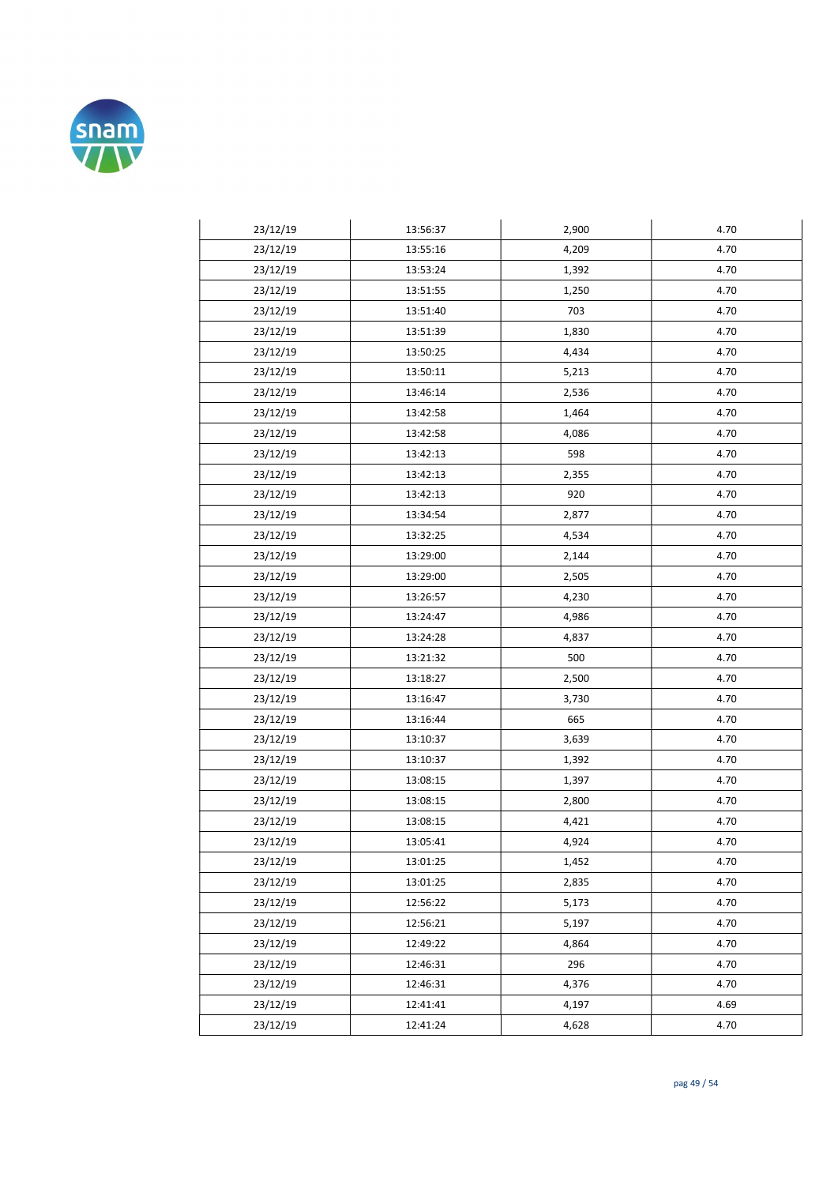| 23/12/19 | 13:56:37 | 2,900 | 4.70 |
|---|---|---|---|
| 23/12/19 | 13:55:16 | 4,209 | 4.70 |
| 23/12/19 | 13:53:24 | 1,392 | 4.70 |
| 23/12/19 | 13:51:55 | 1,250 | 4.70 |
| 23/12/19 | 13:51:40 | 703 | 4.70 |
| 23/12/19 | 13:51:39 | 1,830 | 4.70 |
| 23/12/19 | 13:50:25 | 4,434 | 4.70 |
| 23/12/19 | 13:50:11 | 5,213 | 4.70 |
| 23/12/19 | 13:46:14 | 2,536 | 4.70 |
| 23/12/19 | 13:42:58 | 1,464 | 4.70 |
| 23/12/19 | 13:42:58 | 4,086 | 4.70 |
| 23/12/19 | 13:42:13 | 598 | 4.70 |
| 23/12/19 | 13:42:13 | 2,355 | 4.70 |
| 23/12/19 | 13:42:13 | 920 | 4.70 |
| 23/12/19 | 13:34:54 | 2,877 | 4.70 |
| 23/12/19 | 13:32:25 | 4,534 | 4.70 |
| 23/12/19 | 13:29:00 | 2,144 | 4.70 |
| 23/12/19 | 13:29:00 | 2,505 | 4.70 |
| 23/12/19 | 13:26:57 | 4,230 | 4.70 |
| 23/12/19 | 13:24:47 | 4,986 | 4.70 |
| 23/12/19 | 13:24:28 | 4,837 | 4.70 |
| 23/12/19 | 13:21:32 | 500 | 4.70 |
| 23/12/19 | 13:18:27 | 2,500 | 4.70 |
| 23/12/19 | 13:16:47 | 3,730 | 4.70 |
| 23/12/19 | 13:16:44 | 665 | 4.70 |
| 23/12/19 | 13:10:37 | 3,639 | 4.70 |
| 23/12/19 | 13:10:37 | 1,392 | 4.70 |
| 23/12/19 | 13:08:15 | 1,397 | 4.70 |
| 23/12/19 | 13:08:15 | 2,800 | 4.70 |
| 23/12/19 | 13:08:15 | 4,421 | 4.70 |
| 23/12/19 | 13:05:41 | 4,924 | 4.70 |
| 23/12/19 | 13:01:25 | 1,452 | 4.70 |
| 23/12/19 | 13:01:25 | 2,835 | 4.70 |
| 23/12/19 | 12:56:22 | 5,173 | 4.70 |
| 23/12/19 | 12:56:21 | 5,197 | 4.70 |
| 23/12/19 | 12:49:22 | 4,864 | 4.70 |
| 23/12/19 | 12:46:31 | 296 | 4.70 |
| 23/12/19 | 12:46:31 | 4,376 | 4.70 |
| 23/12/19 | 12:41:41 | 4,197 | 4.69 |
| 23/12/19 | 12:41:24 | 4,628 | 4.70 |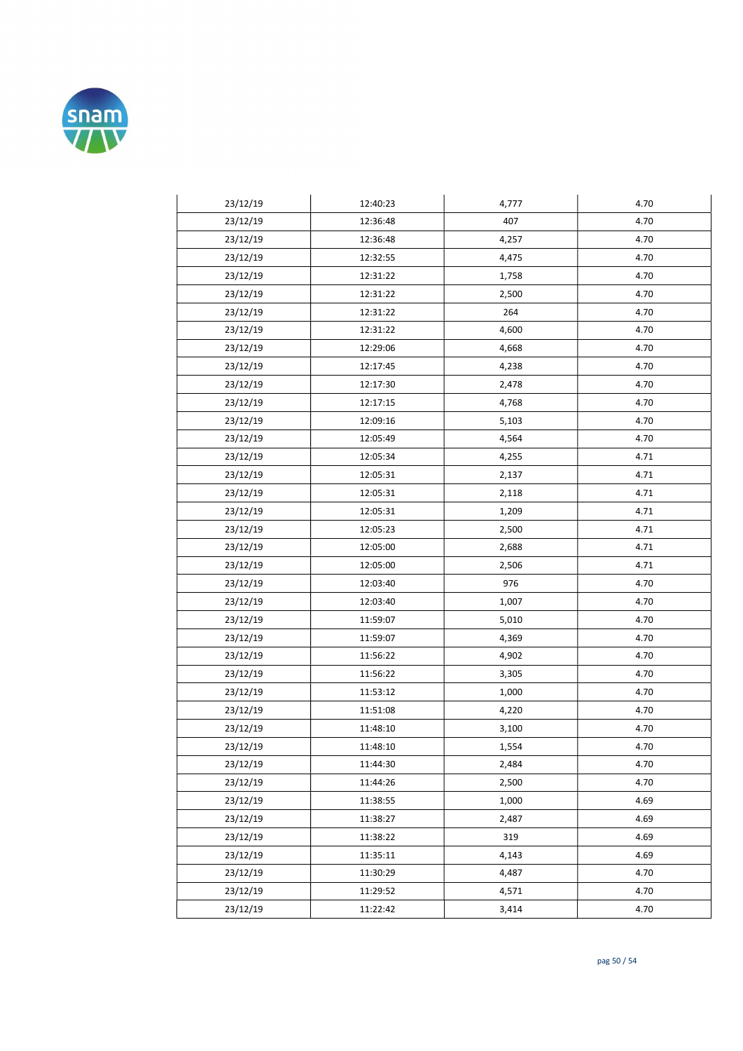| | | | |
|---|---|---|---|
| 23/12/19 | 12:40:23 | 4,777 | 4.70 |
| 23/12/19 | 12:36:48 | 407 | 4.70 |
| 23/12/19 | 12:36:48 | 4,257 | 4.70 |
| 23/12/19 | 12:32:55 | 4,475 | 4.70 |
| 23/12/19 | 12:31:22 | 1,758 | 4.70 |
| 23/12/19 | 12:31:22 | 2,500 | 4.70 |
| 23/12/19 | 12:31:22 | 264 | 4.70 |
| 23/12/19 | 12:31:22 | 4,600 | 4.70 |
| 23/12/19 | 12:29:06 | 4,668 | 4.70 |
| 23/12/19 | 12:17:45 | 4,238 | 4.70 |
| 23/12/19 | 12:17:30 | 2,478 | 4.70 |
| 23/12/19 | 12:17:15 | 4,768 | 4.70 |
| 23/12/19 | 12:09:16 | 5,103 | 4.70 |
| 23/12/19 | 12:05:49 | 4,564 | 4.70 |
| 23/12/19 | 12:05:34 | 4,255 | 4.71 |
| 23/12/19 | 12:05:31 | 2,137 | 4.71 |
| 23/12/19 | 12:05:31 | 2,118 | 4.71 |
| 23/12/19 | 12:05:31 | 1,209 | 4.71 |
| 23/12/19 | 12:05:23 | 2,500 | 4.71 |
| 23/12/19 | 12:05:00 | 2,688 | 4.71 |
| 23/12/19 | 12:05:00 | 2,506 | 4.71 |
| 23/12/19 | 12:03:40 | 976 | 4.70 |
| 23/12/19 | 12:03:40 | 1,007 | 4.70 |
| 23/12/19 | 11:59:07 | 5,010 | 4.70 |
| 23/12/19 | 11:59:07 | 4,369 | 4.70 |
| 23/12/19 | 11:56:22 | 4,902 | 4.70 |
| 23/12/19 | 11:56:22 | 3,305 | 4.70 |
| 23/12/19 | 11:53:12 | 1,000 | 4.70 |
| 23/12/19 | 11:51:08 | 4,220 | 4.70 |
| 23/12/19 | 11:48:10 | 3,100 | 4.70 |
| 23/12/19 | 11:48:10 | 1,554 | 4.70 |
| 23/12/19 | 11:44:30 | 2,484 | 4.70 |
| 23/12/19 | 11:44:26 | 2,500 | 4.70 |
| 23/12/19 | 11:38:55 | 1,000 | 4.69 |
| 23/12/19 | 11:38:27 | 2,487 | 4.69 |
| 23/12/19 | 11:38:22 | 319 | 4.69 |
| 23/12/19 | 11:35:11 | 4,143 | 4.69 |
| 23/12/19 | 11:30:29 | 4,487 | 4.70 |
| 23/12/19 | 11:29:52 | 4,571 | 4.70 |
| 23/12/19 | 11:22:42 | 3,414 | 4.70 |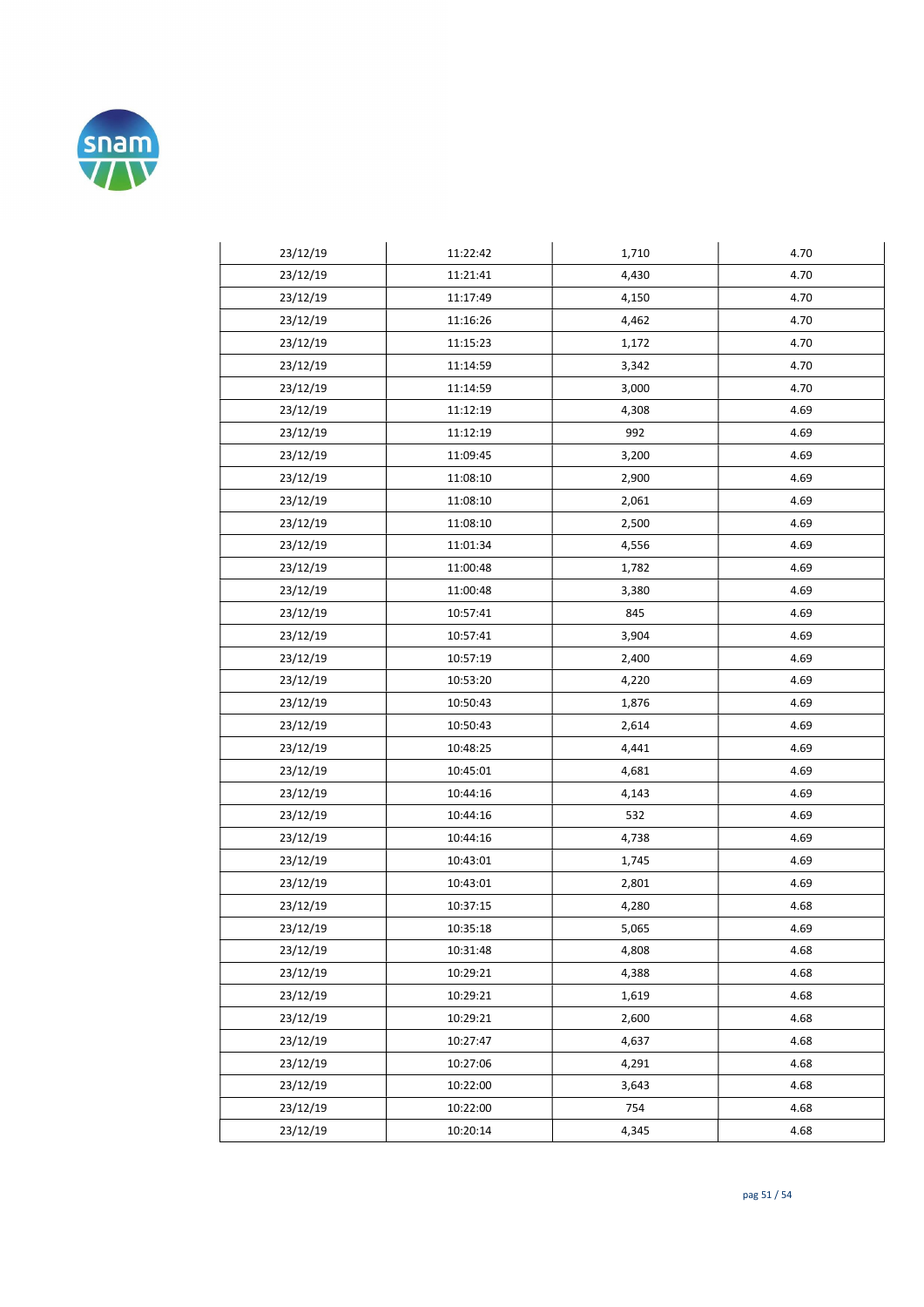| | | | |
|---|---|---|---|
| 23/12/19 | 11:22:42 | 1,710 | 4.70 |
| 23/12/19 | 11:21:41 | 4,430 | 4.70 |
| 23/12/19 | 11:17:49 | 4,150 | 4.70 |
| 23/12/19 | 11:16:26 | 4,462 | 4.70 |
| 23/12/19 | 11:15:23 | 1,172 | 4.70 |
| 23/12/19 | 11:14:59 | 3,342 | 4.70 |
| 23/12/19 | 11:14:59 | 3,000 | 4.70 |
| 23/12/19 | 11:12:19 | 4,308 | 4.69 |
| 23/12/19 | 11:12:19 | 992 | 4.69 |
| 23/12/19 | 11:09:45 | 3,200 | 4.69 |
| 23/12/19 | 11:08:10 | 2,900 | 4.69 |
| 23/12/19 | 11:08:10 | 2,061 | 4.69 |
| 23/12/19 | 11:08:10 | 2,500 | 4.69 |
| 23/12/19 | 11:01:34 | 4,556 | 4.69 |
| 23/12/19 | 11:00:48 | 1,782 | 4.69 |
| 23/12/19 | 11:00:48 | 3,380 | 4.69 |
| 23/12/19 | 10:57:41 | 845 | 4.69 |
| 23/12/19 | 10:57:41 | 3,904 | 4.69 |
| 23/12/19 | 10:57:19 | 2,400 | 4.69 |
| 23/12/19 | 10:53:20 | 4,220 | 4.69 |
| 23/12/19 | 10:50:43 | 1,876 | 4.69 |
| 23/12/19 | 10:50:43 | 2,614 | 4.69 |
| 23/12/19 | 10:48:25 | 4,441 | 4.69 |
| 23/12/19 | 10:45:01 | 4,681 | 4.69 |
| 23/12/19 | 10:44:16 | 4,143 | 4.69 |
| 23/12/19 | 10:44:16 | 532 | 4.69 |
| 23/12/19 | 10:44:16 | 4,738 | 4.69 |
| 23/12/19 | 10:43:01 | 1,745 | 4.69 |
| 23/12/19 | 10:43:01 | 2,801 | 4.69 |
| 23/12/19 | 10:37:15 | 4,280 | 4.68 |
| 23/12/19 | 10:35:18 | 5,065 | 4.69 |
| 23/12/19 | 10:31:48 | 4,808 | 4.68 |
| 23/12/19 | 10:29:21 | 4,388 | 4.68 |
| 23/12/19 | 10:29:21 | 1,619 | 4.68 |
| 23/12/19 | 10:29:21 | 2,600 | 4.68 |
| 23/12/19 | 10:27:47 | 4,637 | 4.68 |
| 23/12/19 | 10:27:06 | 4,291 | 4.68 |
| 23/12/19 | 10:22:00 | 3,643 | 4.68 |
| 23/12/19 | 10:22:00 | 754 | 4.68 |
| 23/12/19 | 10:20:14 | 4,345 | 4.68 |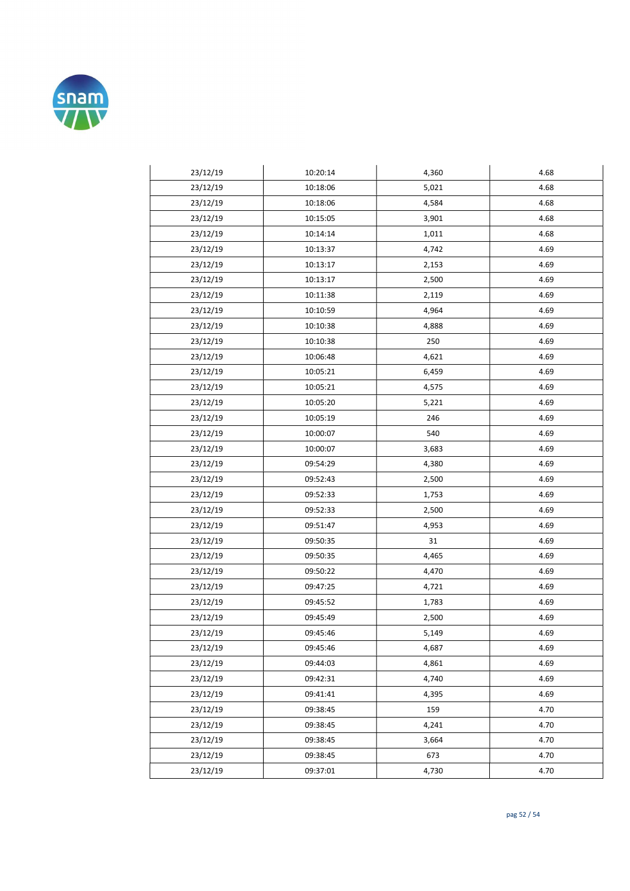| | | | |
|---|---|---|---|
| 23/12/19 | 10:20:14 | 4,360 | 4.68 |
| 23/12/19 | 10:18:06 | 5,021 | 4.68 |
| 23/12/19 | 10:18:06 | 4,584 | 4.68 |
| 23/12/19 | 10:15:05 | 3,901 | 4.68 |
| 23/12/19 | 10:14:14 | 1,011 | 4.68 |
| 23/12/19 | 10:13:37 | 4,742 | 4.69 |
| 23/12/19 | 10:13:17 | 2,153 | 4.69 |
| 23/12/19 | 10:13:17 | 2,500 | 4.69 |
| 23/12/19 | 10:11:38 | 2,119 | 4.69 |
| 23/12/19 | 10:10:59 | 4,964 | 4.69 |
| 23/12/19 | 10:10:38 | 4,888 | 4.69 |
| 23/12/19 | 10:10:38 | 250 | 4.69 |
| 23/12/19 | 10:06:48 | 4,621 | 4.69 |
| 23/12/19 | 10:05:21 | 6,459 | 4.69 |
| 23/12/19 | 10:05:21 | 4,575 | 4.69 |
| 23/12/19 | 10:05:20 | 5,221 | 4.69 |
| 23/12/19 | 10:05:19 | 246 | 4.69 |
| 23/12/19 | 10:00:07 | 540 | 4.69 |
| 23/12/19 | 10:00:07 | 3,683 | 4.69 |
| 23/12/19 | 09:54:29 | 4,380 | 4.69 |
| 23/12/19 | 09:52:43 | 2,500 | 4.69 |
| 23/12/19 | 09:52:33 | 1,753 | 4.69 |
| 23/12/19 | 09:52:33 | 2,500 | 4.69 |
| 23/12/19 | 09:51:47 | 4,953 | 4.69 |
| 23/12/19 | 09:50:35 | 31 | 4.69 |
| 23/12/19 | 09:50:35 | 4,465 | 4.69 |
| 23/12/19 | 09:50:22 | 4,470 | 4.69 |
| 23/12/19 | 09:47:25 | 4,721 | 4.69 |
| 23/12/19 | 09:45:52 | 1,783 | 4.69 |
| 23/12/19 | 09:45:49 | 2,500 | 4.69 |
| 23/12/19 | 09:45:46 | 5,149 | 4.69 |
| 23/12/19 | 09:45:46 | 4,687 | 4.69 |
| 23/12/19 | 09:44:03 | 4,861 | 4.69 |
| 23/12/19 | 09:42:31 | 4,740 | 4.69 |
| 23/12/19 | 09:41:41 | 4,395 | 4.69 |
| 23/12/19 | 09:38:45 | 159 | 4.70 |
| 23/12/19 | 09:38:45 | 4,241 | 4.70 |
| 23/12/19 | 09:38:45 | 3,664 | 4.70 |
| 23/12/19 | 09:38:45 | 673 | 4.70 |
| 23/12/19 | 09:37:01 | 4,730 | 4.70 |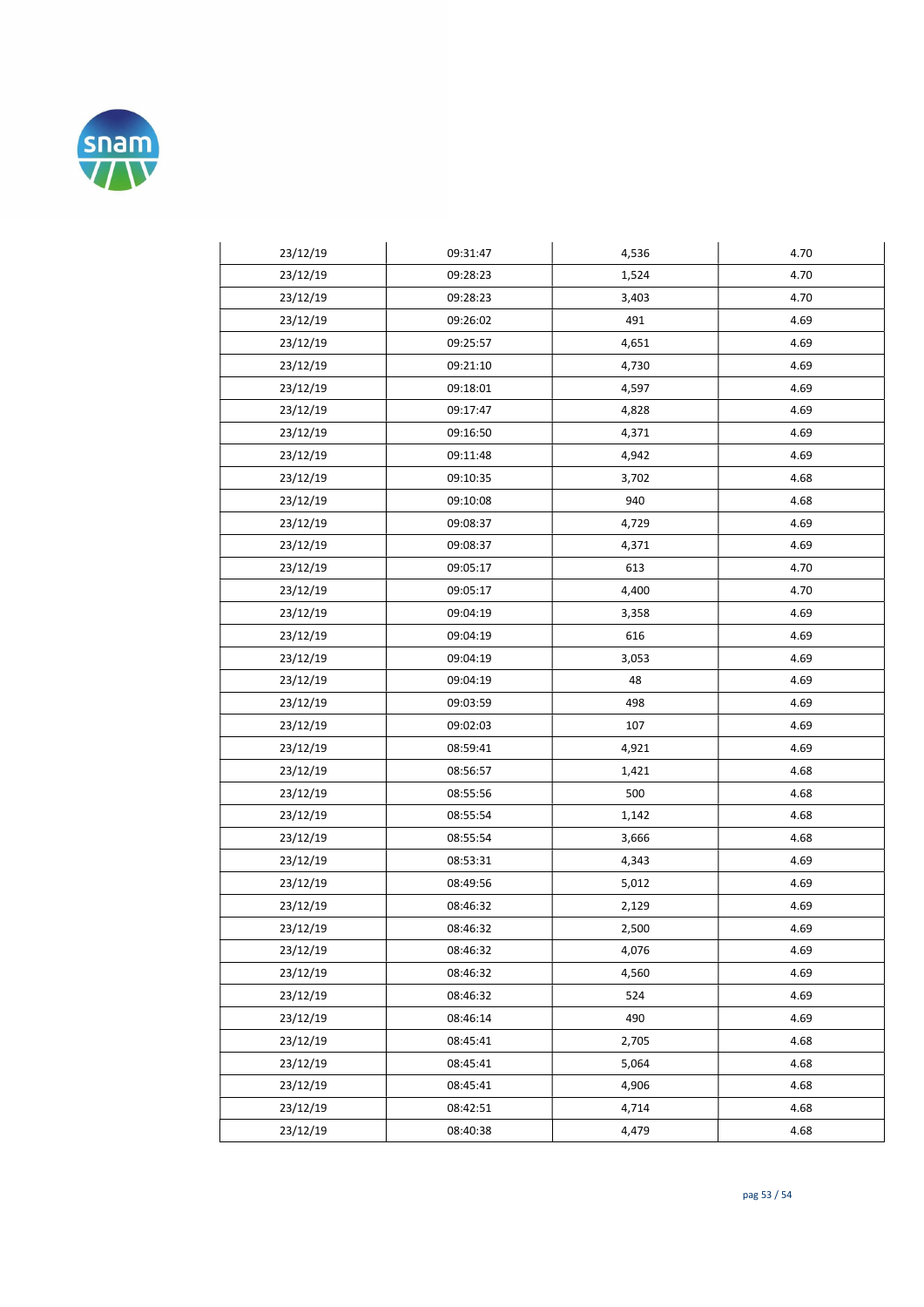| | | | |
|---|---|---|---|
| 23/12/19 | 09:31:47 | 4,536 | 4.70 |
| 23/12/19 | 09:28:23 | 1,524 | 4.70 |
| 23/12/19 | 09:28:23 | 3,403 | 4.70 |
| 23/12/19 | 09:26:02 | 491 | 4.69 |
| 23/12/19 | 09:25:57 | 4,651 | 4.69 |
| 23/12/19 | 09:21:10 | 4,730 | 4.69 |
| 23/12/19 | 09:18:01 | 4,597 | 4.69 |
| 23/12/19 | 09:17:47 | 4,828 | 4.69 |
| 23/12/19 | 09:16:50 | 4,371 | 4.69 |
| 23/12/19 | 09:11:48 | 4,942 | 4.69 |
| 23/12/19 | 09:10:35 | 3,702 | 4.68 |
| 23/12/19 | 09:10:08 | 940 | 4.68 |
| 23/12/19 | 09:08:37 | 4,729 | 4.69 |
| 23/12/19 | 09:08:37 | 4,371 | 4.69 |
| 23/12/19 | 09:05:17 | 613 | 4.70 |
| 23/12/19 | 09:05:17 | 4,400 | 4.70 |
| 23/12/19 | 09:04:19 | 3,358 | 4.69 |
| 23/12/19 | 09:04:19 | 616 | 4.69 |
| 23/12/19 | 09:04:19 | 3,053 | 4.69 |
| 23/12/19 | 09:04:19 | 48 | 4.69 |
| 23/12/19 | 09:03:59 | 498 | 4.69 |
| 23/12/19 | 09:02:03 | 107 | 4.69 |
| 23/12/19 | 08:59:41 | 4,921 | 4.69 |
| 23/12/19 | 08:56:57 | 1,421 | 4.68 |
| 23/12/19 | 08:55:56 | 500 | 4.68 |
| 23/12/19 | 08:55:54 | 1,142 | 4.68 |
| 23/12/19 | 08:55:54 | 3,666 | 4.68 |
| 23/12/19 | 08:53:31 | 4,343 | 4.69 |
| 23/12/19 | 08:49:56 | 5,012 | 4.69 |
| 23/12/19 | 08:46:32 | 2,129 | 4.69 |
| 23/12/19 | 08:46:32 | 2,500 | 4.69 |
| 23/12/19 | 08:46:32 | 4,076 | 4.69 |
| 23/12/19 | 08:46:32 | 4,560 | 4.69 |
| 23/12/19 | 08:46:32 | 524 | 4.69 |
| 23/12/19 | 08:46:14 | 490 | 4.69 |
| 23/12/19 | 08:45:41 | 2,705 | 4.68 |
| 23/12/19 | 08:45:41 | 5,064 | 4.68 |
| 23/12/19 | 08:45:41 | 4,906 | 4.68 |
| 23/12/19 | 08:42:51 | 4,714 | 4.68 |
| 23/12/19 | 08:40:38 | 4,479 | 4.68 |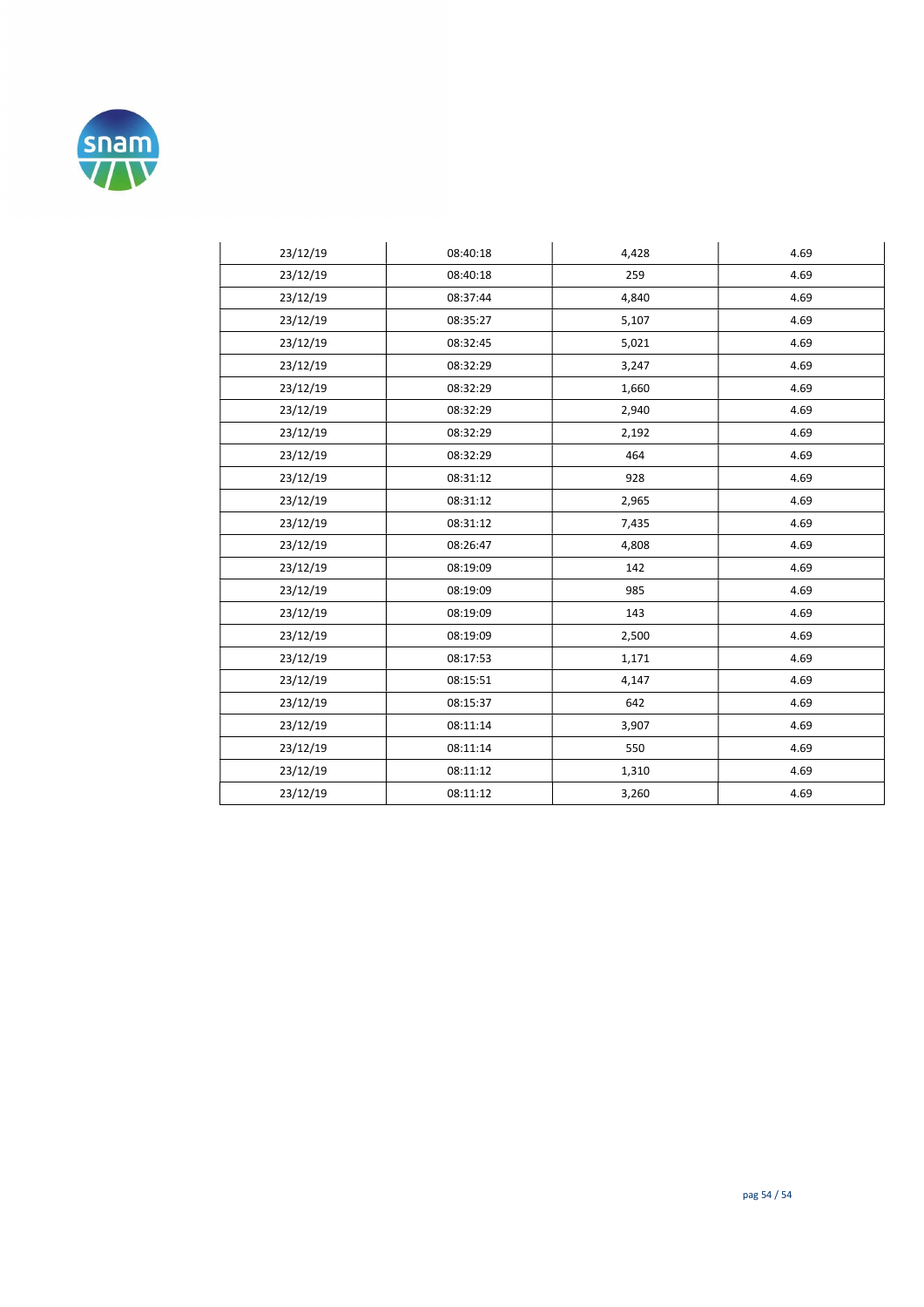| | | | |
|---|---|---|---|
| 23/12/19 | 08:40:18 | 4,428 | 4.69 |
| 23/12/19 | 08:40:18 | 259 | 4.69 |
| 23/12/19 | 08:37:44 | 4,840 | 4.69 |
| 23/12/19 | 08:35:27 | 5,107 | 4.69 |
| 23/12/19 | 08:32:45 | 5,021 | 4.69 |
| 23/12/19 | 08:32:29 | 3,247 | 4.69 |
| 23/12/19 | 08:32:29 | 1,660 | 4.69 |
| 23/12/19 | 08:32:29 | 2,940 | 4.69 |
| 23/12/19 | 08:32:29 | 2,192 | 4.69 |
| 23/12/19 | 08:32:29 | 464 | 4.69 |
| 23/12/19 | 08:31:12 | 928 | 4.69 |
| 23/12/19 | 08:31:12 | 2,965 | 4.69 |
| 23/12/19 | 08:31:12 | 7,435 | 4.69 |
| 23/12/19 | 08:26:47 | 4,808 | 4.69 |
| 23/12/19 | 08:19:09 | 142 | 4.69 |
| 23/12/19 | 08:19:09 | 985 | 4.69 |
| 23/12/19 | 08:19:09 | 143 | 4.69 |
| 23/12/19 | 08:19:09 | 2,500 | 4.69 |
| 23/12/19 | 08:17:53 | 1,171 | 4.69 |
| 23/12/19 | 08:15:51 | 4,147 | 4.69 |
| 23/12/19 | 08:15:37 | 642 | 4.69 |
| 23/12/19 | 08:11:14 | 3,907 | 4.69 |
| 23/12/19 | 08:11:14 | 550 | 4.69 |
| 23/12/19 | 08:11:12 | 1,310 | 4.69 |
| 23/12/19 | 08:11:12 | 3,260 | 4.69 |